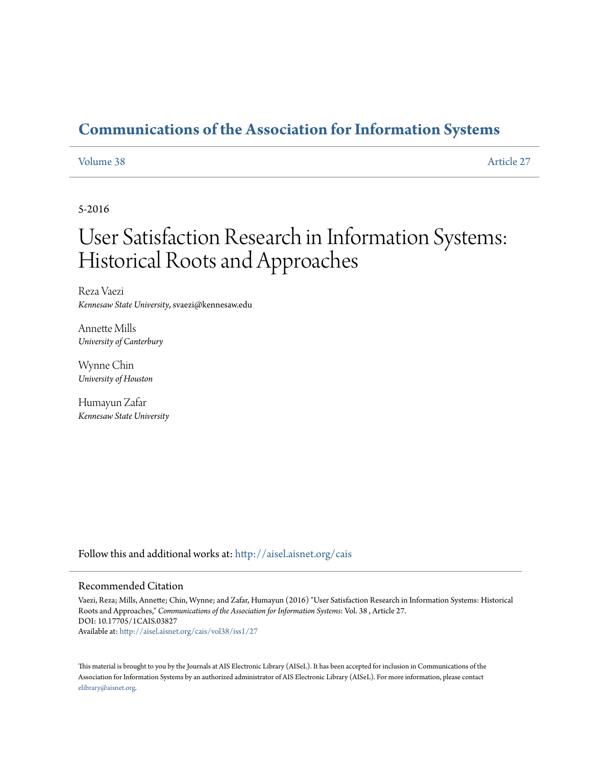# Communications of the Association for Information Systems

Volume 38 | Article 27

5-2016

# User Satisfaction Research in Information Systems: Historical Roots and Approaches

Reza Vaezi
*Kennesaw State University*, svaezi@kennesaw.edu

Annette Mills
*University of Canterbury*

Wynne Chin
*University of Houston*

Humayun Zafar
*Kennesaw State University*

Follow this and additional works at: http://aisel.aisnet.org/cais

## Recommended Citation

Vaezi, Reza; Mills, Annette; Chin, Wynne; and Zafar, Humayun (2016) "User Satisfaction Research in Information Systems: Historical Roots and Approaches," *Communications of the Association for Information Systems*: Vol. 38 , Article 27.
DOI: 10.17705/1CAIS.03827
Available at: http://aisel.aisnet.org/cais/vol38/iss1/27

This material is brought to you by the Journals at AIS Electronic Library (AISeL). It has been accepted for inclusion in Communications of the Association for Information Systems by an authorized administrator of AIS Electronic Library (AISeL). For more information, please contact elibrary@aisnet.org.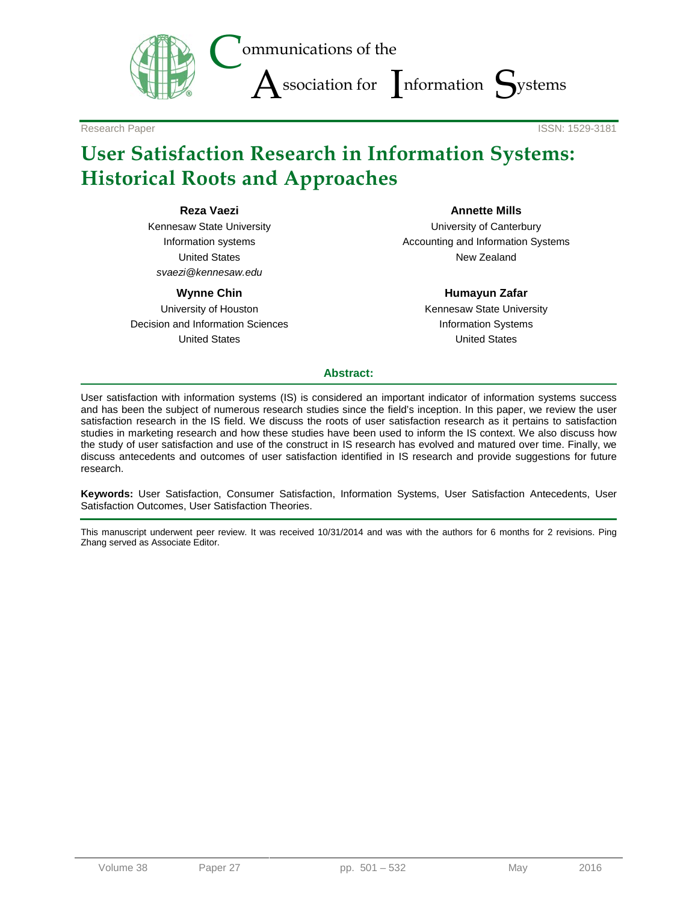Research Paper ISSN: 1529-3181

# User Satisfaction Research in Information Systems: Historical Roots and Approaches

**Reza Vaezi**
Kennesaw State University
Information systems
United States
*svaezi@kennesaw.edu*

**Annette Mills**
University of Canterbury
Accounting and Information Systems
New Zealand

**Wynne Chin**
University of Houston
Decision and Information Sciences
United States

**Humayun Zafar**
Kennesaw State University
Information Systems
United States

## Abstract:

User satisfaction with information systems (IS) is considered an important indicator of information systems success and has been the subject of numerous research studies since the field's inception. In this paper, we review the user satisfaction research in the IS field. We discuss the roots of user satisfaction research as it pertains to satisfaction studies in marketing research and how these studies have been used to inform the IS context. We also discuss how the study of user satisfaction and use of the construct in IS research has evolved and matured over time. Finally, we discuss antecedents and outcomes of user satisfaction identified in IS research and provide suggestions for future research.

**Keywords:** User Satisfaction, Consumer Satisfaction, Information Systems, User Satisfaction Antecedents, User Satisfaction Outcomes, User Satisfaction Theories.

This manuscript underwent peer review. It was received 10/31/2014 and was with the authors for 6 months for 2 revisions. Ping Zhang served as Associate Editor.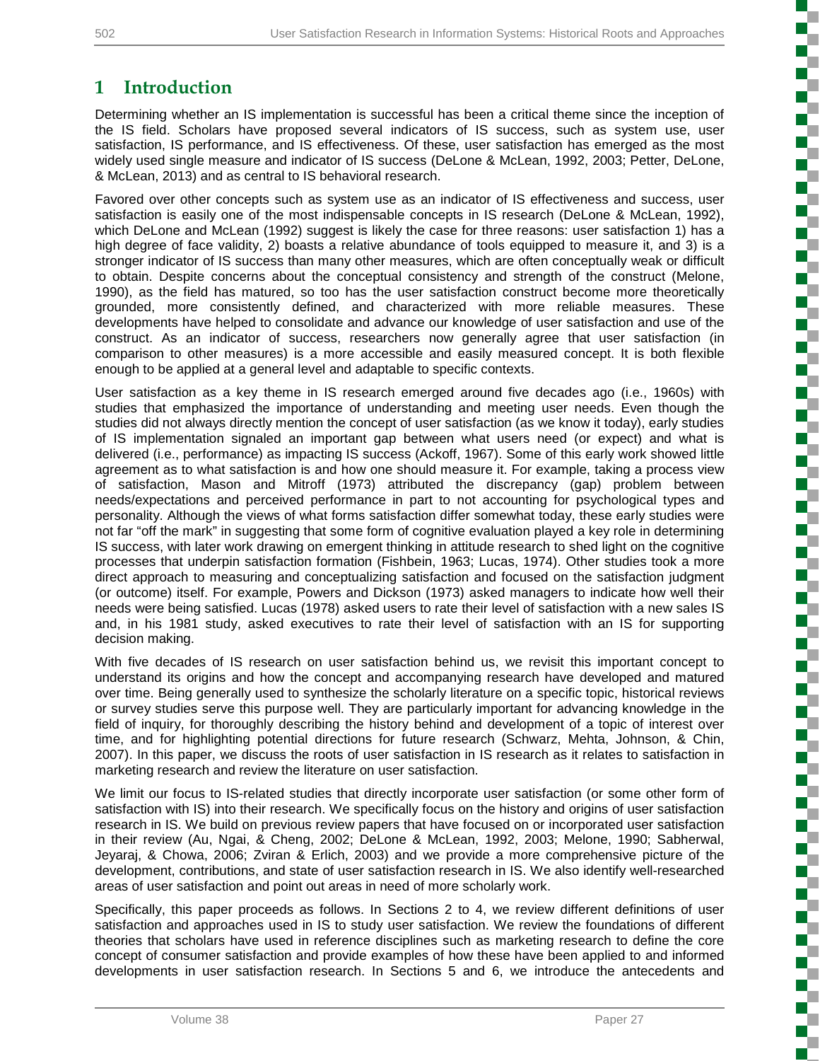# 1 Introduction

Determining whether an IS implementation is successful has been a critical theme since the inception of the IS field. Scholars have proposed several indicators of IS success, such as system use, user satisfaction, IS performance, and IS effectiveness. Of these, user satisfaction has emerged as the most widely used single measure and indicator of IS success (DeLone & McLean, 1992, 2003; Petter, DeLone, & McLean, 2013) and as central to IS behavioral research.

Favored over other concepts such as system use as an indicator of IS effectiveness and success, user satisfaction is easily one of the most indispensable concepts in IS research (DeLone & McLean, 1992), which DeLone and McLean (1992) suggest is likely the case for three reasons: user satisfaction 1) has a high degree of face validity, 2) boasts a relative abundance of tools equipped to measure it, and 3) is a stronger indicator of IS success than many other measures, which are often conceptually weak or difficult to obtain. Despite concerns about the conceptual consistency and strength of the construct (Melone, 1990), as the field has matured, so too has the user satisfaction construct become more theoretically grounded, more consistently defined, and characterized with more reliable measures. These developments have helped to consolidate and advance our knowledge of user satisfaction and use of the construct. As an indicator of success, researchers now generally agree that user satisfaction (in comparison to other measures) is a more accessible and easily measured concept. It is both flexible enough to be applied at a general level and adaptable to specific contexts.

User satisfaction as a key theme in IS research emerged around five decades ago (i.e., 1960s) with studies that emphasized the importance of understanding and meeting user needs. Even though the studies did not always directly mention the concept of user satisfaction (as we know it today), early studies of IS implementation signaled an important gap between what users need (or expect) and what is delivered (i.e., performance) as impacting IS success (Ackoff, 1967). Some of this early work showed little agreement as to what satisfaction is and how one should measure it. For example, taking a process view of satisfaction, Mason and Mitroff (1973) attributed the discrepancy (gap) problem between needs/expectations and perceived performance in part to not accounting for psychological types and personality. Although the views of what forms satisfaction differ somewhat today, these early studies were not far "off the mark" in suggesting that some form of cognitive evaluation played a key role in determining IS success, with later work drawing on emergent thinking in attitude research to shed light on the cognitive processes that underpin satisfaction formation (Fishbein, 1963; Lucas, 1974). Other studies took a more direct approach to measuring and conceptualizing satisfaction and focused on the satisfaction judgment (or outcome) itself. For example, Powers and Dickson (1973) asked managers to indicate how well their needs were being satisfied. Lucas (1978) asked users to rate their level of satisfaction with a new sales IS and, in his 1981 study, asked executives to rate their level of satisfaction with an IS for supporting decision making.

With five decades of IS research on user satisfaction behind us, we revisit this important concept to understand its origins and how the concept and accompanying research have developed and matured over time. Being generally used to synthesize the scholarly literature on a specific topic, historical reviews or survey studies serve this purpose well. They are particularly important for advancing knowledge in the field of inquiry, for thoroughly describing the history behind and development of a topic of interest over time, and for highlighting potential directions for future research (Schwarz, Mehta, Johnson, & Chin, 2007). In this paper, we discuss the roots of user satisfaction in IS research as it relates to satisfaction in marketing research and review the literature on user satisfaction.

We limit our focus to IS-related studies that directly incorporate user satisfaction (or some other form of satisfaction with IS) into their research. We specifically focus on the history and origins of user satisfaction research in IS. We build on previous review papers that have focused on or incorporated user satisfaction in their review (Au, Ngai, & Cheng, 2002; DeLone & McLean, 1992, 2003; Melone, 1990; Sabherwal, Jeyaraj, & Chowa, 2006; Zviran & Erlich, 2003) and we provide a more comprehensive picture of the development, contributions, and state of user satisfaction research in IS. We also identify well-researched areas of user satisfaction and point out areas in need of more scholarly work.

Specifically, this paper proceeds as follows. In Sections 2 to 4, we review different definitions of user satisfaction and approaches used in IS to study user satisfaction. We review the foundations of different theories that scholars have used in reference disciplines such as marketing research to define the core concept of consumer satisfaction and provide examples of how these have been applied to and informed developments in user satisfaction research. In Sections 5 and 6, we introduce the antecedents and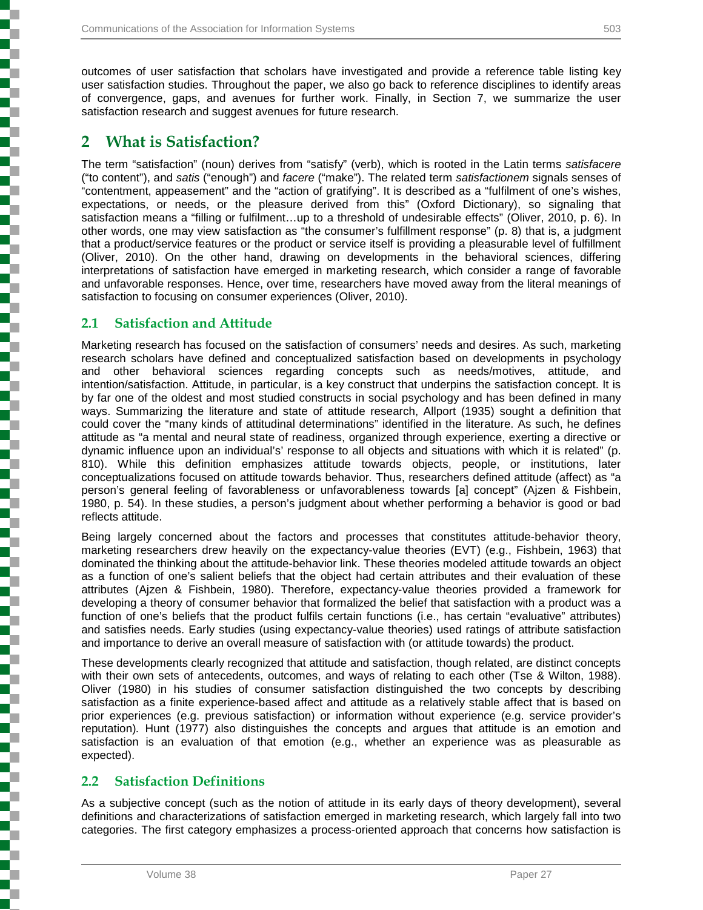outcomes of user satisfaction that scholars have investigated and provide a reference table listing key user satisfaction studies. Throughout the paper, we also go back to reference disciplines to identify areas of convergence, gaps, and avenues for further work. Finally, in Section 7, we summarize the user satisfaction research and suggest avenues for future research.

# 2 What is Satisfaction?

The term "satisfaction" (noun) derives from "satisfy" (verb), which is rooted in the Latin terms *satisfacere* ("to content"), and *satis* ("enough") and *facere* ("make"). The related term *satisfactionem* signals senses of "contentment, appeasement" and the "action of gratifying". It is described as a "fulfilment of one's wishes, expectations, or needs, or the pleasure derived from this" (Oxford Dictionary), so signaling that satisfaction means a "filling or fulfilment…up to a threshold of undesirable effects" (Oliver, 2010, p. 6). In other words, one may view satisfaction as "the consumer's fulfillment response" (p. 8) that is, a judgment that a product/service features or the product or service itself is providing a pleasurable level of fulfillment (Oliver, 2010). On the other hand, drawing on developments in the behavioral sciences, differing interpretations of satisfaction have emerged in marketing research, which consider a range of favorable and unfavorable responses. Hence, over time, researchers have moved away from the literal meanings of satisfaction to focusing on consumer experiences (Oliver, 2010).

## 2.1 Satisfaction and Attitude

Marketing research has focused on the satisfaction of consumers' needs and desires. As such, marketing research scholars have defined and conceptualized satisfaction based on developments in psychology and other behavioral sciences regarding concepts such as needs/motives, attitude, and intention/satisfaction. Attitude, in particular, is a key construct that underpins the satisfaction concept. It is by far one of the oldest and most studied constructs in social psychology and has been defined in many ways. Summarizing the literature and state of attitude research, Allport (1935) sought a definition that could cover the "many kinds of attitudinal determinations" identified in the literature. As such, he defines attitude as "a mental and neural state of readiness, organized through experience, exerting a directive or dynamic influence upon an individual's' response to all objects and situations with which it is related" (p. 810). While this definition emphasizes attitude towards objects, people, or institutions, later conceptualizations focused on attitude towards behavior*.* Thus, researchers defined attitude (affect) as "a person's general feeling of favorableness or unfavorableness towards [a] concept" (Ajzen & Fishbein, 1980, p. 54). In these studies, a person's judgment about whether performing a behavior is good or bad reflects attitude.

Being largely concerned about the factors and processes that constitutes attitude-behavior theory, marketing researchers drew heavily on the expectancy-value theories (EVT) (e.g., Fishbein, 1963) that dominated the thinking about the attitude-behavior link. These theories modeled attitude towards an object as a function of one's salient beliefs that the object had certain attributes and their evaluation of these attributes (Ajzen & Fishbein, 1980). Therefore, expectancy-value theories provided a framework for developing a theory of consumer behavior that formalized the belief that satisfaction with a product was a function of one's beliefs that the product fulfils certain functions (i.e., has certain "evaluative" attributes) and satisfies needs. Early studies (using expectancy-value theories) used ratings of attribute satisfaction and importance to derive an overall measure of satisfaction with (or attitude towards) the product.

These developments clearly recognized that attitude and satisfaction, though related, are distinct concepts with their own sets of antecedents, outcomes, and ways of relating to each other (Tse & Wilton, 1988). Oliver (1980) in his studies of consumer satisfaction distinguished the two concepts by describing satisfaction as a finite experience-based affect and attitude as a relatively stable affect that is based on prior experiences (e.g. previous satisfaction) or information without experience (e.g. service provider's reputation)*.* Hunt (1977) also distinguishes the concepts and argues that attitude is an emotion and satisfaction is an evaluation of that emotion (e.g., whether an experience was as pleasurable as expected).

## 2.2 Satisfaction Definitions

As a subjective concept (such as the notion of attitude in its early days of theory development), several definitions and characterizations of satisfaction emerged in marketing research, which largely fall into two categories. The first category emphasizes a process-oriented approach that concerns how satisfaction is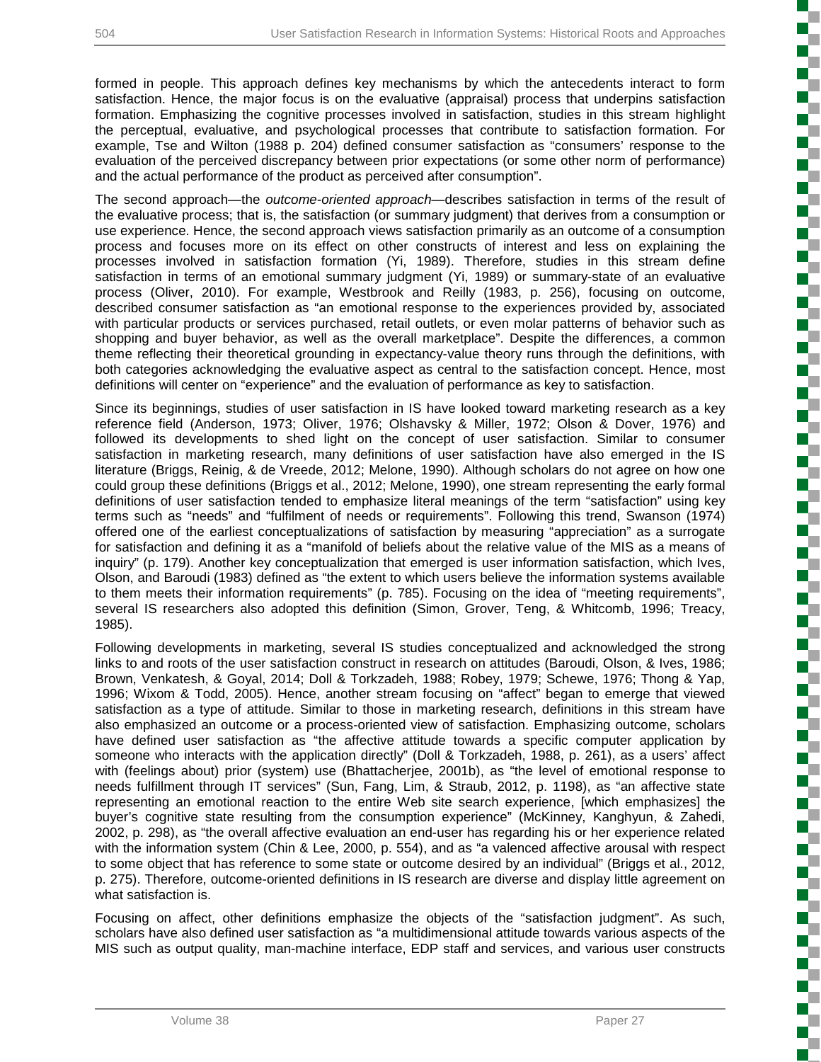formed in people. This approach defines key mechanisms by which the antecedents interact to form satisfaction. Hence, the major focus is on the evaluative (appraisal) process that underpins satisfaction formation. Emphasizing the cognitive processes involved in satisfaction, studies in this stream highlight the perceptual, evaluative, and psychological processes that contribute to satisfaction formation. For example, Tse and Wilton (1988 p. 204) defined consumer satisfaction as "consumers' response to the evaluation of the perceived discrepancy between prior expectations (or some other norm of performance) and the actual performance of the product as perceived after consumption".

The second approach—the *outcome-oriented approach*—describes satisfaction in terms of the result of the evaluative process; that is, the satisfaction (or summary judgment) that derives from a consumption or use experience. Hence, the second approach views satisfaction primarily as an outcome of a consumption process and focuses more on its effect on other constructs of interest and less on explaining the processes involved in satisfaction formation (Yi, 1989). Therefore, studies in this stream define satisfaction in terms of an emotional summary judgment (Yi, 1989) or summary-state of an evaluative process (Oliver, 2010). For example, Westbrook and Reilly (1983, p. 256), focusing on outcome, described consumer satisfaction as "an emotional response to the experiences provided by, associated with particular products or services purchased, retail outlets, or even molar patterns of behavior such as shopping and buyer behavior, as well as the overall marketplace". Despite the differences, a common theme reflecting their theoretical grounding in expectancy-value theory runs through the definitions, with both categories acknowledging the evaluative aspect as central to the satisfaction concept. Hence, most definitions will center on "experience" and the evaluation of performance as key to satisfaction.

Since its beginnings, studies of user satisfaction in IS have looked toward marketing research as a key reference field (Anderson, 1973; Oliver, 1976; Olshavsky & Miller, 1972; Olson & Dover, 1976) and followed its developments to shed light on the concept of user satisfaction. Similar to consumer satisfaction in marketing research, many definitions of user satisfaction have also emerged in the IS literature (Briggs, Reinig, & de Vreede, 2012; Melone, 1990). Although scholars do not agree on how one could group these definitions (Briggs et al., 2012; Melone, 1990), one stream representing the early formal definitions of user satisfaction tended to emphasize literal meanings of the term "satisfaction" using key terms such as "needs" and "fulfilment of needs or requirements". Following this trend, Swanson (1974) offered one of the earliest conceptualizations of satisfaction by measuring "appreciation" as a surrogate for satisfaction and defining it as a "manifold of beliefs about the relative value of the MIS as a means of inquiry" (p. 179). Another key conceptualization that emerged is user information satisfaction, which Ives, Olson, and Baroudi (1983) defined as "the extent to which users believe the information systems available to them meets their information requirements" (p. 785). Focusing on the idea of "meeting requirements", several IS researchers also adopted this definition (Simon, Grover, Teng, & Whitcomb, 1996; Treacy, 1985).

Following developments in marketing, several IS studies conceptualized and acknowledged the strong links to and roots of the user satisfaction construct in research on attitudes (Baroudi, Olson, & Ives, 1986; Brown, Venkatesh, & Goyal, 2014; Doll & Torkzadeh, 1988; Robey, 1979; Schewe, 1976; Thong & Yap, 1996; Wixom & Todd, 2005). Hence, another stream focusing on "affect" began to emerge that viewed satisfaction as a type of attitude. Similar to those in marketing research, definitions in this stream have also emphasized an outcome or a process-oriented view of satisfaction. Emphasizing outcome, scholars have defined user satisfaction as "the affective attitude towards a specific computer application by someone who interacts with the application directly" (Doll & Torkzadeh, 1988, p. 261), as a users' affect with (feelings about) prior (system) use (Bhattacherjee, 2001b), as "the level of emotional response to needs fulfillment through IT services" (Sun, Fang, Lim, & Straub, 2012, p. 1198), as "an affective state representing an emotional reaction to the entire Web site search experience, [which emphasizes] the buyer's cognitive state resulting from the consumption experience" (McKinney, Kanghyun, & Zahedi, 2002, p. 298), as "the overall affective evaluation an end-user has regarding his or her experience related with the information system (Chin & Lee, 2000, p. 554), and as "a valenced affective arousal with respect to some object that has reference to some state or outcome desired by an individual" (Briggs et al., 2012, p. 275). Therefore, outcome-oriented definitions in IS research are diverse and display little agreement on what satisfaction is.

Focusing on affect, other definitions emphasize the objects of the "satisfaction judgment". As such, scholars have also defined user satisfaction as "a multidimensional attitude towards various aspects of the MIS such as output quality, man-machine interface, EDP staff and services, and various user constructs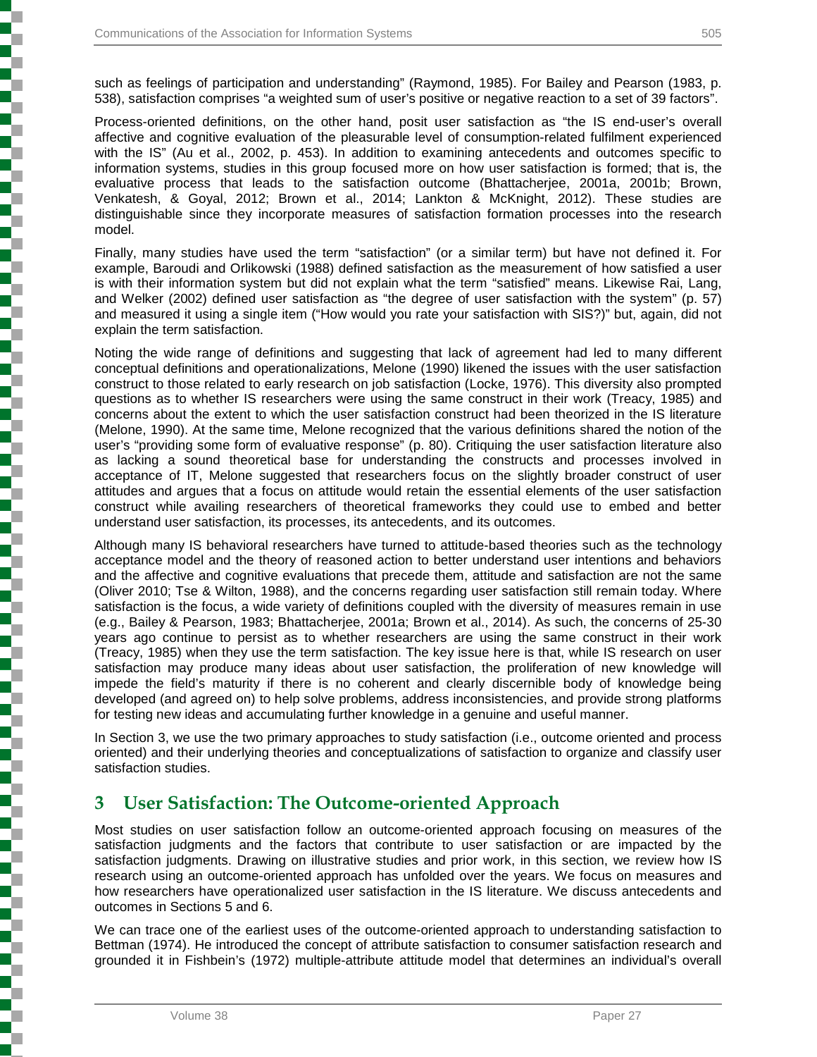such as feelings of participation and understanding" (Raymond, 1985). For Bailey and Pearson (1983, p. 538), satisfaction comprises "a weighted sum of user's positive or negative reaction to a set of 39 factors".

Process-oriented definitions, on the other hand, posit user satisfaction as "the IS end-user's overall affective and cognitive evaluation of the pleasurable level of consumption-related fulfilment experienced with the IS" (Au et al., 2002, p. 453). In addition to examining antecedents and outcomes specific to information systems, studies in this group focused more on how user satisfaction is formed; that is, the evaluative process that leads to the satisfaction outcome (Bhattacherjee, 2001a, 2001b; Brown, Venkatesh, & Goyal, 2012; Brown et al., 2014; Lankton & McKnight, 2012). These studies are distinguishable since they incorporate measures of satisfaction formation processes into the research model.

Finally, many studies have used the term "satisfaction" (or a similar term) but have not defined it. For example, Baroudi and Orlikowski (1988) defined satisfaction as the measurement of how satisfied a user is with their information system but did not explain what the term "satisfied" means. Likewise Rai, Lang, and Welker (2002) defined user satisfaction as "the degree of user satisfaction with the system" (p. 57) and measured it using a single item ("How would you rate your satisfaction with SIS?)" but, again, did not explain the term satisfaction.

Noting the wide range of definitions and suggesting that lack of agreement had led to many different conceptual definitions and operationalizations, Melone (1990) likened the issues with the user satisfaction construct to those related to early research on job satisfaction (Locke, 1976). This diversity also prompted questions as to whether IS researchers were using the same construct in their work (Treacy, 1985) and concerns about the extent to which the user satisfaction construct had been theorized in the IS literature (Melone, 1990). At the same time, Melone recognized that the various definitions shared the notion of the user's "providing some form of evaluative response" (p. 80). Critiquing the user satisfaction literature also as lacking a sound theoretical base for understanding the constructs and processes involved in acceptance of IT, Melone suggested that researchers focus on the slightly broader construct of user attitudes and argues that a focus on attitude would retain the essential elements of the user satisfaction construct while availing researchers of theoretical frameworks they could use to embed and better understand user satisfaction, its processes, its antecedents, and its outcomes.

Although many IS behavioral researchers have turned to attitude-based theories such as the technology acceptance model and the theory of reasoned action to better understand user intentions and behaviors and the affective and cognitive evaluations that precede them, attitude and satisfaction are not the same (Oliver 2010; Tse & Wilton, 1988), and the concerns regarding user satisfaction still remain today. Where satisfaction is the focus, a wide variety of definitions coupled with the diversity of measures remain in use (e.g., Bailey & Pearson, 1983; Bhattacherjee, 2001a; Brown et al., 2014). As such, the concerns of 25-30 years ago continue to persist as to whether researchers are using the same construct in their work (Treacy, 1985) when they use the term satisfaction. The key issue here is that, while IS research on user satisfaction may produce many ideas about user satisfaction, the proliferation of new knowledge will impede the field's maturity if there is no coherent and clearly discernible body of knowledge being developed (and agreed on) to help solve problems, address inconsistencies, and provide strong platforms for testing new ideas and accumulating further knowledge in a genuine and useful manner.

In Section 3, we use the two primary approaches to study satisfaction (i.e., outcome oriented and process oriented) and their underlying theories and conceptualizations of satisfaction to organize and classify user satisfaction studies.

## 3 User Satisfaction: The Outcome-oriented Approach

Most studies on user satisfaction follow an outcome-oriented approach focusing on measures of the satisfaction judgments and the factors that contribute to user satisfaction or are impacted by the satisfaction judgments. Drawing on illustrative studies and prior work, in this section, we review how IS research using an outcome-oriented approach has unfolded over the years. We focus on measures and how researchers have operationalized user satisfaction in the IS literature. We discuss antecedents and outcomes in Sections 5 and 6.

We can trace one of the earliest uses of the outcome-oriented approach to understanding satisfaction to Bettman (1974). He introduced the concept of attribute satisfaction to consumer satisfaction research and grounded it in Fishbein's (1972) multiple-attribute attitude model that determines an individual's overall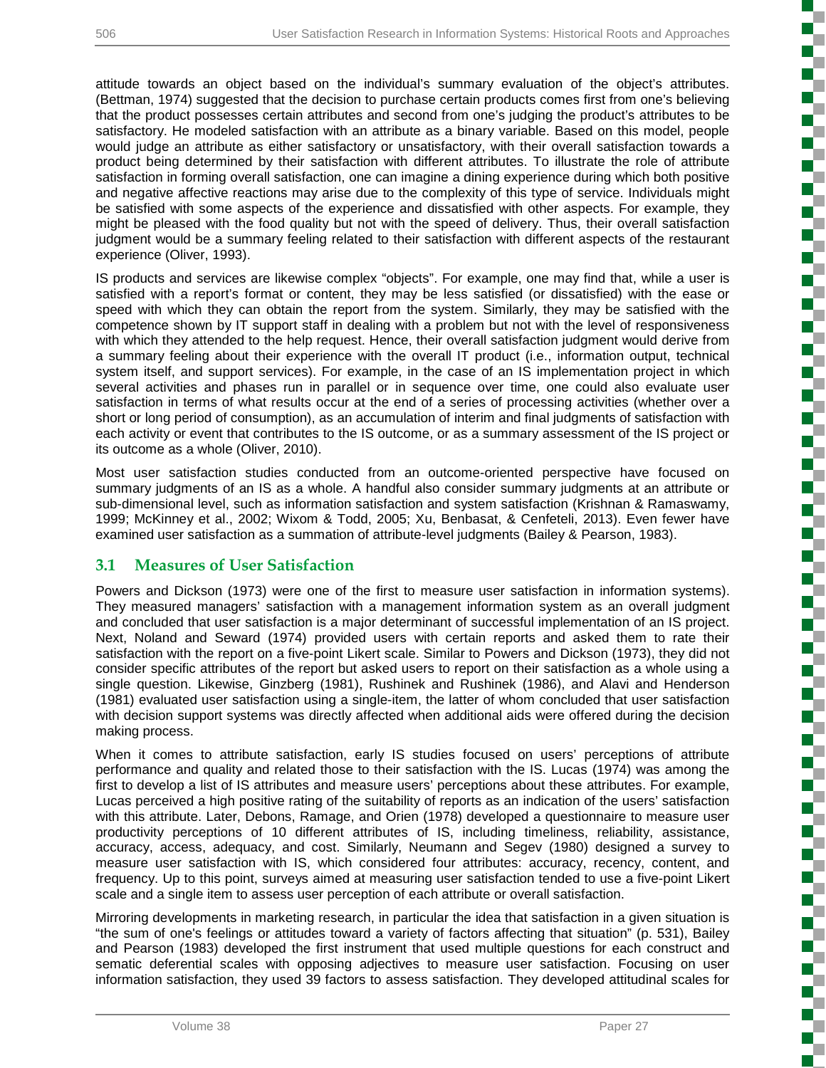attitude towards an object based on the individual's summary evaluation of the object's attributes. (Bettman, 1974) suggested that the decision to purchase certain products comes first from one's believing that the product possesses certain attributes and second from one's judging the product's attributes to be satisfactory. He modeled satisfaction with an attribute as a binary variable. Based on this model, people would judge an attribute as either satisfactory or unsatisfactory, with their overall satisfaction towards a product being determined by their satisfaction with different attributes. To illustrate the role of attribute satisfaction in forming overall satisfaction, one can imagine a dining experience during which both positive and negative affective reactions may arise due to the complexity of this type of service. Individuals might be satisfied with some aspects of the experience and dissatisfied with other aspects. For example, they might be pleased with the food quality but not with the speed of delivery. Thus, their overall satisfaction judgment would be a summary feeling related to their satisfaction with different aspects of the restaurant experience (Oliver, 1993).

IS products and services are likewise complex "objects". For example, one may find that, while a user is satisfied with a report's format or content, they may be less satisfied (or dissatisfied) with the ease or speed with which they can obtain the report from the system. Similarly, they may be satisfied with the competence shown by IT support staff in dealing with a problem but not with the level of responsiveness with which they attended to the help request. Hence, their overall satisfaction judgment would derive from a summary feeling about their experience with the overall IT product (i.e., information output, technical system itself, and support services). For example, in the case of an IS implementation project in which several activities and phases run in parallel or in sequence over time, one could also evaluate user satisfaction in terms of what results occur at the end of a series of processing activities (whether over a short or long period of consumption), as an accumulation of interim and final judgments of satisfaction with each activity or event that contributes to the IS outcome, or as a summary assessment of the IS project or its outcome as a whole (Oliver, 2010).

Most user satisfaction studies conducted from an outcome-oriented perspective have focused on summary judgments of an IS as a whole. A handful also consider summary judgments at an attribute or sub-dimensional level, such as information satisfaction and system satisfaction (Krishnan & Ramaswamy, 1999; McKinney et al., 2002; Wixom & Todd, 2005; Xu, Benbasat, & Cenfeteli, 2013). Even fewer have examined user satisfaction as a summation of attribute-level judgments (Bailey & Pearson, 1983).

## 3.1 Measures of User Satisfaction

Powers and Dickson (1973) were one of the first to measure user satisfaction in information systems). They measured managers' satisfaction with a management information system as an overall judgment and concluded that user satisfaction is a major determinant of successful implementation of an IS project. Next, Noland and Seward (1974) provided users with certain reports and asked them to rate their satisfaction with the report on a five-point Likert scale. Similar to Powers and Dickson (1973), they did not consider specific attributes of the report but asked users to report on their satisfaction as a whole using a single question. Likewise, Ginzberg (1981), Rushinek and Rushinek (1986), and Alavi and Henderson (1981) evaluated user satisfaction using a single-item, the latter of whom concluded that user satisfaction with decision support systems was directly affected when additional aids were offered during the decision making process.

When it comes to attribute satisfaction, early IS studies focused on users' perceptions of attribute performance and quality and related those to their satisfaction with the IS. Lucas (1974) was among the first to develop a list of IS attributes and measure users' perceptions about these attributes. For example, Lucas perceived a high positive rating of the suitability of reports as an indication of the users' satisfaction with this attribute. Later, Debons, Ramage, and Orien (1978) developed a questionnaire to measure user productivity perceptions of 10 different attributes of IS, including timeliness, reliability, assistance, accuracy, access, adequacy, and cost. Similarly, Neumann and Segev (1980) designed a survey to measure user satisfaction with IS, which considered four attributes: accuracy, recency, content, and frequency. Up to this point, surveys aimed at measuring user satisfaction tended to use a five-point Likert scale and a single item to assess user perception of each attribute or overall satisfaction.

Mirroring developments in marketing research, in particular the idea that satisfaction in a given situation is "the sum of one's feelings or attitudes toward a variety of factors affecting that situation" (p. 531), Bailey and Pearson (1983) developed the first instrument that used multiple questions for each construct and sematic deferential scales with opposing adjectives to measure user satisfaction. Focusing on user information satisfaction, they used 39 factors to assess satisfaction. They developed attitudinal scales for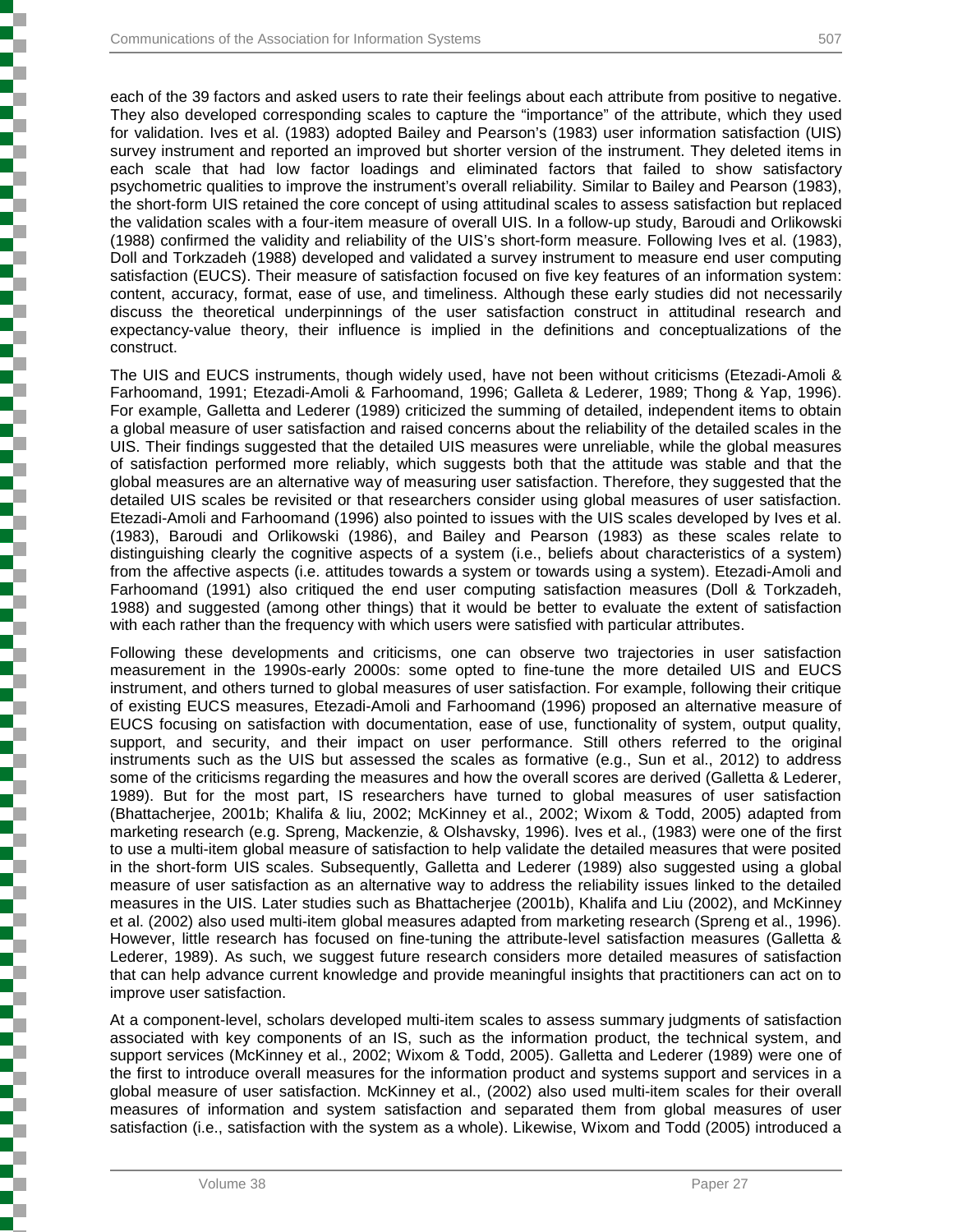each of the 39 factors and asked users to rate their feelings about each attribute from positive to negative. They also developed corresponding scales to capture the "importance" of the attribute, which they used for validation. Ives et al. (1983) adopted Bailey and Pearson's (1983) user information satisfaction (UIS) survey instrument and reported an improved but shorter version of the instrument. They deleted items in each scale that had low factor loadings and eliminated factors that failed to show satisfactory psychometric qualities to improve the instrument's overall reliability. Similar to Bailey and Pearson (1983), the short-form UIS retained the core concept of using attitudinal scales to assess satisfaction but replaced the validation scales with a four-item measure of overall UIS. In a follow-up study, Baroudi and Orlikowski (1988) confirmed the validity and reliability of the UIS's short-form measure. Following Ives et al. (1983), Doll and Torkzadeh (1988) developed and validated a survey instrument to measure end user computing satisfaction (EUCS). Their measure of satisfaction focused on five key features of an information system: content, accuracy, format, ease of use, and timeliness. Although these early studies did not necessarily discuss the theoretical underpinnings of the user satisfaction construct in attitudinal research and expectancy-value theory, their influence is implied in the definitions and conceptualizations of the construct.

The UIS and EUCS instruments, though widely used, have not been without criticisms (Etezadi-Amoli & Farhoomand, 1991; Etezadi-Amoli & Farhoomand, 1996; Galleta & Lederer, 1989; Thong & Yap, 1996). For example, Galletta and Lederer (1989) criticized the summing of detailed, independent items to obtain a global measure of user satisfaction and raised concerns about the reliability of the detailed scales in the UIS. Their findings suggested that the detailed UIS measures were unreliable, while the global measures of satisfaction performed more reliably, which suggests both that the attitude was stable and that the global measures are an alternative way of measuring user satisfaction. Therefore, they suggested that the detailed UIS scales be revisited or that researchers consider using global measures of user satisfaction. Etezadi-Amoli and Farhoomand (1996) also pointed to issues with the UIS scales developed by Ives et al. (1983), Baroudi and Orlikowski (1986), and Bailey and Pearson (1983) as these scales relate to distinguishing clearly the cognitive aspects of a system (i.e., beliefs about characteristics of a system) from the affective aspects (i.e. attitudes towards a system or towards using a system). Etezadi-Amoli and Farhoomand (1991) also critiqued the end user computing satisfaction measures (Doll & Torkzadeh, 1988) and suggested (among other things) that it would be better to evaluate the extent of satisfaction with each rather than the frequency with which users were satisfied with particular attributes.

Following these developments and criticisms, one can observe two trajectories in user satisfaction measurement in the 1990s-early 2000s: some opted to fine-tune the more detailed UIS and EUCS instrument, and others turned to global measures of user satisfaction. For example, following their critique of existing EUCS measures, Etezadi-Amoli and Farhoomand (1996) proposed an alternative measure of EUCS focusing on satisfaction with documentation, ease of use, functionality of system, output quality, support, and security, and their impact on user performance. Still others referred to the original instruments such as the UIS but assessed the scales as formative (e.g., Sun et al., 2012) to address some of the criticisms regarding the measures and how the overall scores are derived (Galletta & Lederer, 1989). But for the most part, IS researchers have turned to global measures of user satisfaction (Bhattacherjee, 2001b; Khalifa & liu, 2002; McKinney et al., 2002; Wixom & Todd, 2005) adapted from marketing research (e.g. Spreng, Mackenzie, & Olshavsky, 1996). Ives et al., (1983) were one of the first to use a multi-item global measure of satisfaction to help validate the detailed measures that were posited in the short-form UIS scales. Subsequently, Galletta and Lederer (1989) also suggested using a global measure of user satisfaction as an alternative way to address the reliability issues linked to the detailed measures in the UIS. Later studies such as Bhattacherjee (2001b), Khalifa and Liu (2002), and McKinney et al. (2002) also used multi-item global measures adapted from marketing research (Spreng et al., 1996). However, little research has focused on fine-tuning the attribute-level satisfaction measures (Galletta & Lederer, 1989). As such, we suggest future research considers more detailed measures of satisfaction that can help advance current knowledge and provide meaningful insights that practitioners can act on to improve user satisfaction.

At a component-level, scholars developed multi-item scales to assess summary judgments of satisfaction associated with key components of an IS, such as the information product, the technical system, and support services (McKinney et al., 2002; Wixom & Todd, 2005). Galletta and Lederer (1989) were one of the first to introduce overall measures for the information product and systems support and services in a global measure of user satisfaction. McKinney et al., (2002) also used multi-item scales for their overall measures of information and system satisfaction and separated them from global measures of user satisfaction (i.e., satisfaction with the system as a whole). Likewise, Wixom and Todd (2005) introduced a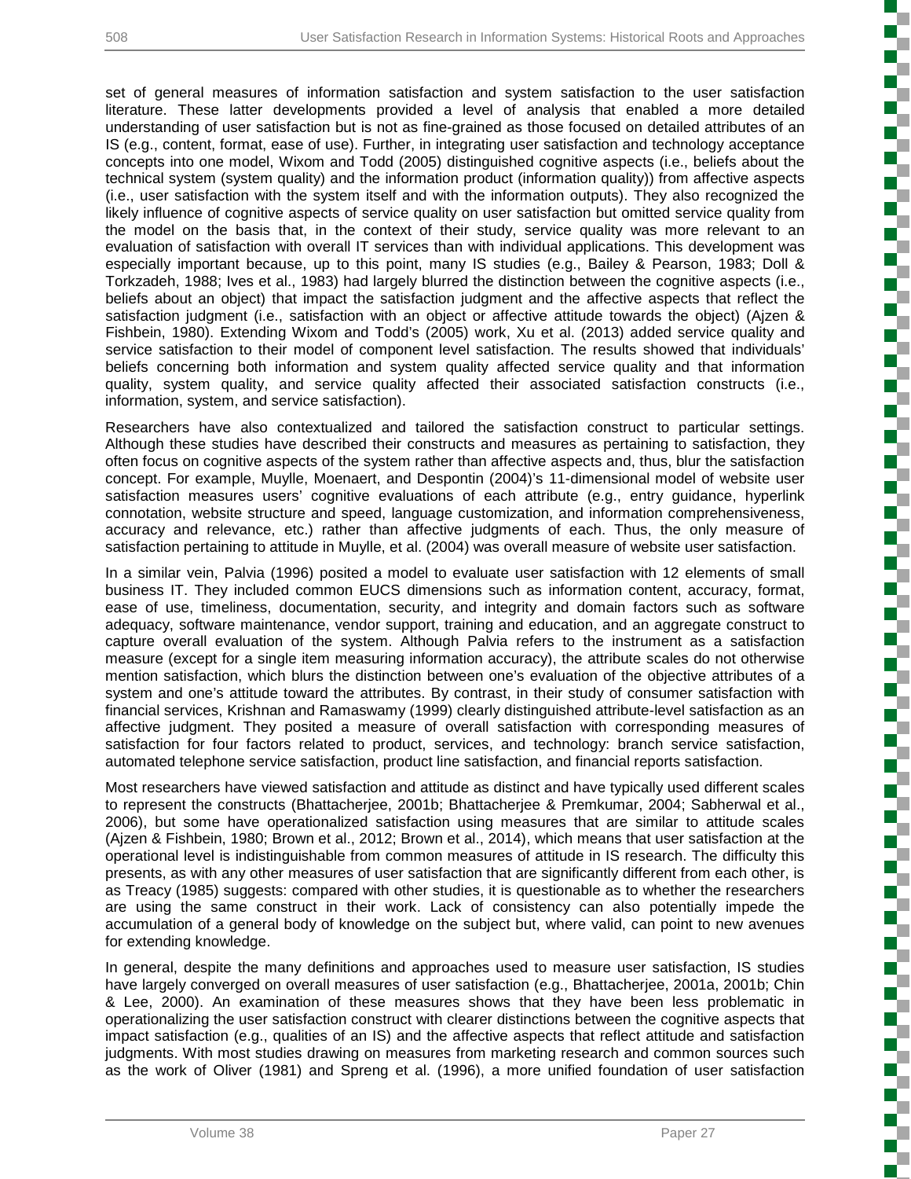set of general measures of information satisfaction and system satisfaction to the user satisfaction literature. These latter developments provided a level of analysis that enabled a more detailed understanding of user satisfaction but is not as fine-grained as those focused on detailed attributes of an IS (e.g., content, format, ease of use). Further, in integrating user satisfaction and technology acceptance concepts into one model, Wixom and Todd (2005) distinguished cognitive aspects (i.e., beliefs about the technical system (system quality) and the information product (information quality)) from affective aspects (i.e., user satisfaction with the system itself and with the information outputs). They also recognized the likely influence of cognitive aspects of service quality on user satisfaction but omitted service quality from the model on the basis that, in the context of their study, service quality was more relevant to an evaluation of satisfaction with overall IT services than with individual applications. This development was especially important because, up to this point, many IS studies (e.g., Bailey & Pearson, 1983; Doll & Torkzadeh, 1988; Ives et al., 1983) had largely blurred the distinction between the cognitive aspects (i.e., beliefs about an object) that impact the satisfaction judgment and the affective aspects that reflect the satisfaction judgment (i.e., satisfaction with an object or affective attitude towards the object) (Ajzen & Fishbein, 1980). Extending Wixom and Todd's (2005) work, Xu et al. (2013) added service quality and service satisfaction to their model of component level satisfaction. The results showed that individuals' beliefs concerning both information and system quality affected service quality and that information quality, system quality, and service quality affected their associated satisfaction constructs (i.e., information, system, and service satisfaction).

Researchers have also contextualized and tailored the satisfaction construct to particular settings. Although these studies have described their constructs and measures as pertaining to satisfaction, they often focus on cognitive aspects of the system rather than affective aspects and, thus, blur the satisfaction concept. For example, Muylle, Moenaert, and Despontin (2004)'s 11-dimensional model of website user satisfaction measures users' cognitive evaluations of each attribute (e.g., entry guidance, hyperlink connotation, website structure and speed, language customization, and information comprehensiveness, accuracy and relevance, etc.) rather than affective judgments of each. Thus, the only measure of satisfaction pertaining to attitude in Muylle, et al. (2004) was overall measure of website user satisfaction.

In a similar vein, Palvia (1996) posited a model to evaluate user satisfaction with 12 elements of small business IT. They included common EUCS dimensions such as information content, accuracy, format, ease of use, timeliness, documentation, security, and integrity and domain factors such as software adequacy, software maintenance, vendor support, training and education, and an aggregate construct to capture overall evaluation of the system. Although Palvia refers to the instrument as a satisfaction measure (except for a single item measuring information accuracy), the attribute scales do not otherwise mention satisfaction, which blurs the distinction between one's evaluation of the objective attributes of a system and one's attitude toward the attributes. By contrast, in their study of consumer satisfaction with financial services, Krishnan and Ramaswamy (1999) clearly distinguished attribute-level satisfaction as an affective judgment. They posited a measure of overall satisfaction with corresponding measures of satisfaction for four factors related to product, services, and technology: branch service satisfaction, automated telephone service satisfaction, product line satisfaction, and financial reports satisfaction.

Most researchers have viewed satisfaction and attitude as distinct and have typically used different scales to represent the constructs (Bhattacherjee, 2001b; Bhattacherjee & Premkumar, 2004; Sabherwal et al., 2006), but some have operationalized satisfaction using measures that are similar to attitude scales (Ajzen & Fishbein, 1980; Brown et al., 2012; Brown et al., 2014), which means that user satisfaction at the operational level is indistinguishable from common measures of attitude in IS research. The difficulty this presents, as with any other measures of user satisfaction that are significantly different from each other, is as Treacy (1985) suggests: compared with other studies, it is questionable as to whether the researchers are using the same construct in their work. Lack of consistency can also potentially impede the accumulation of a general body of knowledge on the subject but, where valid, can point to new avenues for extending knowledge.

In general, despite the many definitions and approaches used to measure user satisfaction, IS studies have largely converged on overall measures of user satisfaction (e.g., Bhattacherjee, 2001a, 2001b; Chin & Lee, 2000). An examination of these measures shows that they have been less problematic in operationalizing the user satisfaction construct with clearer distinctions between the cognitive aspects that impact satisfaction (e.g., qualities of an IS) and the affective aspects that reflect attitude and satisfaction judgments. With most studies drawing on measures from marketing research and common sources such as the work of Oliver (1981) and Spreng et al. (1996), a more unified foundation of user satisfaction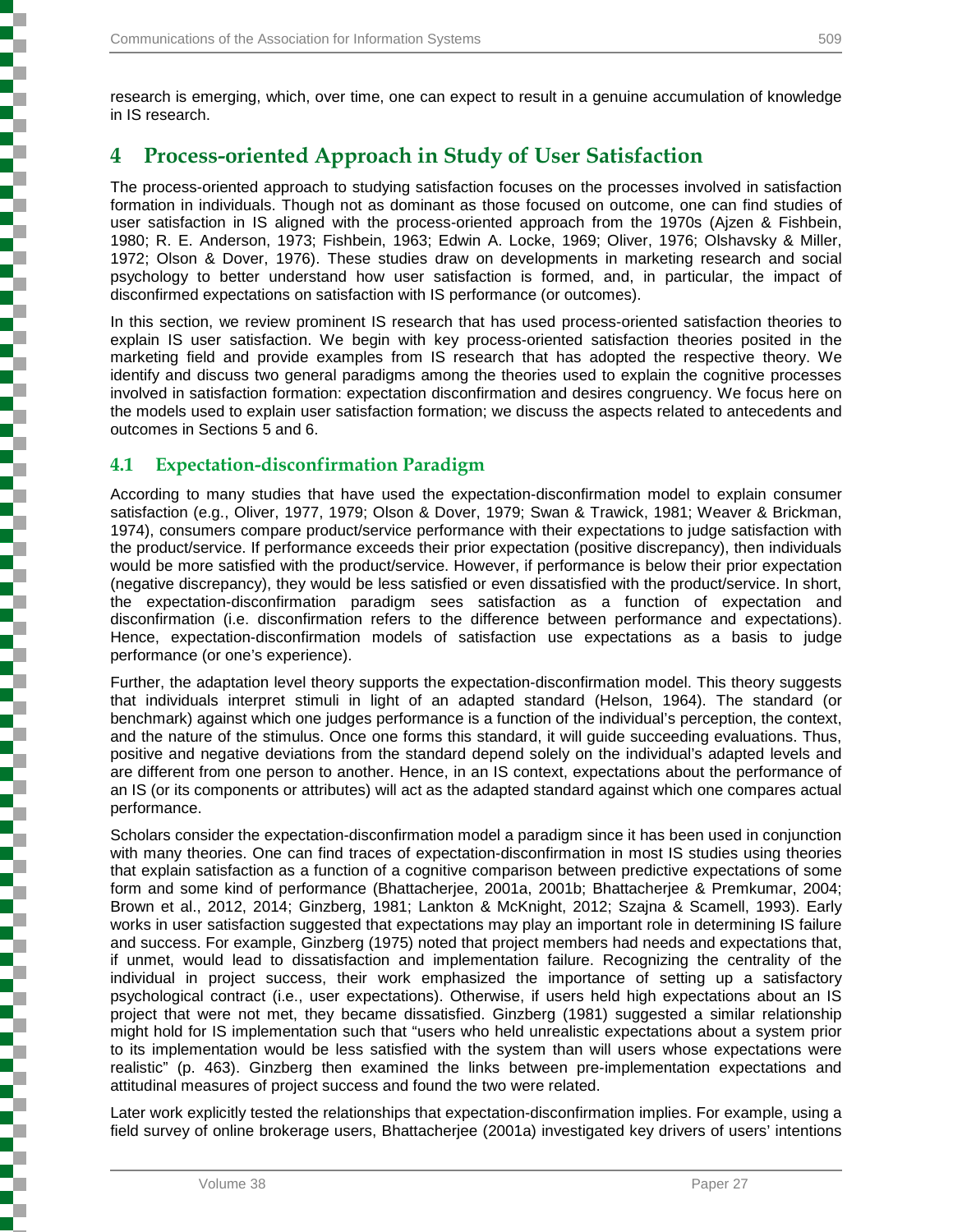research is emerging, which, over time, one can expect to result in a genuine accumulation of knowledge in IS research.

# 4 Process-oriented Approach in Study of User Satisfaction

The process-oriented approach to studying satisfaction focuses on the processes involved in satisfaction formation in individuals. Though not as dominant as those focused on outcome, one can find studies of user satisfaction in IS aligned with the process-oriented approach from the 1970s (Ajzen & Fishbein, 1980; R. E. Anderson, 1973; Fishbein, 1963; Edwin A. Locke, 1969; Oliver, 1976; Olshavsky & Miller, 1972; Olson & Dover, 1976). These studies draw on developments in marketing research and social psychology to better understand how user satisfaction is formed, and, in particular, the impact of disconfirmed expectations on satisfaction with IS performance (or outcomes).

In this section, we review prominent IS research that has used process-oriented satisfaction theories to explain IS user satisfaction. We begin with key process-oriented satisfaction theories posited in the marketing field and provide examples from IS research that has adopted the respective theory. We identify and discuss two general paradigms among the theories used to explain the cognitive processes involved in satisfaction formation: expectation disconfirmation and desires congruency. We focus here on the models used to explain user satisfaction formation; we discuss the aspects related to antecedents and outcomes in Sections 5 and 6.

## 4.1 Expectation-disconfirmation Paradigm

According to many studies that have used the expectation-disconfirmation model to explain consumer satisfaction (e.g., Oliver, 1977, 1979; Olson & Dover, 1979; Swan & Trawick, 1981; Weaver & Brickman, 1974), consumers compare product/service performance with their expectations to judge satisfaction with the product/service. If performance exceeds their prior expectation (positive discrepancy), then individuals would be more satisfied with the product/service. However, if performance is below their prior expectation (negative discrepancy), they would be less satisfied or even dissatisfied with the product/service. In short, the expectation-disconfirmation paradigm sees satisfaction as a function of expectation and disconfirmation (i.e. disconfirmation refers to the difference between performance and expectations). Hence, expectation-disconfirmation models of satisfaction use expectations as a basis to judge performance (or one's experience).

Further, the adaptation level theory supports the expectation-disconfirmation model. This theory suggests that individuals interpret stimuli in light of an adapted standard (Helson, 1964). The standard (or benchmark) against which one judges performance is a function of the individual's perception, the context, and the nature of the stimulus. Once one forms this standard, it will guide succeeding evaluations. Thus, positive and negative deviations from the standard depend solely on the individual's adapted levels and are different from one person to another. Hence, in an IS context, expectations about the performance of an IS (or its components or attributes) will act as the adapted standard against which one compares actual performance.

Scholars consider the expectation-disconfirmation model a paradigm since it has been used in conjunction with many theories. One can find traces of expectation-disconfirmation in most IS studies using theories that explain satisfaction as a function of a cognitive comparison between predictive expectations of some form and some kind of performance (Bhattacherjee, 2001a, 2001b; Bhattacherjee & Premkumar, 2004; Brown et al., 2012, 2014; Ginzberg, 1981; Lankton & McKnight, 2012; Szajna & Scamell, 1993). Early works in user satisfaction suggested that expectations may play an important role in determining IS failure and success. For example, Ginzberg (1975) noted that project members had needs and expectations that, if unmet, would lead to dissatisfaction and implementation failure. Recognizing the centrality of the individual in project success, their work emphasized the importance of setting up a satisfactory psychological contract (i.e., user expectations). Otherwise, if users held high expectations about an IS project that were not met, they became dissatisfied. Ginzberg (1981) suggested a similar relationship might hold for IS implementation such that "users who held unrealistic expectations about a system prior to its implementation would be less satisfied with the system than will users whose expectations were realistic" (p. 463). Ginzberg then examined the links between pre-implementation expectations and attitudinal measures of project success and found the two were related.

Later work explicitly tested the relationships that expectation-disconfirmation implies. For example, using a field survey of online brokerage users, Bhattacherjee (2001a) investigated key drivers of users' intentions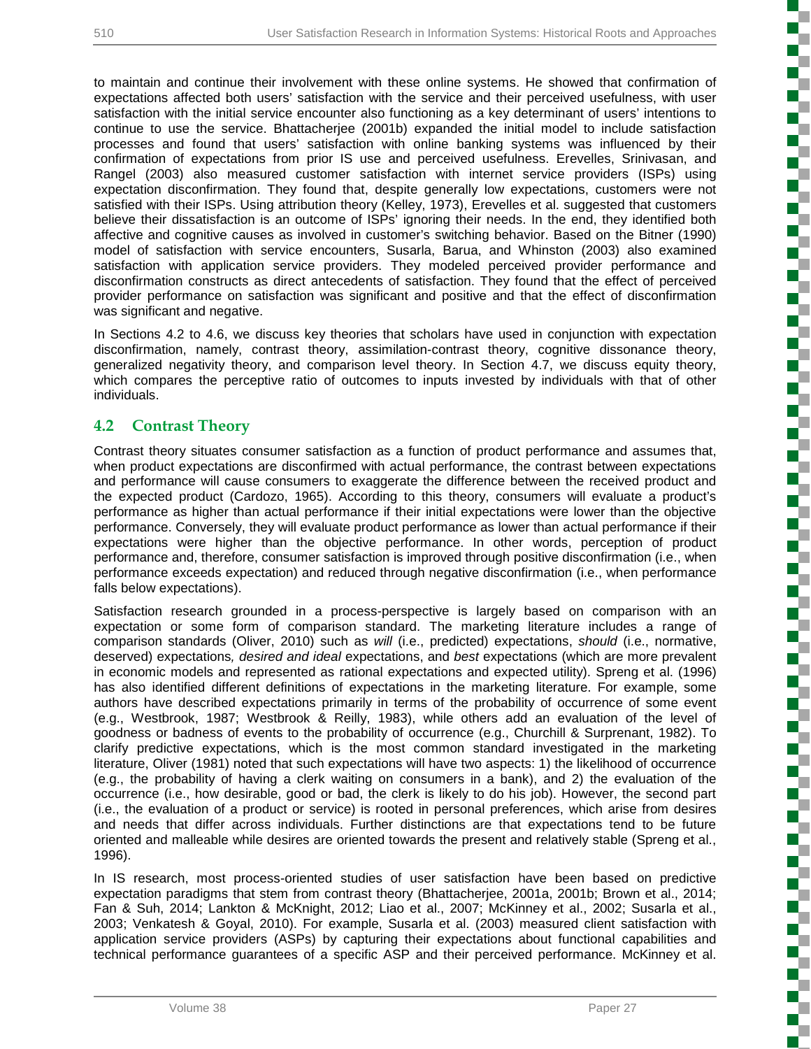to maintain and continue their involvement with these online systems. He showed that confirmation of expectations affected both users' satisfaction with the service and their perceived usefulness, with user satisfaction with the initial service encounter also functioning as a key determinant of users' intentions to continue to use the service. Bhattacherjee (2001b) expanded the initial model to include satisfaction processes and found that users' satisfaction with online banking systems was influenced by their confirmation of expectations from prior IS use and perceived usefulness. Erevelles, Srinivasan, and Rangel (2003) also measured customer satisfaction with internet service providers (ISPs) using expectation disconfirmation. They found that, despite generally low expectations, customers were not satisfied with their ISPs. Using attribution theory (Kelley, 1973), Erevelles et al. suggested that customers believe their dissatisfaction is an outcome of ISPs' ignoring their needs. In the end, they identified both affective and cognitive causes as involved in customer's switching behavior. Based on the Bitner (1990) model of satisfaction with service encounters, Susarla, Barua, and Whinston (2003) also examined satisfaction with application service providers. They modeled perceived provider performance and disconfirmation constructs as direct antecedents of satisfaction. They found that the effect of perceived provider performance on satisfaction was significant and positive and that the effect of disconfirmation was significant and negative.

In Sections 4.2 to 4.6, we discuss key theories that scholars have used in conjunction with expectation disconfirmation, namely, contrast theory, assimilation-contrast theory, cognitive dissonance theory, generalized negativity theory, and comparison level theory. In Section 4.7, we discuss equity theory, which compares the perceptive ratio of outcomes to inputs invested by individuals with that of other individuals.

## 4.2 Contrast Theory

Contrast theory situates consumer satisfaction as a function of product performance and assumes that, when product expectations are disconfirmed with actual performance, the contrast between expectations and performance will cause consumers to exaggerate the difference between the received product and the expected product (Cardozo, 1965). According to this theory, consumers will evaluate a product's performance as higher than actual performance if their initial expectations were lower than the objective performance. Conversely, they will evaluate product performance as lower than actual performance if their expectations were higher than the objective performance. In other words, perception of product performance and, therefore, consumer satisfaction is improved through positive disconfirmation (i.e., when performance exceeds expectation) and reduced through negative disconfirmation (i.e., when performance falls below expectations).

Satisfaction research grounded in a process-perspective is largely based on comparison with an expectation or some form of comparison standard. The marketing literature includes a range of comparison standards (Oliver, 2010) such as *will* (i.e., predicted) expectations, *should* (i.e., normative, deserved) expectations*, desired and ideal* expectations, and *best* expectations (which are more prevalent in economic models and represented as rational expectations and expected utility). Spreng et al. (1996) has also identified different definitions of expectations in the marketing literature. For example, some authors have described expectations primarily in terms of the probability of occurrence of some event (e.g., Westbrook, 1987; Westbrook & Reilly, 1983), while others add an evaluation of the level of goodness or badness of events to the probability of occurrence (e.g., Churchill & Surprenant, 1982). To clarify predictive expectations, which is the most common standard investigated in the marketing literature, Oliver (1981) noted that such expectations will have two aspects: 1) the likelihood of occurrence (e.g., the probability of having a clerk waiting on consumers in a bank), and 2) the evaluation of the occurrence (i.e., how desirable, good or bad, the clerk is likely to do his job). However, the second part (i.e., the evaluation of a product or service) is rooted in personal preferences, which arise from desires and needs that differ across individuals. Further distinctions are that expectations tend to be future oriented and malleable while desires are oriented towards the present and relatively stable (Spreng et al., 1996).

In IS research, most process-oriented studies of user satisfaction have been based on predictive expectation paradigms that stem from contrast theory (Bhattacherjee, 2001a, 2001b; Brown et al., 2014; Fan & Suh, 2014; Lankton & McKnight, 2012; Liao et al., 2007; McKinney et al., 2002; Susarla et al., 2003; Venkatesh & Goyal, 2010). For example, Susarla et al. (2003) measured client satisfaction with application service providers (ASPs) by capturing their expectations about functional capabilities and technical performance guarantees of a specific ASP and their perceived performance. McKinney et al.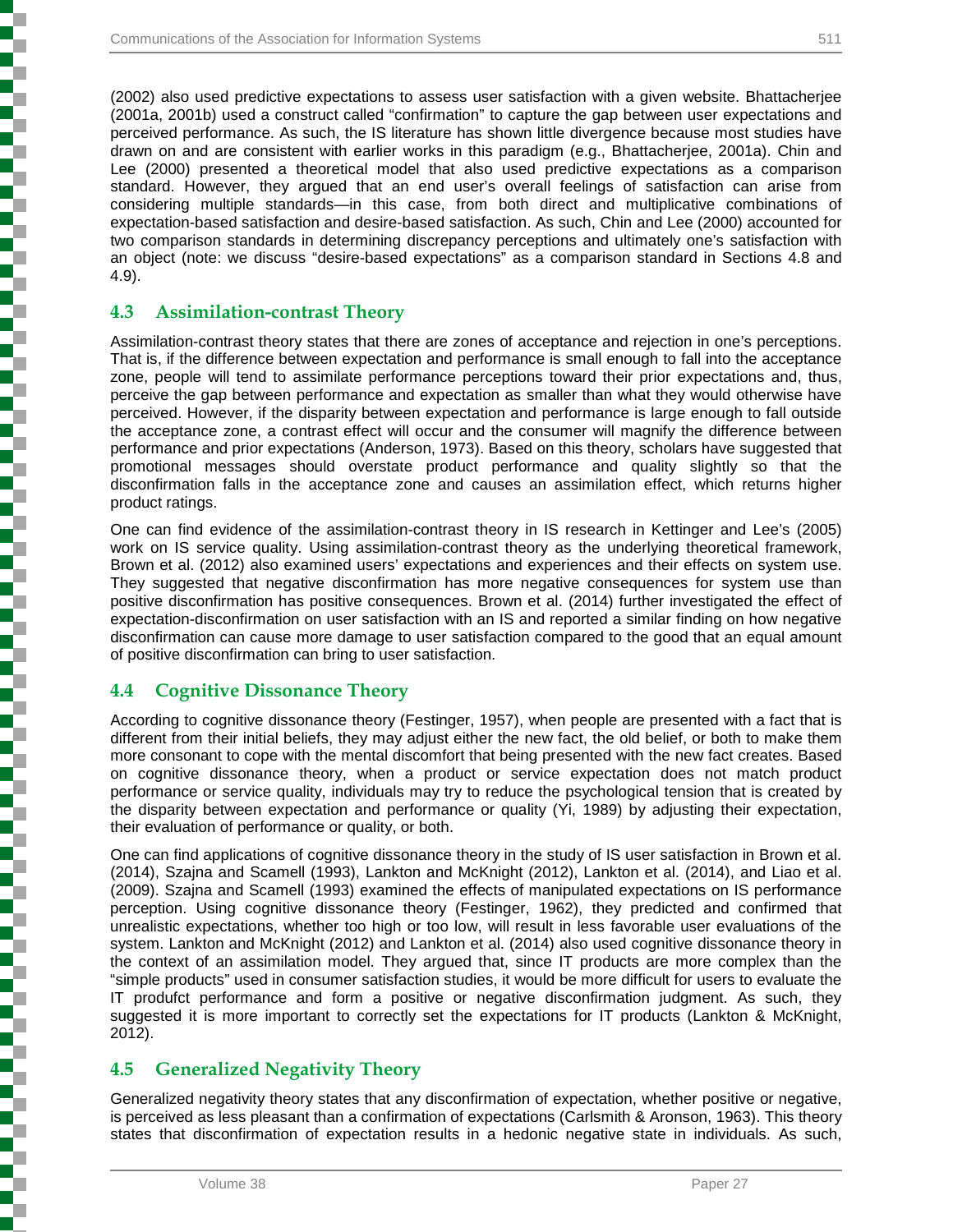(2002) also used predictive expectations to assess user satisfaction with a given website. Bhattacherjee (2001a, 2001b) used a construct called "confirmation" to capture the gap between user expectations and perceived performance. As such, the IS literature has shown little divergence because most studies have drawn on and are consistent with earlier works in this paradigm (e.g., Bhattacherjee, 2001a). Chin and Lee (2000) presented a theoretical model that also used predictive expectations as a comparison standard. However, they argued that an end user's overall feelings of satisfaction can arise from considering multiple standards—in this case, from both direct and multiplicative combinations of expectation-based satisfaction and desire-based satisfaction. As such, Chin and Lee (2000) accounted for two comparison standards in determining discrepancy perceptions and ultimately one's satisfaction with an object (note: we discuss "desire-based expectations" as a comparison standard in Sections 4.8 and 4.9).

## 4.3 Assimilation-contrast Theory

Assimilation-contrast theory states that there are zones of acceptance and rejection in one's perceptions. That is, if the difference between expectation and performance is small enough to fall into the acceptance zone, people will tend to assimilate performance perceptions toward their prior expectations and, thus, perceive the gap between performance and expectation as smaller than what they would otherwise have perceived. However, if the disparity between expectation and performance is large enough to fall outside the acceptance zone, a contrast effect will occur and the consumer will magnify the difference between performance and prior expectations (Anderson, 1973). Based on this theory, scholars have suggested that promotional messages should overstate product performance and quality slightly so that the disconfirmation falls in the acceptance zone and causes an assimilation effect, which returns higher product ratings.

One can find evidence of the assimilation-contrast theory in IS research in Kettinger and Lee's (2005) work on IS service quality. Using assimilation-contrast theory as the underlying theoretical framework, Brown et al. (2012) also examined users' expectations and experiences and their effects on system use. They suggested that negative disconfirmation has more negative consequences for system use than positive disconfirmation has positive consequences. Brown et al. (2014) further investigated the effect of expectation-disconfirmation on user satisfaction with an IS and reported a similar finding on how negative disconfirmation can cause more damage to user satisfaction compared to the good that an equal amount of positive disconfirmation can bring to user satisfaction.

## 4.4 Cognitive Dissonance Theory

According to cognitive dissonance theory (Festinger, 1957), when people are presented with a fact that is different from their initial beliefs, they may adjust either the new fact, the old belief, or both to make them more consonant to cope with the mental discomfort that being presented with the new fact creates. Based on cognitive dissonance theory, when a product or service expectation does not match product performance or service quality, individuals may try to reduce the psychological tension that is created by the disparity between expectation and performance or quality (Yi, 1989) by adjusting their expectation, their evaluation of performance or quality, or both.

One can find applications of cognitive dissonance theory in the study of IS user satisfaction in Brown et al. (2014), Szajna and Scamell (1993), Lankton and McKnight (2012), Lankton et al. (2014), and Liao et al. (2009). Szajna and Scamell (1993) examined the effects of manipulated expectations on IS performance perception. Using cognitive dissonance theory (Festinger, 1962), they predicted and confirmed that unrealistic expectations, whether too high or too low, will result in less favorable user evaluations of the system. Lankton and McKnight (2012) and Lankton et al. (2014) also used cognitive dissonance theory in the context of an assimilation model. They argued that, since IT products are more complex than the "simple products" used in consumer satisfaction studies, it would be more difficult for users to evaluate the IT produfct performance and form a positive or negative disconfirmation judgment. As such, they suggested it is more important to correctly set the expectations for IT products (Lankton & McKnight, 2012).

## 4.5 Generalized Negativity Theory

Generalized negativity theory states that any disconfirmation of expectation, whether positive or negative, is perceived as less pleasant than a confirmation of expectations (Carlsmith & Aronson, 1963). This theory states that disconfirmation of expectation results in a hedonic negative state in individuals. As such,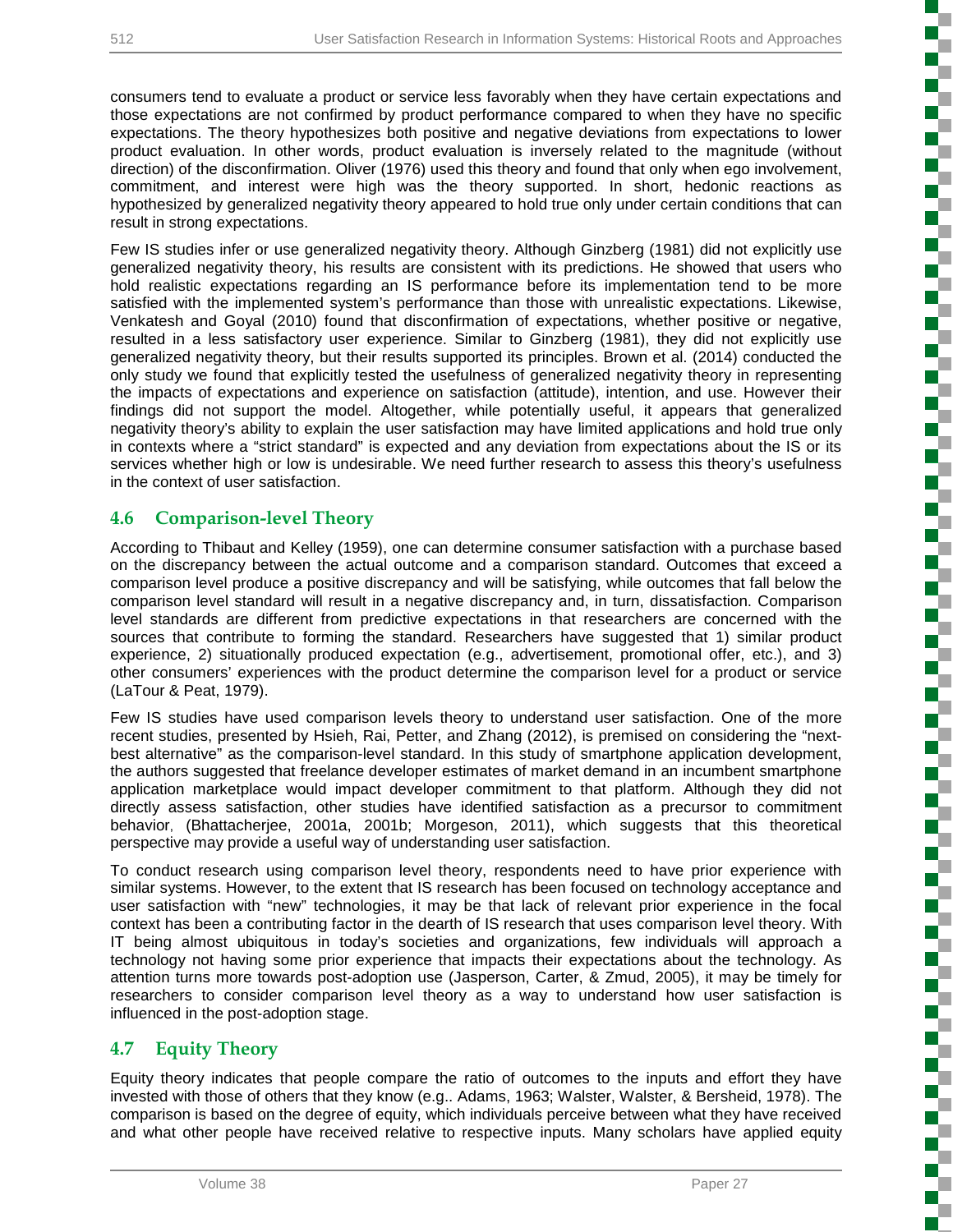consumers tend to evaluate a product or service less favorably when they have certain expectations and those expectations are not confirmed by product performance compared to when they have no specific expectations. The theory hypothesizes both positive and negative deviations from expectations to lower product evaluation. In other words, product evaluation is inversely related to the magnitude (without direction) of the disconfirmation. Oliver (1976) used this theory and found that only when ego involvement, commitment, and interest were high was the theory supported. In short, hedonic reactions as hypothesized by generalized negativity theory appeared to hold true only under certain conditions that can result in strong expectations.

Few IS studies infer or use generalized negativity theory. Although Ginzberg (1981) did not explicitly use generalized negativity theory, his results are consistent with its predictions. He showed that users who hold realistic expectations regarding an IS performance before its implementation tend to be more satisfied with the implemented system's performance than those with unrealistic expectations. Likewise, Venkatesh and Goyal (2010) found that disconfirmation of expectations, whether positive or negative, resulted in a less satisfactory user experience. Similar to Ginzberg (1981), they did not explicitly use generalized negativity theory, but their results supported its principles. Brown et al. (2014) conducted the only study we found that explicitly tested the usefulness of generalized negativity theory in representing the impacts of expectations and experience on satisfaction (attitude), intention, and use. However their findings did not support the model. Altogether, while potentially useful, it appears that generalized negativity theory's ability to explain the user satisfaction may have limited applications and hold true only in contexts where a "strict standard" is expected and any deviation from expectations about the IS or its services whether high or low is undesirable. We need further research to assess this theory's usefulness in the context of user satisfaction.

## 4.6 Comparison-level Theory

According to Thibaut and Kelley (1959), one can determine consumer satisfaction with a purchase based on the discrepancy between the actual outcome and a comparison standard. Outcomes that exceed a comparison level produce a positive discrepancy and will be satisfying, while outcomes that fall below the comparison level standard will result in a negative discrepancy and, in turn, dissatisfaction. Comparison level standards are different from predictive expectations in that researchers are concerned with the sources that contribute to forming the standard. Researchers have suggested that 1) similar product experience, 2) situationally produced expectation (e.g., advertisement, promotional offer, etc.), and 3) other consumers' experiences with the product determine the comparison level for a product or service (LaTour & Peat, 1979).

Few IS studies have used comparison levels theory to understand user satisfaction. One of the more recent studies, presented by Hsieh, Rai, Petter, and Zhang (2012), is premised on considering the "next-best alternative" as the comparison-level standard. In this study of smartphone application development, the authors suggested that freelance developer estimates of market demand in an incumbent smartphone application marketplace would impact developer commitment to that platform. Although they did not directly assess satisfaction, other studies have identified satisfaction as a precursor to commitment behavior, (Bhattacherjee, 2001a, 2001b; Morgeson, 2011), which suggests that this theoretical perspective may provide a useful way of understanding user satisfaction.

To conduct research using comparison level theory, respondents need to have prior experience with similar systems. However, to the extent that IS research has been focused on technology acceptance and user satisfaction with "new" technologies, it may be that lack of relevant prior experience in the focal context has been a contributing factor in the dearth of IS research that uses comparison level theory. With IT being almost ubiquitous in today's societies and organizations, few individuals will approach a technology not having some prior experience that impacts their expectations about the technology. As attention turns more towards post-adoption use (Jasperson, Carter, & Zmud, 2005), it may be timely for researchers to consider comparison level theory as a way to understand how user satisfaction is influenced in the post-adoption stage.

## 4.7 Equity Theory

Equity theory indicates that people compare the ratio of outcomes to the inputs and effort they have invested with those of others that they know (e.g.. Adams, 1963; Walster, Walster, & Bersheid, 1978). The comparison is based on the degree of equity, which individuals perceive between what they have received and what other people have received relative to respective inputs. Many scholars have applied equity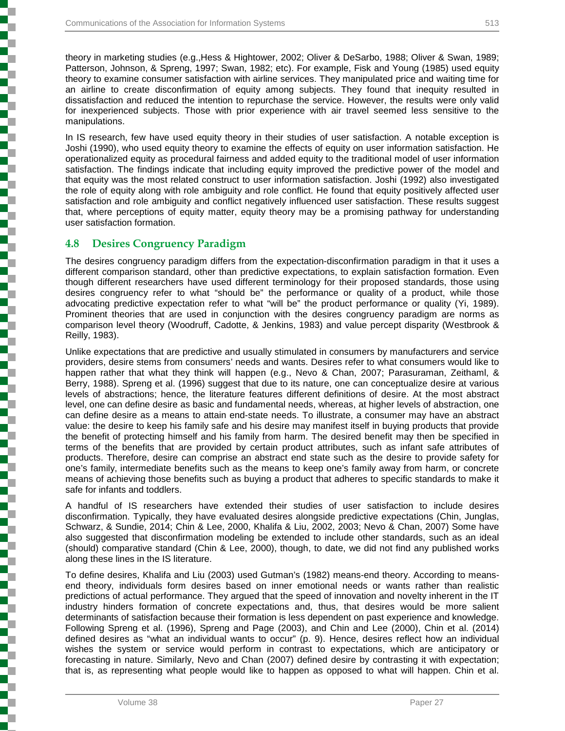theory in marketing studies (e.g.,Hess & Hightower, 2002; Oliver & DeSarbo, 1988; Oliver & Swan, 1989; Patterson, Johnson, & Spreng, 1997; Swan, 1982; etc). For example, Fisk and Young (1985) used equity theory to examine consumer satisfaction with airline services. They manipulated price and waiting time for an airline to create disconfirmation of equity among subjects. They found that inequity resulted in dissatisfaction and reduced the intention to repurchase the service. However, the results were only valid for inexperienced subjects. Those with prior experience with air travel seemed less sensitive to the manipulations.

In IS research, few have used equity theory in their studies of user satisfaction. A notable exception is Joshi (1990), who used equity theory to examine the effects of equity on user information satisfaction. He operationalized equity as procedural fairness and added equity to the traditional model of user information satisfaction. The findings indicate that including equity improved the predictive power of the model and that equity was the most related construct to user information satisfaction. Joshi (1992) also investigated the role of equity along with role ambiguity and role conflict. He found that equity positively affected user satisfaction and role ambiguity and conflict negatively influenced user satisfaction. These results suggest that, where perceptions of equity matter, equity theory may be a promising pathway for understanding user satisfaction formation.

## 4.8 Desires Congruency Paradigm

The desires congruency paradigm differs from the expectation-disconfirmation paradigm in that it uses a different comparison standard, other than predictive expectations, to explain satisfaction formation. Even though different researchers have used different terminology for their proposed standards, those using desires congruency refer to what "should be" the performance or quality of a product, while those advocating predictive expectation refer to what "will be" the product performance or quality (Yi, 1989). Prominent theories that are used in conjunction with the desires congruency paradigm are norms as comparison level theory (Woodruff, Cadotte, & Jenkins, 1983) and value percept disparity (Westbrook & Reilly, 1983).

Unlike expectations that are predictive and usually stimulated in consumers by manufacturers and service providers, desire stems from consumers' needs and wants. Desires refer to what consumers would like to happen rather that what they think will happen (e.g., Nevo & Chan, 2007; Parasuraman, Zeithaml, & Berry, 1988). Spreng et al. (1996) suggest that due to its nature, one can conceptualize desire at various levels of abstractions; hence, the literature features different definitions of desire. At the most abstract level, one can define desire as basic and fundamental needs, whereas, at higher levels of abstraction, one can define desire as a means to attain end-state needs. To illustrate, a consumer may have an abstract value: the desire to keep his family safe and his desire may manifest itself in buying products that provide the benefit of protecting himself and his family from harm. The desired benefit may then be specified in terms of the benefits that are provided by certain product attributes, such as infant safe attributes of products. Therefore, desire can comprise an abstract end state such as the desire to provide safety for one's family, intermediate benefits such as the means to keep one's family away from harm, or concrete means of achieving those benefits such as buying a product that adheres to specific standards to make it safe for infants and toddlers.

A handful of IS researchers have extended their studies of user satisfaction to include desires disconfirmation. Typically, they have evaluated desires alongside predictive expectations (Chin, Junglas, Schwarz, & Sundie, 2014; Chin & Lee, 2000, Khalifa & Liu, 2002, 2003; Nevo & Chan, 2007) Some have also suggested that disconfirmation modeling be extended to include other standards, such as an ideal (should) comparative standard (Chin & Lee, 2000), though, to date, we did not find any published works along these lines in the IS literature.

To define desires, Khalifa and Liu (2003) used Gutman's (1982) means-end theory. According to means-end theory, individuals form desires based on inner emotional needs or wants rather than realistic predictions of actual performance. They argued that the speed of innovation and novelty inherent in the IT industry hinders formation of concrete expectations and, thus, that desires would be more salient determinants of satisfaction because their formation is less dependent on past experience and knowledge. Following Spreng et al. (1996), Spreng and Page (2003), and Chin and Lee (2000), Chin et al. (2014) defined desires as "what an individual wants to occur" (p. 9). Hence, desires reflect how an individual wishes the system or service would perform in contrast to expectations, which are anticipatory or forecasting in nature. Similarly, Nevo and Chan (2007) defined desire by contrasting it with expectation; that is, as representing what people would like to happen as opposed to what will happen. Chin et al.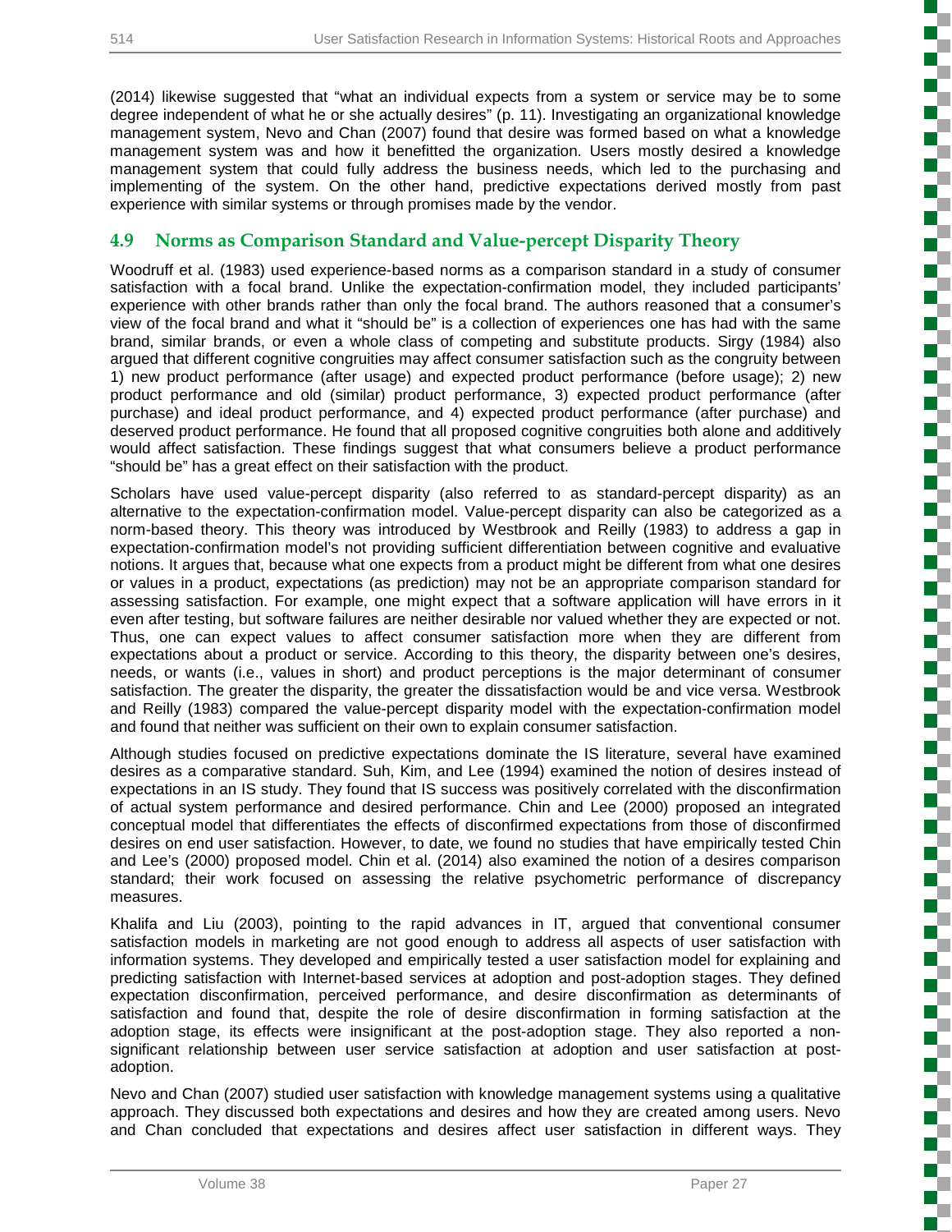(2014) likewise suggested that "what an individual expects from a system or service may be to some degree independent of what he or she actually desires" (p. 11). Investigating an organizational knowledge management system, Nevo and Chan (2007) found that desire was formed based on what a knowledge management system was and how it benefitted the organization. Users mostly desired a knowledge management system that could fully address the business needs, which led to the purchasing and implementing of the system. On the other hand, predictive expectations derived mostly from past experience with similar systems or through promises made by the vendor.

## 4.9 Norms as Comparison Standard and Value-percept Disparity Theory

Woodruff et al. (1983) used experience-based norms as a comparison standard in a study of consumer satisfaction with a focal brand. Unlike the expectation-confirmation model, they included participants' experience with other brands rather than only the focal brand. The authors reasoned that a consumer's view of the focal brand and what it "should be" is a collection of experiences one has had with the same brand, similar brands, or even a whole class of competing and substitute products. Sirgy (1984) also argued that different cognitive congruities may affect consumer satisfaction such as the congruity between 1) new product performance (after usage) and expected product performance (before usage); 2) new product performance and old (similar) product performance, 3) expected product performance (after purchase) and ideal product performance, and 4) expected product performance (after purchase) and deserved product performance. He found that all proposed cognitive congruities both alone and additively would affect satisfaction. These findings suggest that what consumers believe a product performance "should be" has a great effect on their satisfaction with the product.

Scholars have used value-percept disparity (also referred to as standard-percept disparity) as an alternative to the expectation-confirmation model. Value-percept disparity can also be categorized as a norm-based theory. This theory was introduced by Westbrook and Reilly (1983) to address a gap in expectation-confirmation model's not providing sufficient differentiation between cognitive and evaluative notions. It argues that, because what one expects from a product might be different from what one desires or values in a product, expectations (as prediction) may not be an appropriate comparison standard for assessing satisfaction. For example, one might expect that a software application will have errors in it even after testing, but software failures are neither desirable nor valued whether they are expected or not. Thus, one can expect values to affect consumer satisfaction more when they are different from expectations about a product or service. According to this theory, the disparity between one's desires, needs, or wants (i.e., values in short) and product perceptions is the major determinant of consumer satisfaction. The greater the disparity, the greater the dissatisfaction would be and vice versa. Westbrook and Reilly (1983) compared the value-percept disparity model with the expectation-confirmation model and found that neither was sufficient on their own to explain consumer satisfaction.

Although studies focused on predictive expectations dominate the IS literature, several have examined desires as a comparative standard. Suh, Kim, and Lee (1994) examined the notion of desires instead of expectations in an IS study. They found that IS success was positively correlated with the disconfirmation of actual system performance and desired performance. Chin and Lee (2000) proposed an integrated conceptual model that differentiates the effects of disconfirmed expectations from those of disconfirmed desires on end user satisfaction. However, to date, we found no studies that have empirically tested Chin and Lee's (2000) proposed model. Chin et al. (2014) also examined the notion of a desires comparison standard; their work focused on assessing the relative psychometric performance of discrepancy measures.

Khalifa and Liu (2003), pointing to the rapid advances in IT, argued that conventional consumer satisfaction models in marketing are not good enough to address all aspects of user satisfaction with information systems. They developed and empirically tested a user satisfaction model for explaining and predicting satisfaction with Internet-based services at adoption and post-adoption stages. They defined expectation disconfirmation, perceived performance, and desire disconfirmation as determinants of satisfaction and found that, despite the role of desire disconfirmation in forming satisfaction at the adoption stage, its effects were insignificant at the post-adoption stage. They also reported a non-significant relationship between user service satisfaction at adoption and user satisfaction at post-adoption.

Nevo and Chan (2007) studied user satisfaction with knowledge management systems using a qualitative approach. They discussed both expectations and desires and how they are created among users. Nevo and Chan concluded that expectations and desires affect user satisfaction in different ways. They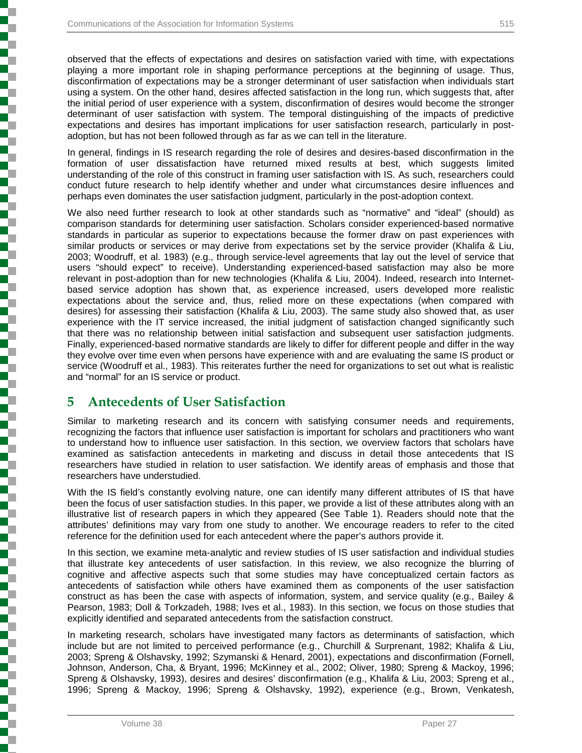observed that the effects of expectations and desires on satisfaction varied with time, with expectations playing a more important role in shaping performance perceptions at the beginning of usage. Thus, disconfirmation of expectations may be a stronger determinant of user satisfaction when individuals start using a system. On the other hand, desires affected satisfaction in the long run, which suggests that, after the initial period of user experience with a system, disconfirmation of desires would become the stronger determinant of user satisfaction with system. The temporal distinguishing of the impacts of predictive expectations and desires has important implications for user satisfaction research, particularly in post-adoption, but has not been followed through as far as we can tell in the literature.

In general, findings in IS research regarding the role of desires and desires-based disconfirmation in the formation of user dissatisfaction have returned mixed results at best, which suggests limited understanding of the role of this construct in framing user satisfaction with IS. As such, researchers could conduct future research to help identify whether and under what circumstances desire influences and perhaps even dominates the user satisfaction judgment, particularly in the post-adoption context.

We also need further research to look at other standards such as "normative" and "ideal" (should) as comparison standards for determining user satisfaction. Scholars consider experienced-based normative standards in particular as superior to expectations because the former draw on past experiences with similar products or services or may derive from expectations set by the service provider (Khalifa & Liu, 2003; Woodruff, et al. 1983) (e.g., through service-level agreements that lay out the level of service that users "should expect" to receive). Understanding experienced-based satisfaction may also be more relevant in post-adoption than for new technologies (Khalifa & Liu, 2004). Indeed, research into Internet-based service adoption has shown that, as experience increased, users developed more realistic expectations about the service and, thus, relied more on these expectations (when compared with desires) for assessing their satisfaction (Khalifa & Liu, 2003). The same study also showed that, as user experience with the IT service increased, the initial judgment of satisfaction changed significantly such that there was no relationship between initial satisfaction and subsequent user satisfaction judgments. Finally, experienced-based normative standards are likely to differ for different people and differ in the way they evolve over time even when persons have experience with and are evaluating the same IS product or service (Woodruff et al., 1983). This reiterates further the need for organizations to set out what is realistic and "normal" for an IS service or product.

# 5 Antecedents of User Satisfaction

Similar to marketing research and its concern with satisfying consumer needs and requirements, recognizing the factors that influence user satisfaction is important for scholars and practitioners who want to understand how to influence user satisfaction. In this section, we overview factors that scholars have examined as satisfaction antecedents in marketing and discuss in detail those antecedents that IS researchers have studied in relation to user satisfaction. We identify areas of emphasis and those that researchers have understudied.

With the IS field's constantly evolving nature, one can identify many different attributes of IS that have been the focus of user satisfaction studies. In this paper, we provide a list of these attributes along with an illustrative list of research papers in which they appeared (See Table 1). Readers should note that the attributes' definitions may vary from one study to another. We encourage readers to refer to the cited reference for the definition used for each antecedent where the paper's authors provide it.

In this section, we examine meta-analytic and review studies of IS user satisfaction and individual studies that illustrate key antecedents of user satisfaction. In this review, we also recognize the blurring of cognitive and affective aspects such that some studies may have conceptualized certain factors as antecedents of satisfaction while others have examined them as components of the user satisfaction construct as has been the case with aspects of information, system, and service quality (e.g., Bailey & Pearson, 1983; Doll & Torkzadeh, 1988; Ives et al., 1983). In this section, we focus on those studies that explicitly identified and separated antecedents from the satisfaction construct.

In marketing research, scholars have investigated many factors as determinants of satisfaction, which include but are not limited to perceived performance (e.g., Churchill & Surprenant, 1982; Khalifa & Liu, 2003; Spreng & Olshavsky, 1992; Szymanski & Henard, 2001), expectations and disconfirmation (Fornell, Johnson, Anderson, Cha, & Bryant, 1996; McKinney et al., 2002; Oliver, 1980; Spreng & Mackoy, 1996; Spreng & Olshavsky, 1993), desires and desires' disconfirmation (e.g., Khalifa & Liu, 2003; Spreng et al., 1996; Spreng & Mackoy, 1996; Spreng & Olshavsky, 1992), experience (e.g., Brown, Venkatesh,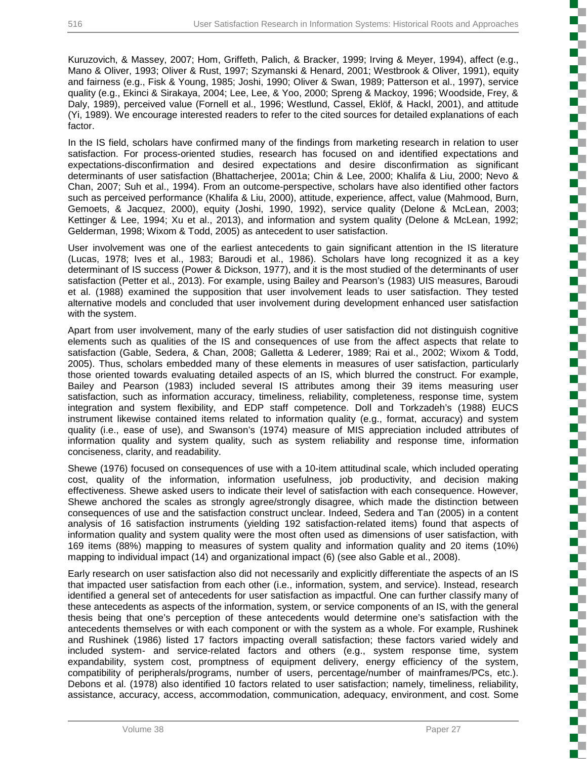Kuruzovich, & Massey, 2007; Hom, Griffeth, Palich, & Bracker, 1999; Irving & Meyer, 1994), affect (e.g., Mano & Oliver, 1993; Oliver & Rust, 1997; Szymanski & Henard, 2001; Westbrook & Oliver, 1991), equity and fairness (e.g., Fisk & Young, 1985; Joshi, 1990; Oliver & Swan, 1989; Patterson et al., 1997), service quality (e.g., Ekinci & Sirakaya, 2004; Lee, Lee, & Yoo, 2000; Spreng & Mackoy, 1996; Woodside, Frey, & Daly, 1989), perceived value (Fornell et al., 1996; Westlund, Cassel, Eklöf, & Hackl, 2001), and attitude (Yi, 1989). We encourage interested readers to refer to the cited sources for detailed explanations of each factor.

In the IS field, scholars have confirmed many of the findings from marketing research in relation to user satisfaction. For process-oriented studies, research has focused on and identified expectations and expectations-disconfirmation and desired expectations and desire disconfirmation as significant determinants of user satisfaction (Bhattacherjee, 2001a; Chin & Lee, 2000; Khalifa & Liu, 2000; Nevo & Chan, 2007; Suh et al., 1994). From an outcome-perspective, scholars have also identified other factors such as perceived performance (Khalifa & Liu, 2000), attitude, experience, affect, value (Mahmood, Burn, Gemoets, & Jacquez, 2000), equity (Joshi, 1990, 1992), service quality (Delone & McLean, 2003; Kettinger & Lee, 1994; Xu et al., 2013), and information and system quality (Delone & McLean, 1992; Gelderman, 1998; Wixom & Todd, 2005) as antecedent to user satisfaction.

User involvement was one of the earliest antecedents to gain significant attention in the IS literature (Lucas, 1978; Ives et al., 1983; Baroudi et al., 1986). Scholars have long recognized it as a key determinant of IS success (Power & Dickson, 1977), and it is the most studied of the determinants of user satisfaction (Petter et al., 2013). For example, using Bailey and Pearson's (1983) UIS measures, Baroudi et al. (1988) examined the supposition that user involvement leads to user satisfaction. They tested alternative models and concluded that user involvement during development enhanced user satisfaction with the system.

Apart from user involvement, many of the early studies of user satisfaction did not distinguish cognitive elements such as qualities of the IS and consequences of use from the affect aspects that relate to satisfaction (Gable, Sedera, & Chan, 2008; Galletta & Lederer, 1989; Rai et al., 2002; Wixom & Todd, 2005). Thus, scholars embedded many of these elements in measures of user satisfaction, particularly those oriented towards evaluating detailed aspects of an IS, which blurred the construct. For example, Bailey and Pearson (1983) included several IS attributes among their 39 items measuring user satisfaction, such as information accuracy, timeliness, reliability, completeness, response time, system integration and system flexibility, and EDP staff competence. Doll and Torkzadeh's (1988) EUCS instrument likewise contained items related to information quality (e.g., format, accuracy) and system quality (i.e., ease of use), and Swanson's (1974) measure of MIS appreciation included attributes of information quality and system quality, such as system reliability and response time, information conciseness, clarity, and readability.

Shewe (1976) focused on consequences of use with a 10-item attitudinal scale, which included operating cost, quality of the information, information usefulness, job productivity, and decision making effectiveness. Shewe asked users to indicate their level of satisfaction with each consequence. However, Shewe anchored the scales as strongly agree/strongly disagree, which made the distinction between consequences of use and the satisfaction construct unclear. Indeed, Sedera and Tan (2005) in a content analysis of 16 satisfaction instruments (yielding 192 satisfaction-related items) found that aspects of information quality and system quality were the most often used as dimensions of user satisfaction, with 169 items (88%) mapping to measures of system quality and information quality and 20 items (10%) mapping to individual impact (14) and organizational impact (6) (see also Gable et al., 2008).

Early research on user satisfaction also did not necessarily and explicitly differentiate the aspects of an IS that impacted user satisfaction from each other (i.e., information, system, and service). Instead, research identified a general set of antecedents for user satisfaction as impactful. One can further classify many of these antecedents as aspects of the information, system, or service components of an IS, with the general thesis being that one's perception of these antecedents would determine one's satisfaction with the antecedents themselves or with each component or with the system as a whole. For example, Rushinek and Rushinek (1986) listed 17 factors impacting overall satisfaction; these factors varied widely and included system- and service-related factors and others (e.g., system response time, system expandability, system cost, promptness of equipment delivery, energy efficiency of the system, compatibility of peripherals/programs, number of users, percentage/number of mainframes/PCs, etc.). Debons et al. (1978) also identified 10 factors related to user satisfaction; namely, timeliness, reliability, assistance, accuracy, access, accommodation, communication, adequacy, environment, and cost. Some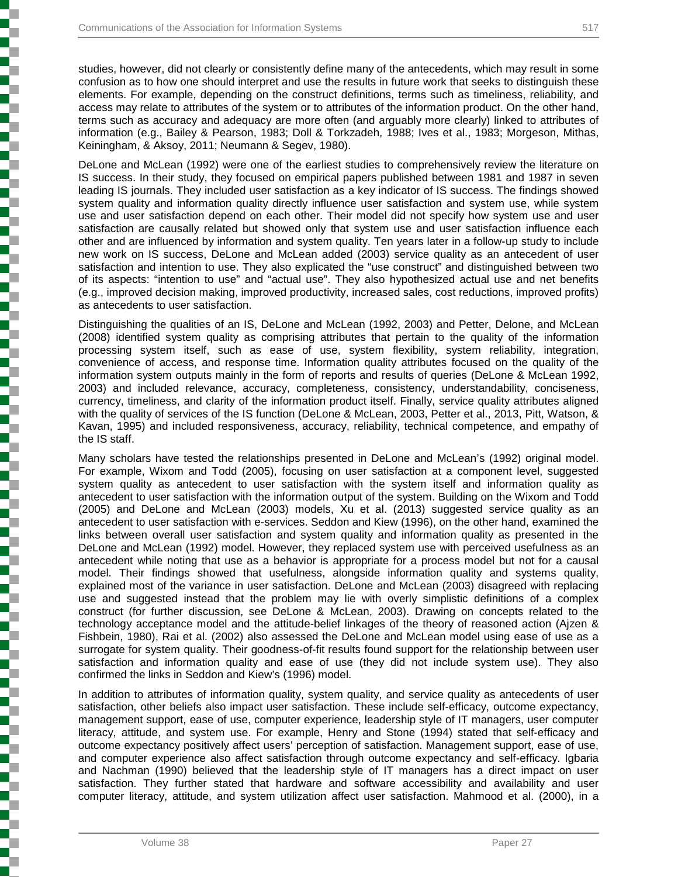studies, however, did not clearly or consistently define many of the antecedents, which may result in some confusion as to how one should interpret and use the results in future work that seeks to distinguish these elements. For example, depending on the construct definitions, terms such as timeliness, reliability, and access may relate to attributes of the system or to attributes of the information product. On the other hand, terms such as accuracy and adequacy are more often (and arguably more clearly) linked to attributes of information (e.g., Bailey & Pearson, 1983; Doll & Torkzadeh, 1988; Ives et al., 1983; Morgeson, Mithas, Keiningham, & Aksoy, 2011; Neumann & Segev, 1980).

DeLone and McLean (1992) were one of the earliest studies to comprehensively review the literature on IS success. In their study, they focused on empirical papers published between 1981 and 1987 in seven leading IS journals. They included user satisfaction as a key indicator of IS success. The findings showed system quality and information quality directly influence user satisfaction and system use, while system use and user satisfaction depend on each other. Their model did not specify how system use and user satisfaction are causally related but showed only that system use and user satisfaction influence each other and are influenced by information and system quality. Ten years later in a follow-up study to include new work on IS success, DeLone and McLean added (2003) service quality as an antecedent of user satisfaction and intention to use. They also explicated the "use construct" and distinguished between two of its aspects: "intention to use" and "actual use". They also hypothesized actual use and net benefits (e.g., improved decision making, improved productivity, increased sales, cost reductions, improved profits) as antecedents to user satisfaction.

Distinguishing the qualities of an IS, DeLone and McLean (1992, 2003) and Petter, Delone, and McLean (2008) identified system quality as comprising attributes that pertain to the quality of the information processing system itself, such as ease of use, system flexibility, system reliability, integration, convenience of access, and response time. Information quality attributes focused on the quality of the information system outputs mainly in the form of reports and results of queries (DeLone & McLean 1992, 2003) and included relevance, accuracy, completeness, consistency, understandability, conciseness, currency, timeliness, and clarity of the information product itself. Finally, service quality attributes aligned with the quality of services of the IS function (DeLone & McLean, 2003, Petter et al., 2013, Pitt, Watson, & Kavan, 1995) and included responsiveness, accuracy, reliability, technical competence, and empathy of the IS staff.

Many scholars have tested the relationships presented in DeLone and McLean's (1992) original model. For example, Wixom and Todd (2005), focusing on user satisfaction at a component level, suggested system quality as antecedent to user satisfaction with the system itself and information quality as antecedent to user satisfaction with the information output of the system. Building on the Wixom and Todd (2005) and DeLone and McLean (2003) models, Xu et al. (2013) suggested service quality as an antecedent to user satisfaction with e-services. Seddon and Kiew (1996), on the other hand, examined the links between overall user satisfaction and system quality and information quality as presented in the DeLone and McLean (1992) model. However, they replaced system use with perceived usefulness as an antecedent while noting that use as a behavior is appropriate for a process model but not for a causal model. Their findings showed that usefulness, alongside information quality and systems quality, explained most of the variance in user satisfaction. DeLone and McLean (2003) disagreed with replacing use and suggested instead that the problem may lie with overly simplistic definitions of a complex construct (for further discussion, see DeLone & McLean, 2003). Drawing on concepts related to the technology acceptance model and the attitude-belief linkages of the theory of reasoned action (Ajzen & Fishbein, 1980), Rai et al. (2002) also assessed the DeLone and McLean model using ease of use as a surrogate for system quality. Their goodness-of-fit results found support for the relationship between user satisfaction and information quality and ease of use (they did not include system use). They also confirmed the links in Seddon and Kiew's (1996) model.

In addition to attributes of information quality, system quality, and service quality as antecedents of user satisfaction, other beliefs also impact user satisfaction. These include self-efficacy, outcome expectancy, management support, ease of use, computer experience, leadership style of IT managers, user computer literacy, attitude, and system use. For example, Henry and Stone (1994) stated that self-efficacy and outcome expectancy positively affect users' perception of satisfaction. Management support, ease of use, and computer experience also affect satisfaction through outcome expectancy and self-efficacy. Igbaria and Nachman (1990) believed that the leadership style of IT managers has a direct impact on user satisfaction. They further stated that hardware and software accessibility and availability and user computer literacy, attitude, and system utilization affect user satisfaction. Mahmood et al. (2000), in a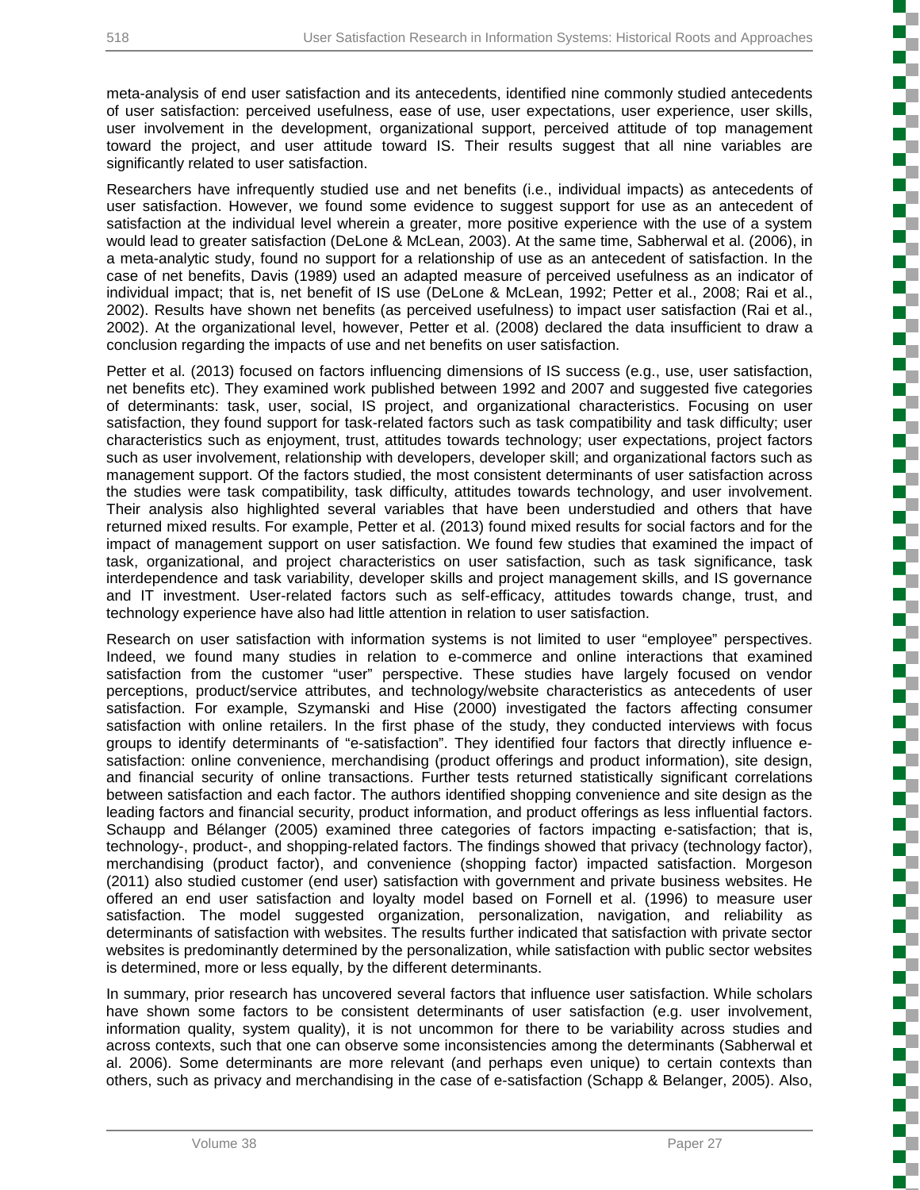meta-analysis of end user satisfaction and its antecedents, identified nine commonly studied antecedents of user satisfaction: perceived usefulness, ease of use, user expectations, user experience, user skills, user involvement in the development, organizational support, perceived attitude of top management toward the project, and user attitude toward IS. Their results suggest that all nine variables are significantly related to user satisfaction.

Researchers have infrequently studied use and net benefits (i.e., individual impacts) as antecedents of user satisfaction. However, we found some evidence to suggest support for use as an antecedent of satisfaction at the individual level wherein a greater, more positive experience with the use of a system would lead to greater satisfaction (DeLone & McLean, 2003). At the same time, Sabherwal et al. (2006), in a meta-analytic study, found no support for a relationship of use as an antecedent of satisfaction. In the case of net benefits, Davis (1989) used an adapted measure of perceived usefulness as an indicator of individual impact; that is, net benefit of IS use (DeLone & McLean, 1992; Petter et al., 2008; Rai et al., 2002). Results have shown net benefits (as perceived usefulness) to impact user satisfaction (Rai et al., 2002). At the organizational level, however, Petter et al. (2008) declared the data insufficient to draw a conclusion regarding the impacts of use and net benefits on user satisfaction.

Petter et al. (2013) focused on factors influencing dimensions of IS success (e.g., use, user satisfaction, net benefits etc). They examined work published between 1992 and 2007 and suggested five categories of determinants: task, user, social, IS project, and organizational characteristics. Focusing on user satisfaction, they found support for task-related factors such as task compatibility and task difficulty; user characteristics such as enjoyment, trust, attitudes towards technology; user expectations, project factors such as user involvement, relationship with developers, developer skill; and organizational factors such as management support. Of the factors studied, the most consistent determinants of user satisfaction across the studies were task compatibility, task difficulty, attitudes towards technology, and user involvement. Their analysis also highlighted several variables that have been understudied and others that have returned mixed results. For example, Petter et al. (2013) found mixed results for social factors and for the impact of management support on user satisfaction. We found few studies that examined the impact of task, organizational, and project characteristics on user satisfaction, such as task significance, task interdependence and task variability, developer skills and project management skills, and IS governance and IT investment. User-related factors such as self-efficacy, attitudes towards change, trust, and technology experience have also had little attention in relation to user satisfaction.

Research on user satisfaction with information systems is not limited to user "employee" perspectives. Indeed, we found many studies in relation to e-commerce and online interactions that examined satisfaction from the customer "user" perspective. These studies have largely focused on vendor perceptions, product/service attributes, and technology/website characteristics as antecedents of user satisfaction. For example, Szymanski and Hise (2000) investigated the factors affecting consumer satisfaction with online retailers. In the first phase of the study, they conducted interviews with focus groups to identify determinants of "e-satisfaction". They identified four factors that directly influence e-satisfaction: online convenience, merchandising (product offerings and product information), site design, and financial security of online transactions. Further tests returned statistically significant correlations between satisfaction and each factor. The authors identified shopping convenience and site design as the leading factors and financial security, product information, and product offerings as less influential factors. Schaupp and Bélanger (2005) examined three categories of factors impacting e-satisfaction; that is, technology-, product-, and shopping-related factors. The findings showed that privacy (technology factor), merchandising (product factor), and convenience (shopping factor) impacted satisfaction. Morgeson (2011) also studied customer (end user) satisfaction with government and private business websites. He offered an end user satisfaction and loyalty model based on Fornell et al. (1996) to measure user satisfaction. The model suggested organization, personalization, navigation, and reliability as determinants of satisfaction with websites. The results further indicated that satisfaction with private sector websites is predominantly determined by the personalization, while satisfaction with public sector websites is determined, more or less equally, by the different determinants.

In summary, prior research has uncovered several factors that influence user satisfaction. While scholars have shown some factors to be consistent determinants of user satisfaction (e.g. user involvement, information quality, system quality), it is not uncommon for there to be variability across studies and across contexts, such that one can observe some inconsistencies among the determinants (Sabherwal et al. 2006). Some determinants are more relevant (and perhaps even unique) to certain contexts than others, such as privacy and merchandising in the case of e-satisfaction (Schapp & Belanger, 2005). Also,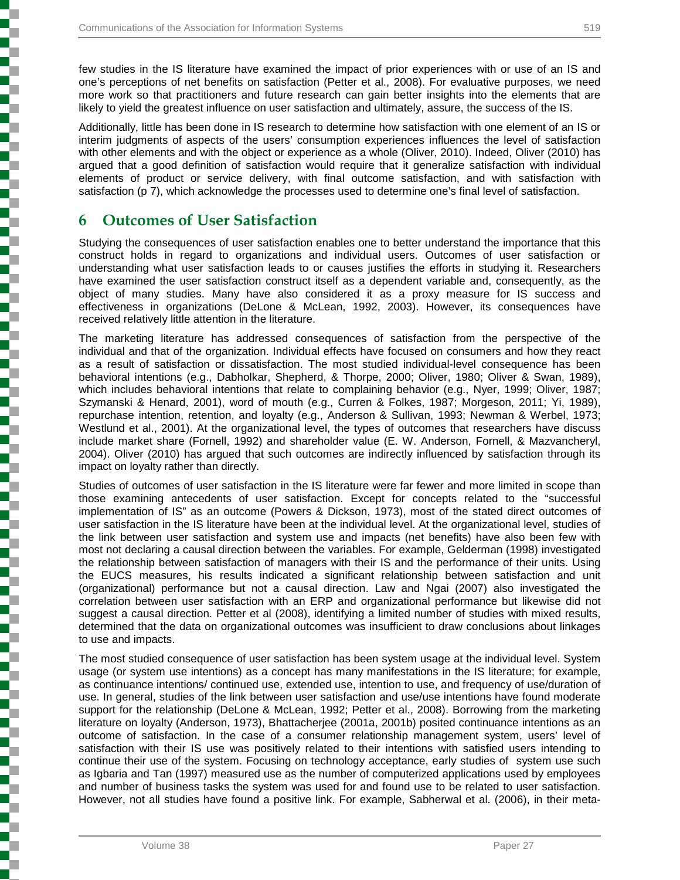few studies in the IS literature have examined the impact of prior experiences with or use of an IS and one's perceptions of net benefits on satisfaction (Petter et al., 2008). For evaluative purposes, we need more work so that practitioners and future research can gain better insights into the elements that are likely to yield the greatest influence on user satisfaction and ultimately, assure, the success of the IS.

Additionally, little has been done in IS research to determine how satisfaction with one element of an IS or interim judgments of aspects of the users' consumption experiences influences the level of satisfaction with other elements and with the object or experience as a whole (Oliver, 2010). Indeed, Oliver (2010) has argued that a good definition of satisfaction would require that it generalize satisfaction with individual elements of product or service delivery, with final outcome satisfaction, and with satisfaction with satisfaction (p 7), which acknowledge the processes used to determine one's final level of satisfaction.

# 6 Outcomes of User Satisfaction

Studying the consequences of user satisfaction enables one to better understand the importance that this construct holds in regard to organizations and individual users. Outcomes of user satisfaction or understanding what user satisfaction leads to or causes justifies the efforts in studying it. Researchers have examined the user satisfaction construct itself as a dependent variable and, consequently, as the object of many studies. Many have also considered it as a proxy measure for IS success and effectiveness in organizations (DeLone & McLean, 1992, 2003). However, its consequences have received relatively little attention in the literature.

The marketing literature has addressed consequences of satisfaction from the perspective of the individual and that of the organization. Individual effects have focused on consumers and how they react as a result of satisfaction or dissatisfaction. The most studied individual-level consequence has been behavioral intentions (e.g., Dabholkar, Shepherd, & Thorpe, 2000; Oliver, 1980; Oliver & Swan, 1989), which includes behavioral intentions that relate to complaining behavior (e.g., Nyer, 1999; Oliver, 1987; Szymanski & Henard, 2001), word of mouth (e.g., Curren & Folkes, 1987; Morgeson, 2011; Yi, 1989), repurchase intention, retention, and loyalty (e.g., Anderson & Sullivan, 1993; Newman & Werbel, 1973; Westlund et al., 2001). At the organizational level, the types of outcomes that researchers have discuss include market share (Fornell, 1992) and shareholder value (E. W. Anderson, Fornell, & Mazvancheryl, 2004). Oliver (2010) has argued that such outcomes are indirectly influenced by satisfaction through its impact on loyalty rather than directly.

Studies of outcomes of user satisfaction in the IS literature were far fewer and more limited in scope than those examining antecedents of user satisfaction. Except for concepts related to the "successful implementation of IS" as an outcome (Powers & Dickson, 1973), most of the stated direct outcomes of user satisfaction in the IS literature have been at the individual level. At the organizational level, studies of the link between user satisfaction and system use and impacts (net benefits) have also been few with most not declaring a causal direction between the variables. For example, Gelderman (1998) investigated the relationship between satisfaction of managers with their IS and the performance of their units. Using the EUCS measures, his results indicated a significant relationship between satisfaction and unit (organizational) performance but not a causal direction. Law and Ngai (2007) also investigated the correlation between user satisfaction with an ERP and organizational performance but likewise did not suggest a causal direction. Petter et al (2008), identifying a limited number of studies with mixed results, determined that the data on organizational outcomes was insufficient to draw conclusions about linkages to use and impacts.

The most studied consequence of user satisfaction has been system usage at the individual level. System usage (or system use intentions) as a concept has many manifestations in the IS literature; for example, as continuance intentions/ continued use, extended use, intention to use, and frequency of use/duration of use. In general, studies of the link between user satisfaction and use/use intentions have found moderate support for the relationship (DeLone & McLean, 1992; Petter et al., 2008). Borrowing from the marketing literature on loyalty (Anderson, 1973), Bhattacherjee (2001a, 2001b) posited continuance intentions as an outcome of satisfaction. In the case of a consumer relationship management system, users' level of satisfaction with their IS use was positively related to their intentions with satisfied users intending to continue their use of the system. Focusing on technology acceptance, early studies of system use such as Igbaria and Tan (1997) measured use as the number of computerized applications used by employees and number of business tasks the system was used for and found use to be related to user satisfaction. However, not all studies have found a positive link. For example, Sabherwal et al. (2006), in their meta-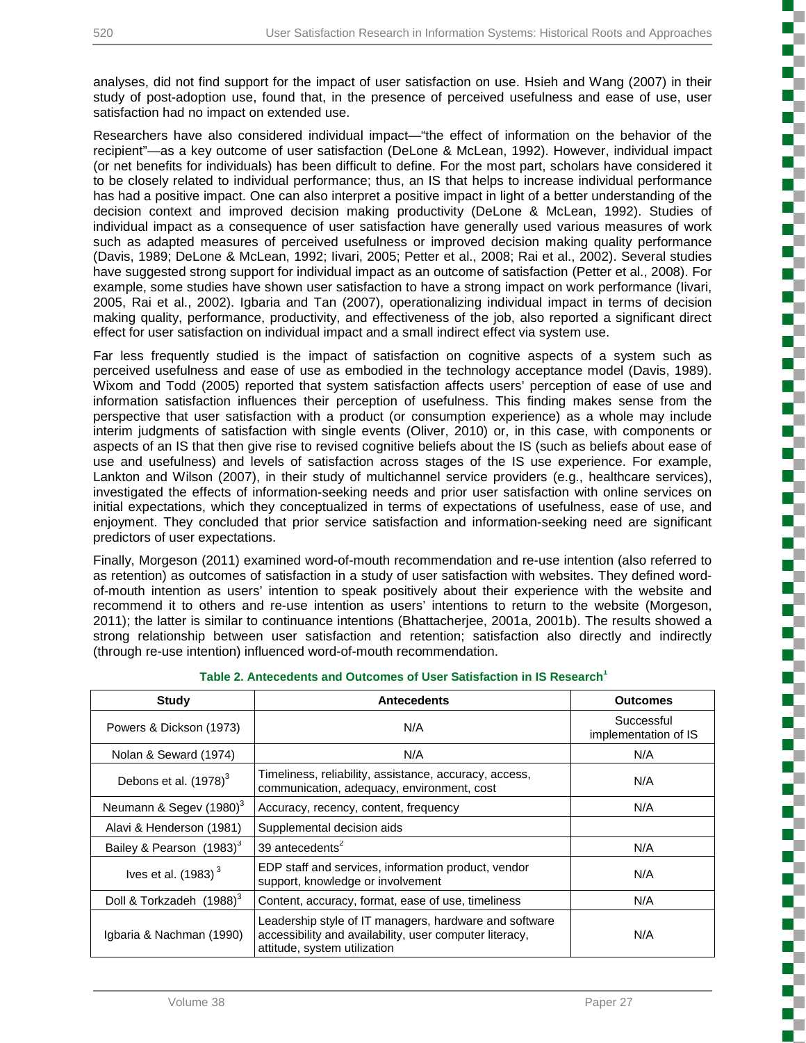analyses, did not find support for the impact of user satisfaction on use. Hsieh and Wang (2007) in their study of post-adoption use, found that, in the presence of perceived usefulness and ease of use, user satisfaction had no impact on extended use.

Researchers have also considered individual impact—"the effect of information on the behavior of the recipient"—as a key outcome of user satisfaction (DeLone & McLean, 1992). However, individual impact (or net benefits for individuals) has been difficult to define. For the most part, scholars have considered it to be closely related to individual performance; thus, an IS that helps to increase individual performance has had a positive impact. One can also interpret a positive impact in light of a better understanding of the decision context and improved decision making productivity (DeLone & McLean, 1992). Studies of individual impact as a consequence of user satisfaction have generally used various measures of work such as adapted measures of perceived usefulness or improved decision making quality performance (Davis, 1989; DeLone & McLean, 1992; Iivari, 2005; Petter et al., 2008; Rai et al., 2002). Several studies have suggested strong support for individual impact as an outcome of satisfaction (Petter et al., 2008). For example, some studies have shown user satisfaction to have a strong impact on work performance (Iivari, 2005, Rai et al., 2002). Igbaria and Tan (2007), operationalizing individual impact in terms of decision making quality, performance, productivity, and effectiveness of the job, also reported a significant direct effect for user satisfaction on individual impact and a small indirect effect via system use.

Far less frequently studied is the impact of satisfaction on cognitive aspects of a system such as perceived usefulness and ease of use as embodied in the technology acceptance model (Davis, 1989). Wixom and Todd (2005) reported that system satisfaction affects users' perception of ease of use and information satisfaction influences their perception of usefulness. This finding makes sense from the perspective that user satisfaction with a product (or consumption experience) as a whole may include interim judgments of satisfaction with single events (Oliver, 2010) or, in this case, with components or aspects of an IS that then give rise to revised cognitive beliefs about the IS (such as beliefs about ease of use and usefulness) and levels of satisfaction across stages of the IS use experience. For example, Lankton and Wilson (2007), in their study of multichannel service providers (e.g., healthcare services), investigated the effects of information-seeking needs and prior user satisfaction with online services on initial expectations, which they conceptualized in terms of expectations of usefulness, ease of use, and enjoyment. They concluded that prior service satisfaction and information-seeking need are significant predictors of user expectations.

Finally, Morgeson (2011) examined word-of-mouth recommendation and re-use intention (also referred to as retention) as outcomes of satisfaction in a study of user satisfaction with websites. They defined word-of-mouth intention as users' intention to speak positively about their experience with the website and recommend it to others and re-use intention as users' intentions to return to the website (Morgeson, 2011); the latter is similar to continuance intentions (Bhattacherjee, 2001a, 2001b). The results showed a strong relationship between user satisfaction and retention; satisfaction also directly and indirectly (through re-use intention) influenced word-of-mouth recommendation.

**Table 2. Antecedents and Outcomes of User Satisfaction in IS Research[1]**

| Study | Antecedents | Outcomes |
|---|---|---|
| Powers & Dickson (1973) | N/A | Successful implementation of IS |
| Nolan & Seward (1974) | N/A | N/A |
| Debons et al. (1978)[3] | Timeliness, reliability, assistance, accuracy, access, communication, adequacy, environment, cost | N/A |
| Neumann & Segev (1980)[3] | Accuracy, recency, content, frequency | N/A |
| Alavi & Henderson (1981) | Supplemental decision aids | |
| Bailey & Pearson (1983)[3] | 39 antecedents[2] | N/A |
| Ives et al. (1983)[3] | EDP staff and services, information product, vendor support, knowledge or involvement | N/A |
| Doll & Torkzadeh (1988)[3] | Content, accuracy, format, ease of use, timeliness | N/A |
| Igbaria & Nachman (1990) | Leadership style of IT managers, hardware and software accessibility and availability, user computer literacy, attitude, system utilization | N/A |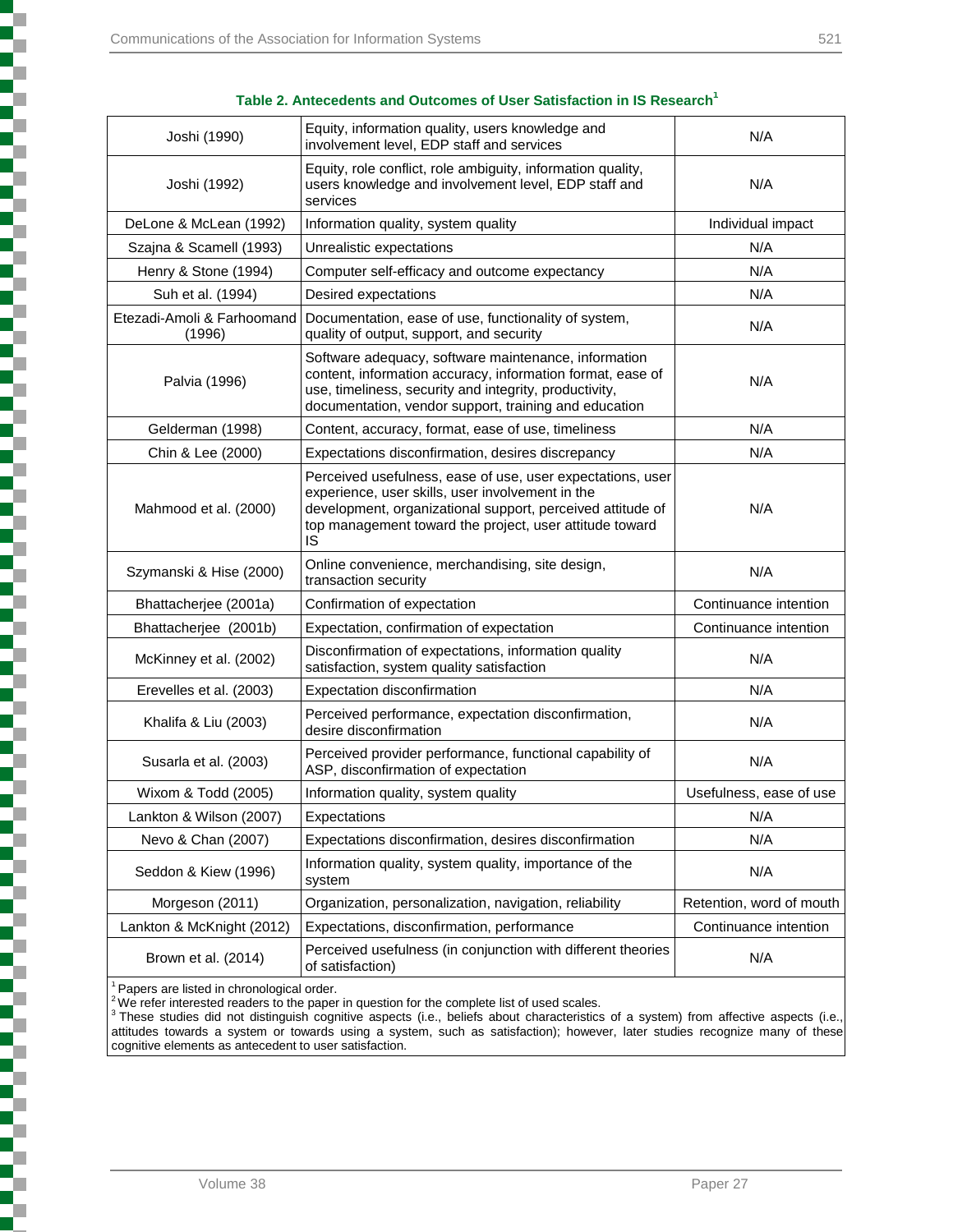**Table 2. Antecedents and Outcomes of User Satisfaction in IS Research[1]**

| | | |
|---|---|---|
| Joshi (1990) | Equity, information quality, users knowledge and involvement level, EDP staff and services | N/A |
| Joshi (1992) | Equity, role conflict, role ambiguity, information quality, users knowledge and involvement level, EDP staff and services | N/A |
| DeLone & McLean (1992) | Information quality, system quality | Individual impact |
| Szajna & Scamell (1993) | Unrealistic expectations | N/A |
| Henry & Stone (1994) | Computer self-efficacy and outcome expectancy | N/A |
| Suh et al. (1994) | Desired expectations | N/A |
| Etezadi-Amoli & Farhoomand (1996) | Documentation, ease of use, functionality of system, quality of output, support, and security | N/A |
| Palvia (1996) | Software adequacy, software maintenance, information content, information accuracy, information format, ease of use, timeliness, security and integrity, productivity, documentation, vendor support, training and education | N/A |
| Gelderman (1998) | Content, accuracy, format, ease of use, timeliness | N/A |
| Chin & Lee (2000) | Expectations disconfirmation, desires discrepancy | N/A |
| Mahmood et al. (2000) | Perceived usefulness, ease of use, user expectations, user experience, user skills, user involvement in the development, organizational support, perceived attitude of top management toward the project, user attitude toward IS | N/A |
| Szymanski & Hise (2000) | Online convenience, merchandising, site design, transaction security | N/A |
| Bhattacherjee (2001a) | Confirmation of expectation | Continuance intention |
| Bhattacherjee (2001b) | Expectation, confirmation of expectation | Continuance intention |
| McKinney et al. (2002) | Disconfirmation of expectations, information quality satisfaction, system quality satisfaction | N/A |
| Erevelles et al. (2003) | Expectation disconfirmation | N/A |
| Khalifa & Liu (2003) | Perceived performance, expectation disconfirmation, desire disconfirmation | N/A |
| Susarla et al. (2003) | Perceived provider performance, functional capability of ASP, disconfirmation of expectation | N/A |
| Wixom & Todd (2005) | Information quality, system quality | Usefulness, ease of use |
| Lankton & Wilson (2007) | Expectations | N/A |
| Nevo & Chan (2007) | Expectations disconfirmation, desires disconfirmation | N/A |
| Seddon & Kiew (1996) | Information quality, system quality, importance of the system | N/A |
| Morgeson (2011) | Organization, personalization, navigation, reliability | Retention, word of mouth |
| Lankton & McKnight (2012) | Expectations, disconfirmation, performance | Continuance intention |
| Brown et al. (2014) | Perceived usefulness (in conjunction with different theories of satisfaction) | N/A |

[1] Papers are listed in chronological order.
[2] We refer interested readers to the paper in question for the complete list of used scales.
[3] These studies did not distinguish cognitive aspects (i.e., beliefs about characteristics of a system) from affective aspects (i.e., attitudes towards a system or towards using a system, such as satisfaction); however, later studies recognize many of these cognitive elements as antecedent to user satisfaction.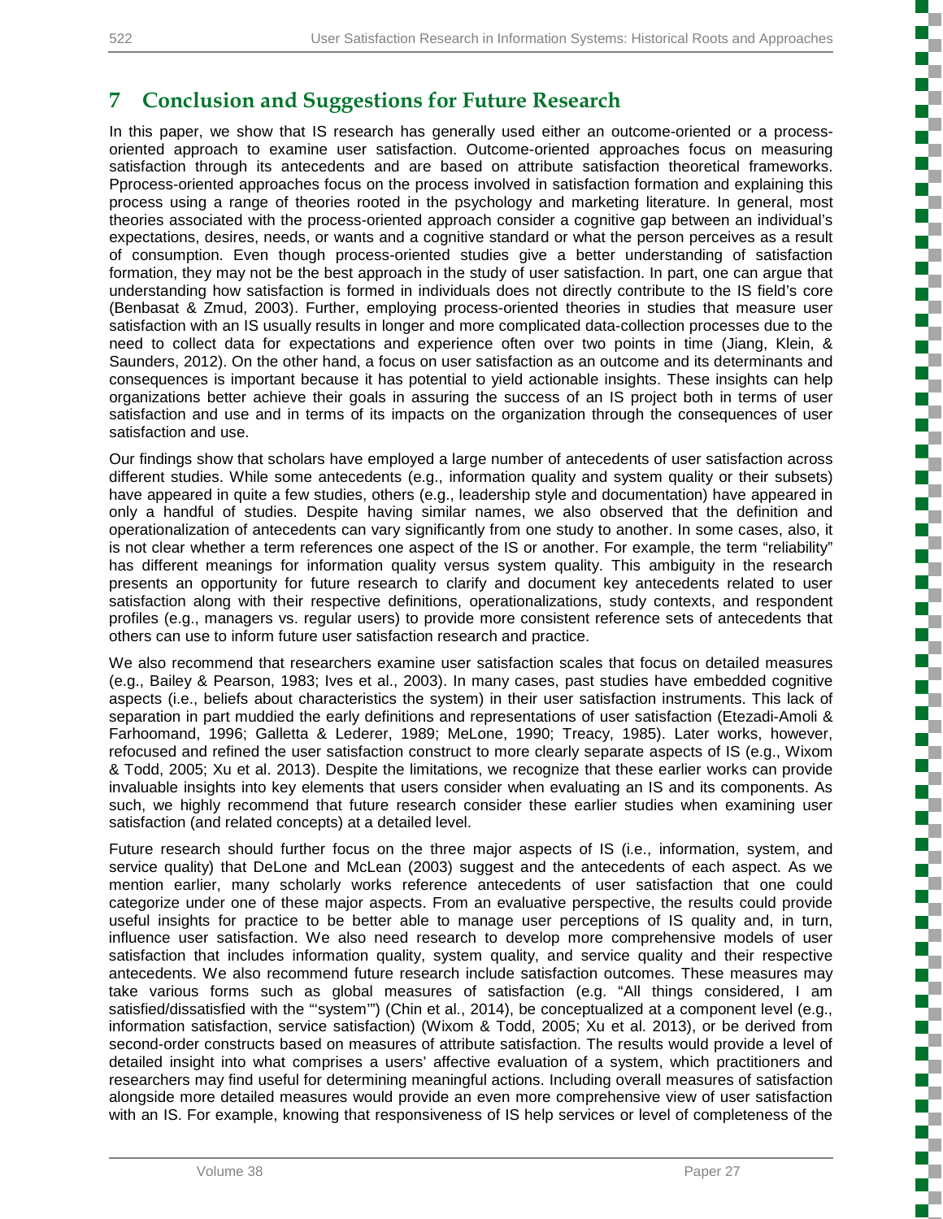## 7 Conclusion and Suggestions for Future Research

In this paper, we show that IS research has generally used either an outcome-oriented or a process-oriented approach to examine user satisfaction. Outcome-oriented approaches focus on measuring satisfaction through its antecedents and are based on attribute satisfaction theoretical frameworks. Pprocess-oriented approaches focus on the process involved in satisfaction formation and explaining this process using a range of theories rooted in the psychology and marketing literature. In general, most theories associated with the process-oriented approach consider a cognitive gap between an individual's expectations, desires, needs, or wants and a cognitive standard or what the person perceives as a result of consumption. Even though process-oriented studies give a better understanding of satisfaction formation, they may not be the best approach in the study of user satisfaction. In part, one can argue that understanding how satisfaction is formed in individuals does not directly contribute to the IS field's core (Benbasat & Zmud, 2003). Further, employing process-oriented theories in studies that measure user satisfaction with an IS usually results in longer and more complicated data-collection processes due to the need to collect data for expectations and experience often over two points in time (Jiang, Klein, & Saunders, 2012). On the other hand, a focus on user satisfaction as an outcome and its determinants and consequences is important because it has potential to yield actionable insights. These insights can help organizations better achieve their goals in assuring the success of an IS project both in terms of user satisfaction and use and in terms of its impacts on the organization through the consequences of user satisfaction and use.

Our findings show that scholars have employed a large number of antecedents of user satisfaction across different studies. While some antecedents (e.g., information quality and system quality or their subsets) have appeared in quite a few studies, others (e.g., leadership style and documentation) have appeared in only a handful of studies. Despite having similar names, we also observed that the definition and operationalization of antecedents can vary significantly from one study to another. In some cases, also, it is not clear whether a term references one aspect of the IS or another. For example, the term "reliability" has different meanings for information quality versus system quality. This ambiguity in the research presents an opportunity for future research to clarify and document key antecedents related to user satisfaction along with their respective definitions, operationalizations, study contexts, and respondent profiles (e.g., managers vs. regular users) to provide more consistent reference sets of antecedents that others can use to inform future user satisfaction research and practice.

We also recommend that researchers examine user satisfaction scales that focus on detailed measures (e.g., Bailey & Pearson, 1983; Ives et al., 2003). In many cases, past studies have embedded cognitive aspects (i.e., beliefs about characteristics the system) in their user satisfaction instruments. This lack of separation in part muddied the early definitions and representations of user satisfaction (Etezadi-Amoli & Farhoomand, 1996; Galletta & Lederer, 1989; MeLone, 1990; Treacy, 1985). Later works, however, refocused and refined the user satisfaction construct to more clearly separate aspects of IS (e.g., Wixom & Todd, 2005; Xu et al. 2013). Despite the limitations, we recognize that these earlier works can provide invaluable insights into key elements that users consider when evaluating an IS and its components. As such, we highly recommend that future research consider these earlier studies when examining user satisfaction (and related concepts) at a detailed level.

Future research should further focus on the three major aspects of IS (i.e., information, system, and service quality) that DeLone and McLean (2003) suggest and the antecedents of each aspect. As we mention earlier, many scholarly works reference antecedents of user satisfaction that one could categorize under one of these major aspects. From an evaluative perspective, the results could provide useful insights for practice to be better able to manage user perceptions of IS quality and, in turn, influence user satisfaction. We also need research to develop more comprehensive models of user satisfaction that includes information quality, system quality, and service quality and their respective antecedents. We also recommend future research include satisfaction outcomes. These measures may take various forms such as global measures of satisfaction (e.g. "All things considered, I am satisfied/dissatisfied with the "'system'") (Chin et al., 2014), be conceptualized at a component level (e.g., information satisfaction, service satisfaction) (Wixom & Todd, 2005; Xu et al. 2013), or be derived from second-order constructs based on measures of attribute satisfaction. The results would provide a level of detailed insight into what comprises a users' affective evaluation of a system, which practitioners and researchers may find useful for determining meaningful actions. Including overall measures of satisfaction alongside more detailed measures would provide an even more comprehensive view of user satisfaction with an IS. For example, knowing that responsiveness of IS help services or level of completeness of the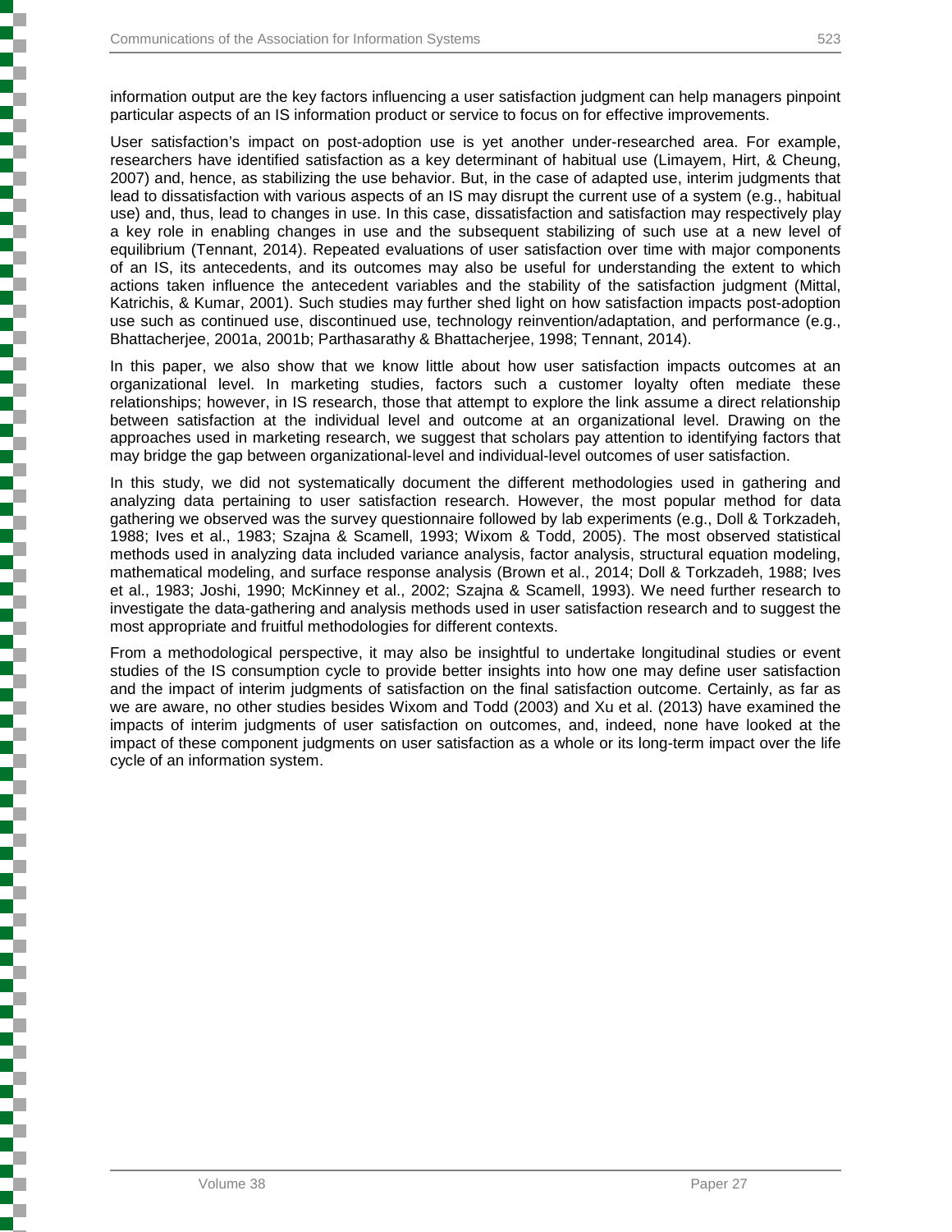information output are the key factors influencing a user satisfaction judgment can help managers pinpoint particular aspects of an IS information product or service to focus on for effective improvements.

User satisfaction's impact on post-adoption use is yet another under-researched area. For example, researchers have identified satisfaction as a key determinant of habitual use (Limayem, Hirt, & Cheung, 2007) and, hence, as stabilizing the use behavior. But, in the case of adapted use, interim judgments that lead to dissatisfaction with various aspects of an IS may disrupt the current use of a system (e.g., habitual use) and, thus, lead to changes in use. In this case, dissatisfaction and satisfaction may respectively play a key role in enabling changes in use and the subsequent stabilizing of such use at a new level of equilibrium (Tennant, 2014). Repeated evaluations of user satisfaction over time with major components of an IS, its antecedents, and its outcomes may also be useful for understanding the extent to which actions taken influence the antecedent variables and the stability of the satisfaction judgment (Mittal, Katrichis, & Kumar, 2001). Such studies may further shed light on how satisfaction impacts post-adoption use such as continued use, discontinued use, technology reinvention/adaptation, and performance (e.g., Bhattacherjee, 2001a, 2001b; Parthasarathy & Bhattacherjee, 1998; Tennant, 2014).

In this paper, we also show that we know little about how user satisfaction impacts outcomes at an organizational level. In marketing studies, factors such a customer loyalty often mediate these relationships; however, in IS research, those that attempt to explore the link assume a direct relationship between satisfaction at the individual level and outcome at an organizational level. Drawing on the approaches used in marketing research, we suggest that scholars pay attention to identifying factors that may bridge the gap between organizational-level and individual-level outcomes of user satisfaction.

In this study, we did not systematically document the different methodologies used in gathering and analyzing data pertaining to user satisfaction research. However, the most popular method for data gathering we observed was the survey questionnaire followed by lab experiments (e.g., Doll & Torkzadeh, 1988; Ives et al., 1983; Szajna & Scamell, 1993; Wixom & Todd, 2005). The most observed statistical methods used in analyzing data included variance analysis, factor analysis, structural equation modeling, mathematical modeling, and surface response analysis (Brown et al., 2014; Doll & Torkzadeh, 1988; Ives et al., 1983; Joshi, 1990; McKinney et al., 2002; Szajna & Scamell, 1993). We need further research to investigate the data-gathering and analysis methods used in user satisfaction research and to suggest the most appropriate and fruitful methodologies for different contexts.

From a methodological perspective, it may also be insightful to undertake longitudinal studies or event studies of the IS consumption cycle to provide better insights into how one may define user satisfaction and the impact of interim judgments of satisfaction on the final satisfaction outcome. Certainly, as far as we are aware, no other studies besides Wixom and Todd (2003) and Xu et al. (2013) have examined the impacts of interim judgments of user satisfaction on outcomes, and, indeed, none have looked at the impact of these component judgments on user satisfaction as a whole or its long-term impact over the life cycle of an information system.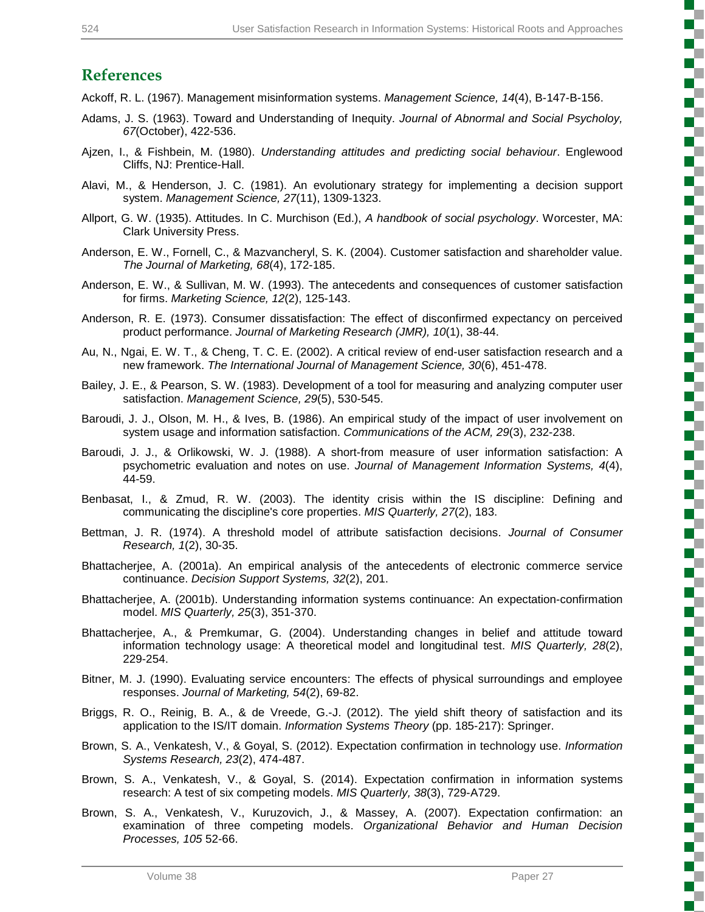## References

Ackoff, R. L. (1967). Management misinformation systems. *Management Science, 14*(4), B-147-B-156.

Adams, J. S. (1963). Toward and Understanding of Inequity. *Journal of Abnormal and Social Psycholoy, 67*(October), 422-536.

Ajzen, I., & Fishbein, M. (1980). *Understanding attitudes and predicting social behaviour*. Englewood Cliffs, NJ: Prentice-Hall.

Alavi, M., & Henderson, J. C. (1981). An evolutionary strategy for implementing a decision support system. *Management Science, 27*(11), 1309-1323.

Allport, G. W. (1935). Attitudes. In C. Murchison (Ed.), *A handbook of social psychology*. Worcester, MA: Clark University Press.

Anderson, E. W., Fornell, C., & Mazvancheryl, S. K. (2004). Customer satisfaction and shareholder value. *The Journal of Marketing, 68*(4), 172-185.

Anderson, E. W., & Sullivan, M. W. (1993). The antecedents and consequences of customer satisfaction for firms. *Marketing Science, 12*(2), 125-143.

Anderson, R. E. (1973). Consumer dissatisfaction: The effect of disconfirmed expectancy on perceived product performance. *Journal of Marketing Research (JMR), 10*(1), 38-44.

Au, N., Ngai, E. W. T., & Cheng, T. C. E. (2002). A critical review of end-user satisfaction research and a new framework. *The International Journal of Management Science, 30*(6), 451-478.

Bailey, J. E., & Pearson, S. W. (1983). Development of a tool for measuring and analyzing computer user satisfaction. *Management Science, 29*(5), 530-545.

Baroudi, J. J., Olson, M. H., & Ives, B. (1986). An empirical study of the impact of user involvement on system usage and information satisfaction. *Communications of the ACM, 29*(3), 232-238.

Baroudi, J. J., & Orlikowski, W. J. (1988). A short-from measure of user information satisfaction: A psychometric evaluation and notes on use. *Journal of Management Information Systems, 4*(4), 44-59.

Benbasat, I., & Zmud, R. W. (2003). The identity crisis within the IS discipline: Defining and communicating the discipline's core properties. *MIS Quarterly, 27*(2), 183.

Bettman, J. R. (1974). A threshold model of attribute satisfaction decisions. *Journal of Consumer Research, 1*(2), 30-35.

Bhattacherjee, A. (2001a). An empirical analysis of the antecedents of electronic commerce service continuance. *Decision Support Systems, 32*(2), 201.

Bhattacherjee, A. (2001b). Understanding information systems continuance: An expectation-confirmation model. *MIS Quarterly, 25*(3), 351-370.

Bhattacherjee, A., & Premkumar, G. (2004). Understanding changes in belief and attitude toward information technology usage: A theoretical model and longitudinal test. *MIS Quarterly, 28*(2), 229-254.

Bitner, M. J. (1990). Evaluating service encounters: The effects of physical surroundings and employee responses. *Journal of Marketing, 54*(2), 69-82.

Briggs, R. O., Reinig, B. A., & de Vreede, G.-J. (2012). The yield shift theory of satisfaction and its application to the IS/IT domain. *Information Systems Theory* (pp. 185-217): Springer.

Brown, S. A., Venkatesh, V., & Goyal, S. (2012). Expectation confirmation in technology use. *Information Systems Research, 23*(2), 474-487.

Brown, S. A., Venkatesh, V., & Goyal, S. (2014). Expectation confirmation in information systems research: A test of six competing models. *MIS Quarterly, 38*(3), 729-A729.

Brown, S. A., Venkatesh, V., Kuruzovich, J., & Massey, A. (2007). Expectation confirmation: an examination of three competing models. *Organizational Behavior and Human Decision Processes, 105* 52-66.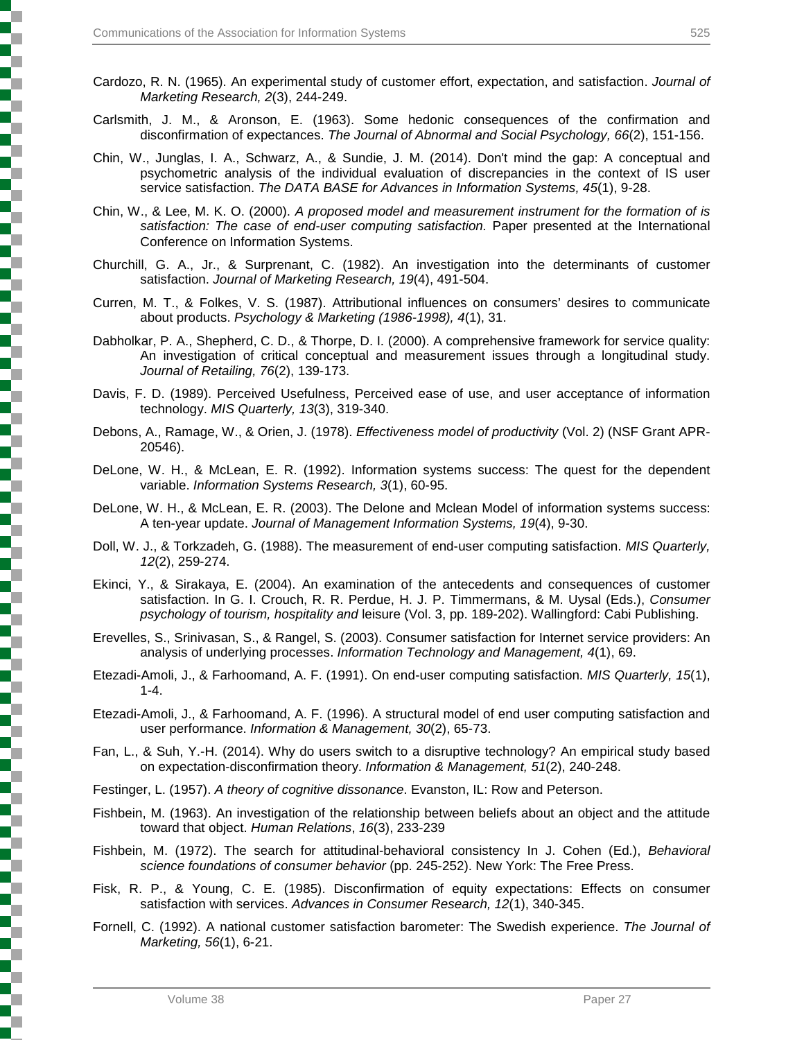Cardozo, R. N. (1965). An experimental study of customer effort, expectation, and satisfaction. *Journal of Marketing Research, 2*(3), 244-249.

Carlsmith, J. M., & Aronson, E. (1963). Some hedonic consequences of the confirmation and disconfirmation of expectances. *The Journal of Abnormal and Social Psychology, 66*(2), 151-156.

Chin, W., Junglas, I. A., Schwarz, A., & Sundie, J. M. (2014). Don't mind the gap: A conceptual and psychometric analysis of the individual evaluation of discrepancies in the context of IS user service satisfaction. *The DATA BASE for Advances in Information Systems, 45*(1), 9-28.

Chin, W., & Lee, M. K. O. (2000). *A proposed model and measurement instrument for the formation of is satisfaction: The case of end-user computing satisfaction.* Paper presented at the International Conference on Information Systems.

Churchill, G. A., Jr., & Surprenant, C. (1982). An investigation into the determinants of customer satisfaction. *Journal of Marketing Research, 19*(4), 491-504.

Curren, M. T., & Folkes, V. S. (1987). Attributional influences on consumers' desires to communicate about products. *Psychology & Marketing (1986-1998), 4*(1), 31.

Dabholkar, P. A., Shepherd, C. D., & Thorpe, D. I. (2000). A comprehensive framework for service quality: An investigation of critical conceptual and measurement issues through a longitudinal study. *Journal of Retailing, 76*(2), 139-173.

Davis, F. D. (1989). Perceived Usefulness, Perceived ease of use, and user acceptance of information technology. *MIS Quarterly, 13*(3), 319-340.

Debons, A., Ramage, W., & Orien, J. (1978). *Effectiveness model of productivity* (Vol. 2) (NSF Grant APR-20546).

DeLone, W. H., & McLean, E. R. (1992). Information systems success: The quest for the dependent variable. *Information Systems Research, 3*(1), 60-95.

DeLone, W. H., & McLean, E. R. (2003). The Delone and Mclean Model of information systems success: A ten-year update. *Journal of Management Information Systems, 19*(4), 9-30.

Doll, W. J., & Torkzadeh, G. (1988). The measurement of end-user computing satisfaction. *MIS Quarterly, 12*(2), 259-274.

Ekinci, Y., & Sirakaya, E. (2004). An examination of the antecedents and consequences of customer satisfaction. In G. I. Crouch, R. R. Perdue, H. J. P. Timmermans, & M. Uysal (Eds.), *Consumer psychology of tourism, hospitality and* leisure (Vol. 3, pp. 189-202). Wallingford: Cabi Publishing.

Erevelles, S., Srinivasan, S., & Rangel, S. (2003). Consumer satisfaction for Internet service providers: An analysis of underlying processes. *Information Technology and Management, 4*(1), 69.

Etezadi-Amoli, J., & Farhoomand, A. F. (1991). On end-user computing satisfaction. *MIS Quarterly, 15*(1), 1-4.

Etezadi-Amoli, J., & Farhoomand, A. F. (1996). A structural model of end user computing satisfaction and user performance. *Information & Management, 30*(2), 65-73.

Fan, L., & Suh, Y.-H. (2014). Why do users switch to a disruptive technology? An empirical study based on expectation-disconfirmation theory. *Information & Management, 51*(2), 240-248.

Festinger, L. (1957). *A theory of cognitive dissonance*. Evanston, IL: Row and Peterson.

Fishbein, M. (1963). An investigation of the relationship between beliefs about an object and the attitude toward that object. *Human Relations*, *16*(3), 233-239

Fishbein, M. (1972). The search for attitudinal-behavioral consistency In J. Cohen (Ed.), *Behavioral science foundations of consumer behavior* (pp. 245-252). New York: The Free Press.

Fisk, R. P., & Young, C. E. (1985). Disconfirmation of equity expectations: Effects on consumer satisfaction with services. *Advances in Consumer Research, 12*(1), 340-345.

Fornell, C. (1992). A national customer satisfaction barometer: The Swedish experience. *The Journal of Marketing, 56*(1), 6-21.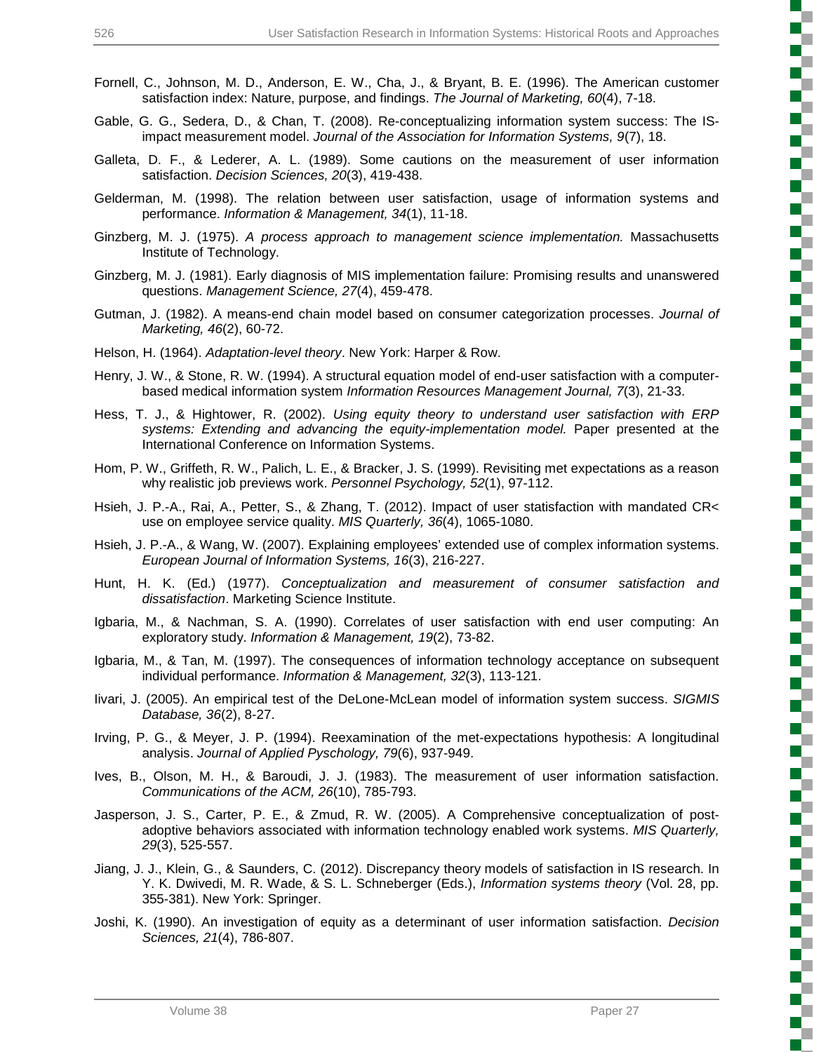Fornell, C., Johnson, M. D., Anderson, E. W., Cha, J., & Bryant, B. E. (1996). The American customer satisfaction index: Nature, purpose, and findings. *The Journal of Marketing, 60*(4), 7-18.

Gable, G. G., Sedera, D., & Chan, T. (2008). Re-conceptualizing information system success: The IS-impact measurement model. *Journal of the Association for Information Systems, 9*(7), 18.

Galleta, D. F., & Lederer, A. L. (1989). Some cautions on the measurement of user information satisfaction. *Decision Sciences, 20*(3), 419-438.

Gelderman, M. (1998). The relation between user satisfaction, usage of information systems and performance. *Information & Management, 34*(1), 11-18.

Ginzberg, M. J. (1975). *A process approach to management science implementation.* Massachusetts Institute of Technology.

Ginzberg, M. J. (1981). Early diagnosis of MIS implementation failure: Promising results and unanswered questions. *Management Science, 27*(4), 459-478.

Gutman, J. (1982). A means-end chain model based on consumer categorization processes. *Journal of Marketing, 46*(2), 60-72.

Helson, H. (1964). *Adaptation-level theory*. New York: Harper & Row.

Henry, J. W., & Stone, R. W. (1994). A structural equation model of end-user satisfaction with a computer-based medical information system *Information Resources Management Journal, 7*(3), 21-33.

Hess, T. J., & Hightower, R. (2002). *Using equity theory to understand user satisfaction with ERP systems: Extending and advancing the equity-implementation model.* Paper presented at the International Conference on Information Systems.

Hom, P. W., Griffeth, R. W., Palich, L. E., & Bracker, J. S. (1999). Revisiting met expectations as a reason why realistic job previews work. *Personnel Psychology, 52*(1), 97-112.

Hsieh, J. P.-A., Rai, A., Petter, S., & Zhang, T. (2012). Impact of user statisfaction with mandated CR< use on employee service quality. *MIS Quarterly, 36*(4), 1065-1080.

Hsieh, J. P.-A., & Wang, W. (2007). Explaining employees' extended use of complex information systems. *European Journal of Information Systems, 16*(3), 216-227.

Hunt, H. K. (Ed.) (1977). *Conceptualization and measurement of consumer satisfaction and dissatisfaction*. Marketing Science Institute.

Igbaria, M., & Nachman, S. A. (1990). Correlates of user satisfaction with end user computing: An exploratory study. *Information & Management, 19*(2), 73-82.

Igbaria, M., & Tan, M. (1997). The consequences of information technology acceptance on subsequent individual performance. *Information & Management, 32*(3), 113-121.

Iivari, J. (2005). An empirical test of the DeLone-McLean model of information system success. *SIGMIS Database, 36*(2), 8-27.

Irving, P. G., & Meyer, J. P. (1994). Reexamination of the met-expectations hypothesis: A longitudinal analysis. *Journal of Applied Pyschology, 79*(6), 937-949.

Ives, B., Olson, M. H., & Baroudi, J. J. (1983). The measurement of user information satisfaction. *Communications of the ACM, 26*(10), 785-793.

Jasperson, J. S., Carter, P. E., & Zmud, R. W. (2005). A Comprehensive conceptualization of post-adoptive behaviors associated with information technology enabled work systems. *MIS Quarterly, 29*(3), 525-557.

Jiang, J. J., Klein, G., & Saunders, C. (2012). Discrepancy theory models of satisfaction in IS research. In Y. K. Dwivedi, M. R. Wade, & S. L. Schneberger (Eds.), *Information systems theory* (Vol. 28, pp. 355-381). New York: Springer.

Joshi, K. (1990). An investigation of equity as a determinant of user information satisfaction. *Decision Sciences, 21*(4), 786-807.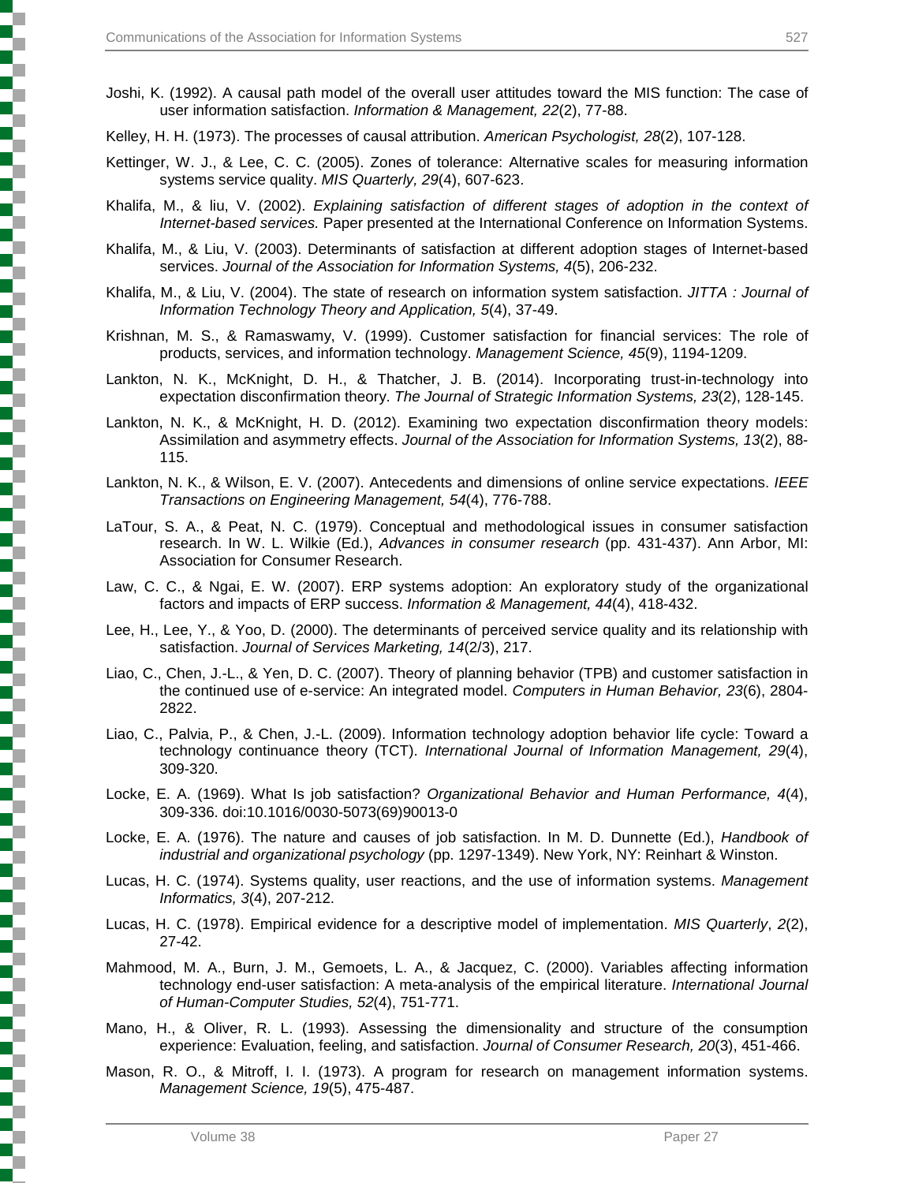Joshi, K. (1992). A causal path model of the overall user attitudes toward the MIS function: The case of user information satisfaction. *Information & Management, 22*(2), 77-88.

Kelley, H. H. (1973). The processes of causal attribution. *American Psychologist, 28*(2), 107-128.

Kettinger, W. J., & Lee, C. C. (2005). Zones of tolerance: Alternative scales for measuring information systems service quality. *MIS Quarterly, 29*(4), 607-623.

Khalifa, M., & liu, V. (2002). *Explaining satisfaction of different stages of adoption in the context of Internet-based services.* Paper presented at the International Conference on Information Systems.

Khalifa, M., & Liu, V. (2003). Determinants of satisfaction at different adoption stages of Internet-based services. *Journal of the Association for Information Systems, 4*(5), 206-232.

Khalifa, M., & Liu, V. (2004). The state of research on information system satisfaction. *JITTA : Journal of Information Technology Theory and Application, 5*(4), 37-49.

Krishnan, M. S., & Ramaswamy, V. (1999). Customer satisfaction for financial services: The role of products, services, and information technology. *Management Science, 45*(9), 1194-1209.

Lankton, N. K., McKnight, D. H., & Thatcher, J. B. (2014). Incorporating trust-in-technology into expectation disconfirmation theory. *The Journal of Strategic Information Systems, 23*(2), 128-145.

Lankton, N. K., & McKnight, H. D. (2012). Examining two expectation disconfirmation theory models: Assimilation and asymmetry effects. *Journal of the Association for Information Systems, 13*(2), 88-115.

Lankton, N. K., & Wilson, E. V. (2007). Antecedents and dimensions of online service expectations. *IEEE Transactions on Engineering Management, 54*(4), 776-788.

LaTour, S. A., & Peat, N. C. (1979). Conceptual and methodological issues in consumer satisfaction research. In W. L. Wilkie (Ed.), *Advances in consumer research* (pp. 431-437). Ann Arbor, MI: Association for Consumer Research.

Law, C. C., & Ngai, E. W. (2007). ERP systems adoption: An exploratory study of the organizational factors and impacts of ERP success. *Information & Management, 44*(4), 418-432.

Lee, H., Lee, Y., & Yoo, D. (2000). The determinants of perceived service quality and its relationship with satisfaction. *Journal of Services Marketing, 14*(2/3), 217.

Liao, C., Chen, J.-L., & Yen, D. C. (2007). Theory of planning behavior (TPB) and customer satisfaction in the continued use of e-service: An integrated model. *Computers in Human Behavior, 23*(6), 2804-2822.

Liao, C., Palvia, P., & Chen, J.-L. (2009). Information technology adoption behavior life cycle: Toward a technology continuance theory (TCT). *International Journal of Information Management, 29*(4), 309-320.

Locke, E. A. (1969). What Is job satisfaction? *Organizational Behavior and Human Performance, 4*(4), 309-336. doi:10.1016/0030-5073(69)90013-0

Locke, E. A. (1976). The nature and causes of job satisfaction. In M. D. Dunnette (Ed.), *Handbook of industrial and organizational psychology* (pp. 1297-1349). New York, NY: Reinhart & Winston.

Lucas, H. C. (1974). Systems quality, user reactions, and the use of information systems. *Management Informatics, 3*(4), 207-212.

Lucas, H. C. (1978). Empirical evidence for a descriptive model of implementation. *MIS Quarterly*, *2*(2), 27-42.

Mahmood, M. A., Burn, J. M., Gemoets, L. A., & Jacquez, C. (2000). Variables affecting information technology end-user satisfaction: A meta-analysis of the empirical literature. *International Journal of Human-Computer Studies, 52*(4), 751-771.

Mano, H., & Oliver, R. L. (1993). Assessing the dimensionality and structure of the consumption experience: Evaluation, feeling, and satisfaction. *Journal of Consumer Research, 20*(3), 451-466.

Mason, R. O., & Mitroff, I. I. (1973). A program for research on management information systems. *Management Science, 19*(5), 475-487.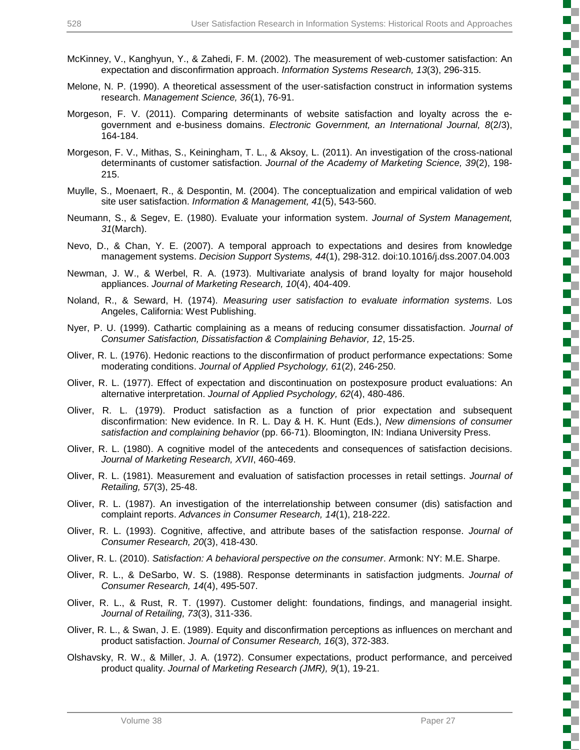McKinney, V., Kanghyun, Y., & Zahedi, F. M. (2002). The measurement of web-customer satisfaction: An expectation and disconfirmation approach. *Information Systems Research, 13*(3), 296-315.

Melone, N. P. (1990). A theoretical assessment of the user-satisfaction construct in information systems research. *Management Science, 36*(1), 76-91.

Morgeson, F. V. (2011). Comparing determinants of website satisfaction and loyalty across the e-government and e-business domains. *Electronic Government, an International Journal, 8*(2/3), 164-184.

Morgeson, F. V., Mithas, S., Keiningham, T. L., & Aksoy, L. (2011). An investigation of the cross-national determinants of customer satisfaction. *Journal of the Academy of Marketing Science, 39*(2), 198-215.

Muylle, S., Moenaert, R., & Despontin, M. (2004). The conceptualization and empirical validation of web site user satisfaction. *Information & Management, 41*(5), 543-560.

Neumann, S., & Segev, E. (1980). Evaluate your information system. *Journal of System Management, 31*(March).

Nevo, D., & Chan, Y. E. (2007). A temporal approach to expectations and desires from knowledge management systems. *Decision Support Systems, 44*(1), 298-312. doi:10.1016/j.dss.2007.04.003

Newman, J. W., & Werbel, R. A. (1973). Multivariate analysis of brand loyalty for major household appliances. *Journal of Marketing Research, 10*(4), 404-409.

Noland, R., & Seward, H. (1974). *Measuring user satisfaction to evaluate information systems*. Los Angeles, California: West Publishing.

Nyer, P. U. (1999). Cathartic complaining as a means of reducing consumer dissatisfaction. *Journal of Consumer Satisfaction, Dissatisfaction & Complaining Behavior, 12*, 15-25.

Oliver, R. L. (1976). Hedonic reactions to the disconfirmation of product performance expectations: Some moderating conditions. *Journal of Applied Psychology, 61*(2), 246-250.

Oliver, R. L. (1977). Effect of expectation and discontinuation on postexposure product evaluations: An alternative interpretation. *Journal of Applied Psychology, 62*(4), 480-486.

Oliver, R. L. (1979). Product satisfaction as a function of prior expectation and subsequent disconfirmation: New evidence. In R. L. Day & H. K. Hunt (Eds.), *New dimensions of consumer satisfaction and complaining behavior* (pp. 66-71). Bloomington, IN: Indiana University Press.

Oliver, R. L. (1980). A cognitive model of the antecedents and consequences of satisfaction decisions. *Journal of Marketing Research, XVII*, 460-469.

Oliver, R. L. (1981). Measurement and evaluation of satisfaction processes in retail settings. *Journal of Retailing, 57*(3), 25-48.

Oliver, R. L. (1987). An investigation of the interrelationship between consumer (dis) satisfaction and complaint reports. *Advances in Consumer Research, 14*(1), 218-222.

Oliver, R. L. (1993). Cognitive, affective, and attribute bases of the satisfaction response. *Journal of Consumer Research, 20*(3), 418-430.

Oliver, R. L. (2010). *Satisfaction: A behavioral perspective on the consumer*. Armonk: NY: M.E. Sharpe.

Oliver, R. L., & DeSarbo, W. S. (1988). Response determinants in satisfaction judgments. *Journal of Consumer Research, 14*(4), 495-507.

Oliver, R. L., & Rust, R. T. (1997). Customer delight: foundations, findings, and managerial insight. *Journal of Retailing, 73*(3), 311-336.

Oliver, R. L., & Swan, J. E. (1989). Equity and disconfirmation perceptions as influences on merchant and product satisfaction. *Journal of Consumer Research, 16*(3), 372-383.

Olshavsky, R. W., & Miller, J. A. (1972). Consumer expectations, product performance, and perceived product quality. *Journal of Marketing Research (JMR), 9*(1), 19-21.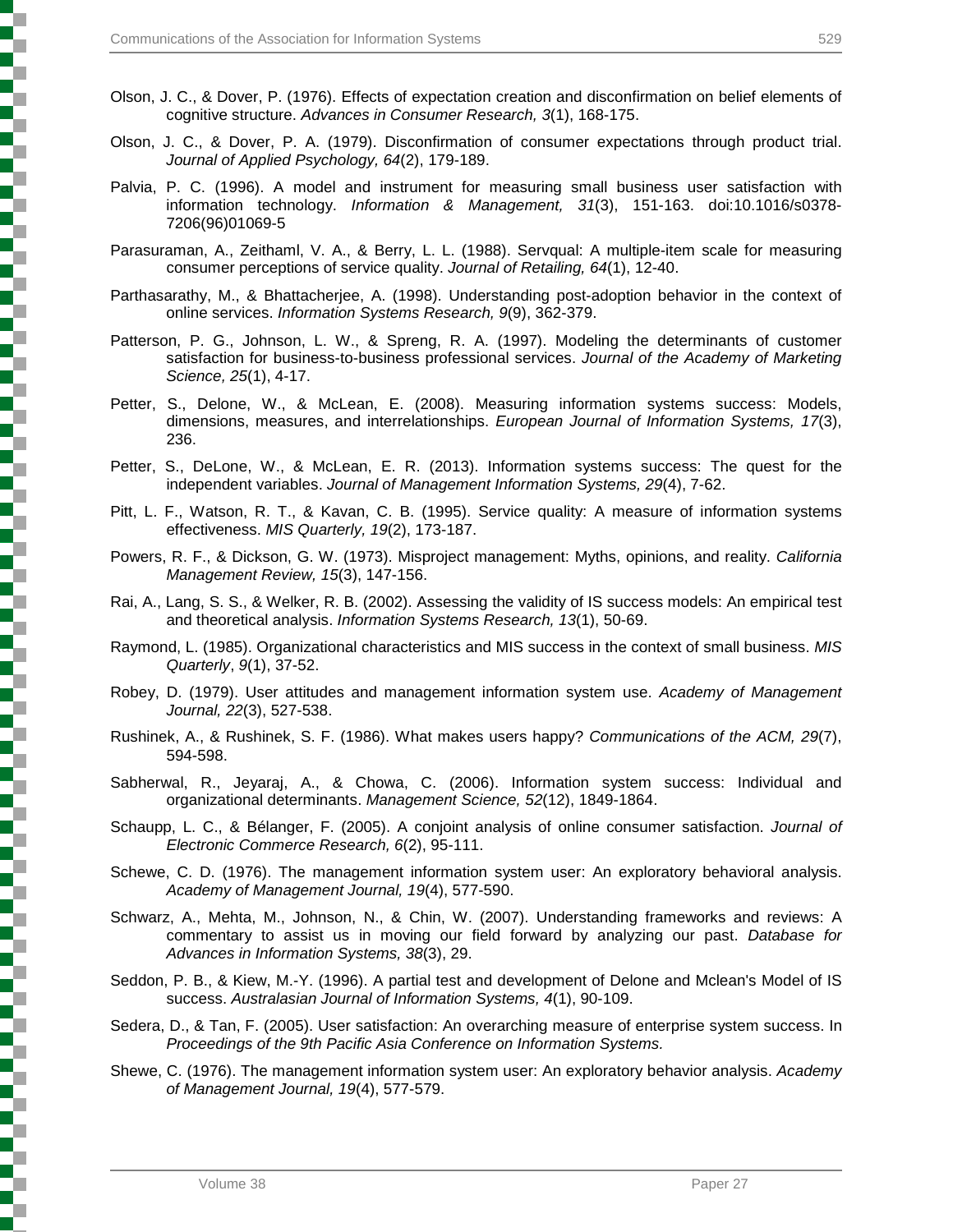Olson, J. C., & Dover, P. (1976). Effects of expectation creation and disconfirmation on belief elements of cognitive structure. *Advances in Consumer Research, 3*(1), 168-175.

Olson, J. C., & Dover, P. A. (1979). Disconfirmation of consumer expectations through product trial. *Journal of Applied Psychology, 64*(2), 179-189.

Palvia, P. C. (1996). A model and instrument for measuring small business user satisfaction with information technology. *Information & Management, 31*(3), 151-163. doi:10.1016/s0378-7206(96)01069-5

Parasuraman, A., Zeithaml, V. A., & Berry, L. L. (1988). Servqual: A multiple-item scale for measuring consumer perceptions of service quality. *Journal of Retailing, 64*(1), 12-40.

Parthasarathy, M., & Bhattacherjee, A. (1998). Understanding post-adoption behavior in the context of online services. *Information Systems Research, 9*(9), 362-379.

Patterson, P. G., Johnson, L. W., & Spreng, R. A. (1997). Modeling the determinants of customer satisfaction for business-to-business professional services. *Journal of the Academy of Marketing Science, 25*(1), 4-17.

Petter, S., Delone, W., & McLean, E. (2008). Measuring information systems success: Models, dimensions, measures, and interrelationships. *European Journal of Information Systems, 17*(3), 236.

Petter, S., DeLone, W., & McLean, E. R. (2013). Information systems success: The quest for the independent variables. *Journal of Management Information Systems, 29*(4), 7-62.

Pitt, L. F., Watson, R. T., & Kavan, C. B. (1995). Service quality: A measure of information systems effectiveness. *MIS Quarterly, 19*(2), 173-187.

Powers, R. F., & Dickson, G. W. (1973). Misproject management: Myths, opinions, and reality. *California Management Review, 15*(3), 147-156.

Rai, A., Lang, S. S., & Welker, R. B. (2002). Assessing the validity of IS success models: An empirical test and theoretical analysis. *Information Systems Research, 13*(1), 50-69.

Raymond, L. (1985). Organizational characteristics and MIS success in the context of small business. *MIS Quarterly*, *9*(1), 37-52.

Robey, D. (1979). User attitudes and management information system use. *Academy of Management Journal, 22*(3), 527-538.

Rushinek, A., & Rushinek, S. F. (1986). What makes users happy? *Communications of the ACM, 29*(7), 594-598.

Sabherwal, R., Jeyaraj, A., & Chowa, C. (2006). Information system success: Individual and organizational determinants. *Management Science, 52*(12), 1849-1864.

Schaupp, L. C., & Bélanger, F. (2005). A conjoint analysis of online consumer satisfaction. *Journal of Electronic Commerce Research, 6*(2), 95-111.

Schewe, C. D. (1976). The management information system user: An exploratory behavioral analysis. *Academy of Management Journal, 19*(4), 577-590.

Schwarz, A., Mehta, M., Johnson, N., & Chin, W. (2007). Understanding frameworks and reviews: A commentary to assist us in moving our field forward by analyzing our past. *Database for Advances in Information Systems, 38*(3), 29.

Seddon, P. B., & Kiew, M.-Y. (1996). A partial test and development of Delone and Mclean's Model of IS success. *Australasian Journal of Information Systems, 4*(1), 90-109.

Sedera, D., & Tan, F. (2005). User satisfaction: An overarching measure of enterprise system success. In *Proceedings of the 9th Pacific Asia Conference on Information Systems.*

Shewe, C. (1976). The management information system user: An exploratory behavior analysis. *Academy of Management Journal, 19*(4), 577-579.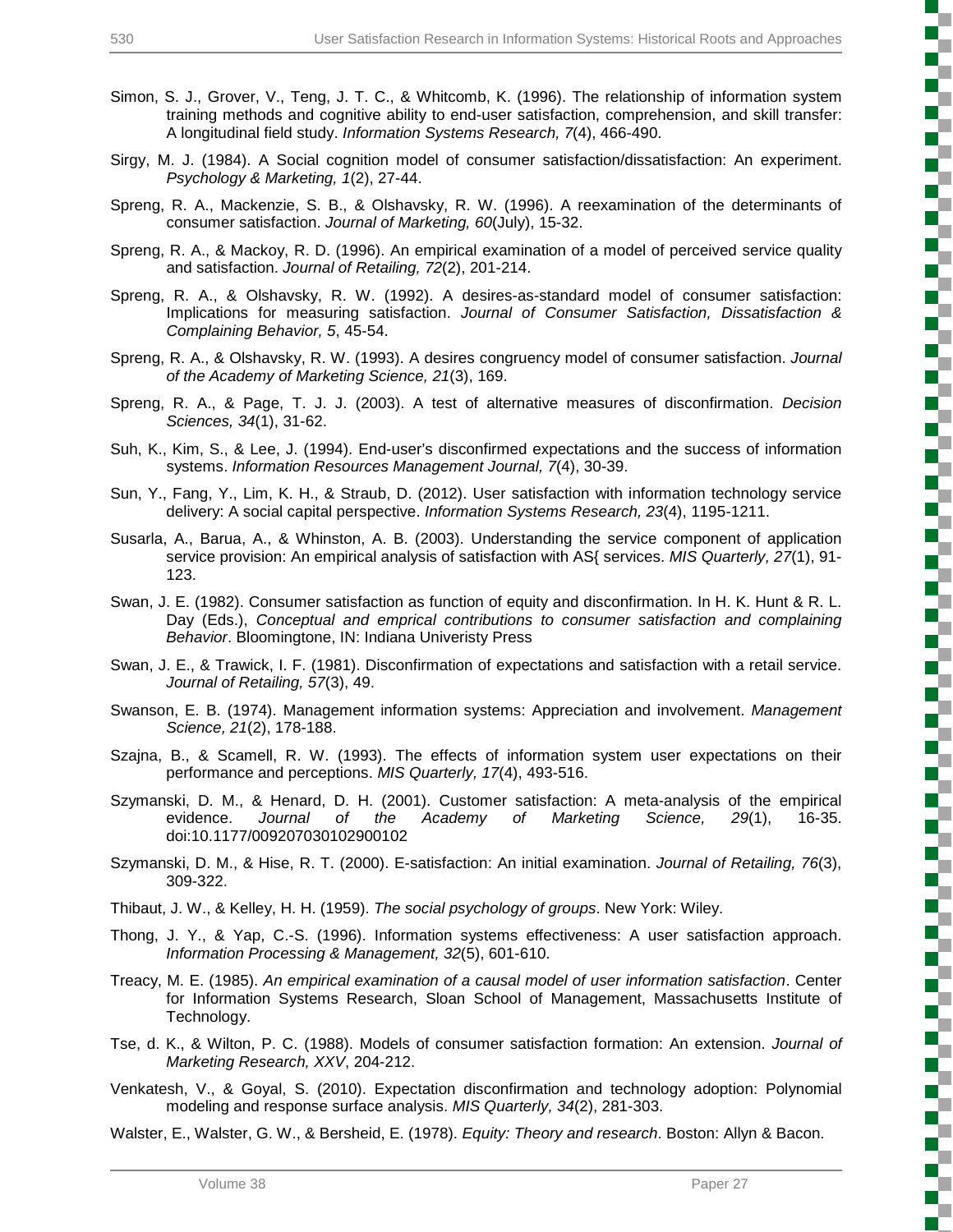Simon, S. J., Grover, V., Teng, J. T. C., & Whitcomb, K. (1996). The relationship of information system training methods and cognitive ability to end-user satisfaction, comprehension, and skill transfer: A longitudinal field study. *Information Systems Research, 7*(4), 466-490.

Sirgy, M. J. (1984). A Social cognition model of consumer satisfaction/dissatisfaction: An experiment. *Psychology & Marketing, 1*(2), 27-44.

Spreng, R. A., Mackenzie, S. B., & Olshavsky, R. W. (1996). A reexamination of the determinants of consumer satisfaction. *Journal of Marketing, 60*(July), 15-32.

Spreng, R. A., & Mackoy, R. D. (1996). An empirical examination of a model of perceived service quality and satisfaction. *Journal of Retailing, 72*(2), 201-214.

Spreng, R. A., & Olshavsky, R. W. (1992). A desires-as-standard model of consumer satisfaction: Implications for measuring satisfaction. *Journal of Consumer Satisfaction, Dissatisfaction & Complaining Behavior, 5*, 45-54.

Spreng, R. A., & Olshavsky, R. W. (1993). A desires congruency model of consumer satisfaction. *Journal of the Academy of Marketing Science, 21*(3), 169.

Spreng, R. A., & Page, T. J. J. (2003). A test of alternative measures of disconfirmation. *Decision Sciences, 34*(1), 31-62.

Suh, K., Kim, S., & Lee, J. (1994). End-user's disconfirmed expectations and the success of information systems. *Information Resources Management Journal, 7*(4), 30-39.

Sun, Y., Fang, Y., Lim, K. H., & Straub, D. (2012). User satisfaction with information technology service delivery: A social capital perspective. *Information Systems Research, 23*(4), 1195-1211.

Susarla, A., Barua, A., & Whinston, A. B. (2003). Understanding the service component of application service provision: An empirical analysis of satisfaction with AS{ services. *MIS Quarterly, 27*(1), 91-123.

Swan, J. E. (1982). Consumer satisfaction as function of equity and disconfirmation. In H. K. Hunt & R. L. Day (Eds.), *Conceptual and emprical contributions to consumer satisfaction and complaining Behavior*. Bloomingtone, IN: Indiana Univeristy Press

Swan, J. E., & Trawick, I. F. (1981). Disconfirmation of expectations and satisfaction with a retail service. *Journal of Retailing, 57*(3), 49.

Swanson, E. B. (1974). Management information systems: Appreciation and involvement. *Management Science, 21*(2), 178-188.

Szajna, B., & Scamell, R. W. (1993). The effects of information system user expectations on their performance and perceptions. *MIS Quarterly, 17*(4), 493-516.

Szymanski, D. M., & Henard, D. H. (2001). Customer satisfaction: A meta-analysis of the empirical evidence. *Journal of the Academy of Marketing Science, 29*(1), 16-35. doi:10.1177/009207030102900102

Szymanski, D. M., & Hise, R. T. (2000). E-satisfaction: An initial examination. *Journal of Retailing, 76*(3), 309-322.

Thibaut, J. W., & Kelley, H. H. (1959). *The social psychology of groups*. New York: Wiley.

Thong, J. Y., & Yap, C.-S. (1996). Information systems effectiveness: A user satisfaction approach. *Information Processing & Management, 32*(5), 601-610.

Treacy, M. E. (1985). *An empirical examination of a causal model of user information satisfaction*. Center for Information Systems Research, Sloan School of Management, Massachusetts Institute of Technology.

Tse, d. K., & Wilton, P. C. (1988). Models of consumer satisfaction formation: An extension. *Journal of Marketing Research, XXV*, 204-212.

Venkatesh, V., & Goyal, S. (2010). Expectation disconfirmation and technology adoption: Polynomial modeling and response surface analysis. *MIS Quarterly, 34*(2), 281-303.

Walster, E., Walster, G. W., & Bersheid, E. (1978). *Equity: Theory and research*. Boston: Allyn & Bacon.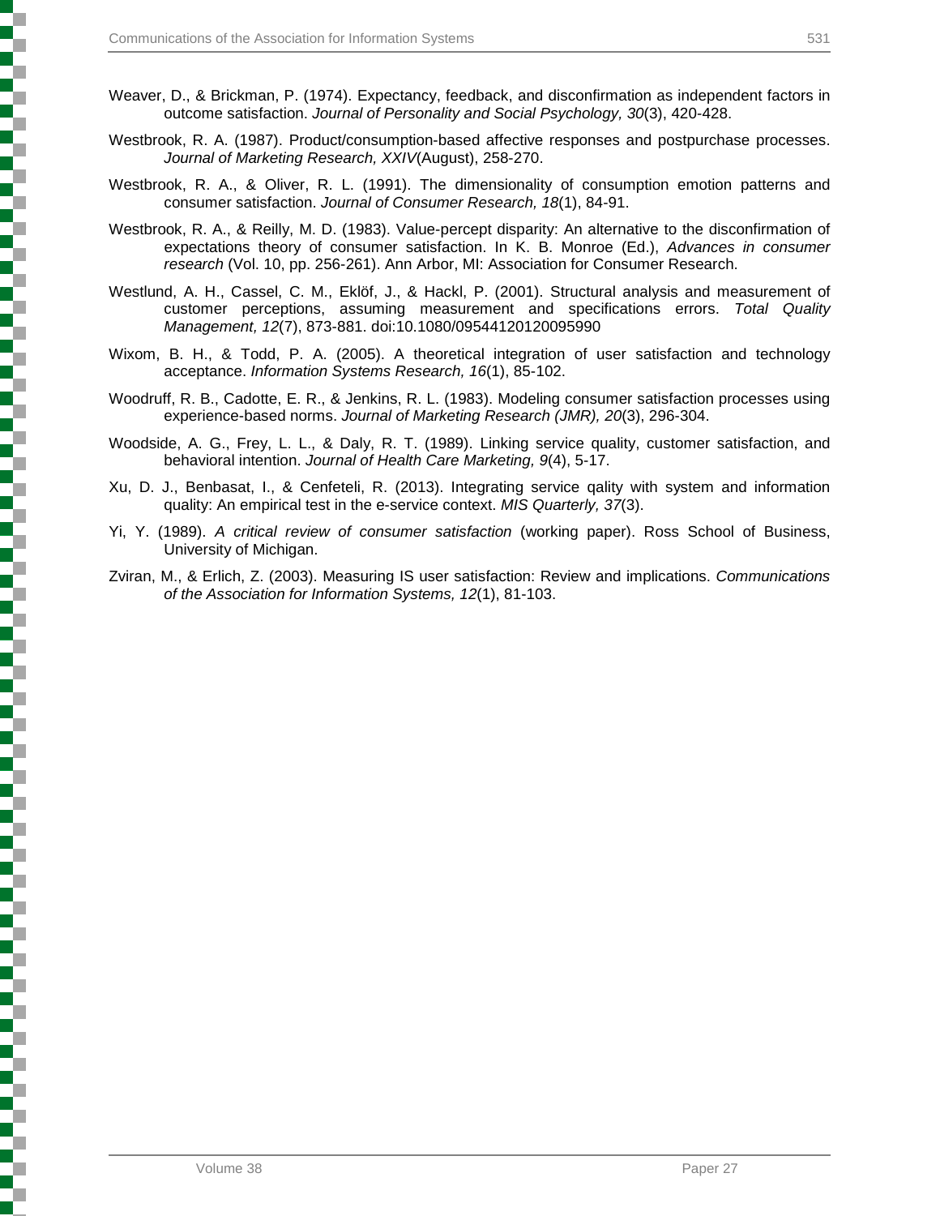Weaver, D., & Brickman, P. (1974). Expectancy, feedback, and disconfirmation as independent factors in outcome satisfaction. *Journal of Personality and Social Psychology, 30*(3), 420-428.

Westbrook, R. A. (1987). Product/consumption-based affective responses and postpurchase processes. *Journal of Marketing Research, XXIV*(August), 258-270.

Westbrook, R. A., & Oliver, R. L. (1991). The dimensionality of consumption emotion patterns and consumer satisfaction. *Journal of Consumer Research, 18*(1), 84-91.

Westbrook, R. A., & Reilly, M. D. (1983). Value-percept disparity: An alternative to the disconfirmation of expectations theory of consumer satisfaction. In K. B. Monroe (Ed.), *Advances in consumer research* (Vol. 10, pp. 256-261). Ann Arbor, MI: Association for Consumer Research.

Westlund, A. H., Cassel, C. M., Eklöf, J., & Hackl, P. (2001). Structural analysis and measurement of customer perceptions, assuming measurement and specifications errors. *Total Quality Management, 12*(7), 873-881. doi:10.1080/09544120120095990

Wixom, B. H., & Todd, P. A. (2005). A theoretical integration of user satisfaction and technology acceptance. *Information Systems Research, 16*(1), 85-102.

Woodruff, R. B., Cadotte, E. R., & Jenkins, R. L. (1983). Modeling consumer satisfaction processes using experience-based norms. *Journal of Marketing Research (JMR), 20*(3), 296-304.

Woodside, A. G., Frey, L. L., & Daly, R. T. (1989). Linking service quality, customer satisfaction, and behavioral intention. *Journal of Health Care Marketing, 9*(4), 5-17.

Xu, D. J., Benbasat, I., & Cenfeteli, R. (2013). Integrating service qality with system and information quality: An empirical test in the e-service context. *MIS Quarterly, 37*(3).

Yi, Y. (1989). *A critical review of consumer satisfaction* (working paper). Ross School of Business, University of Michigan.

Zviran, M., & Erlich, Z. (2003). Measuring IS user satisfaction: Review and implications. *Communications of the Association for Information Systems, 12*(1), 81-103.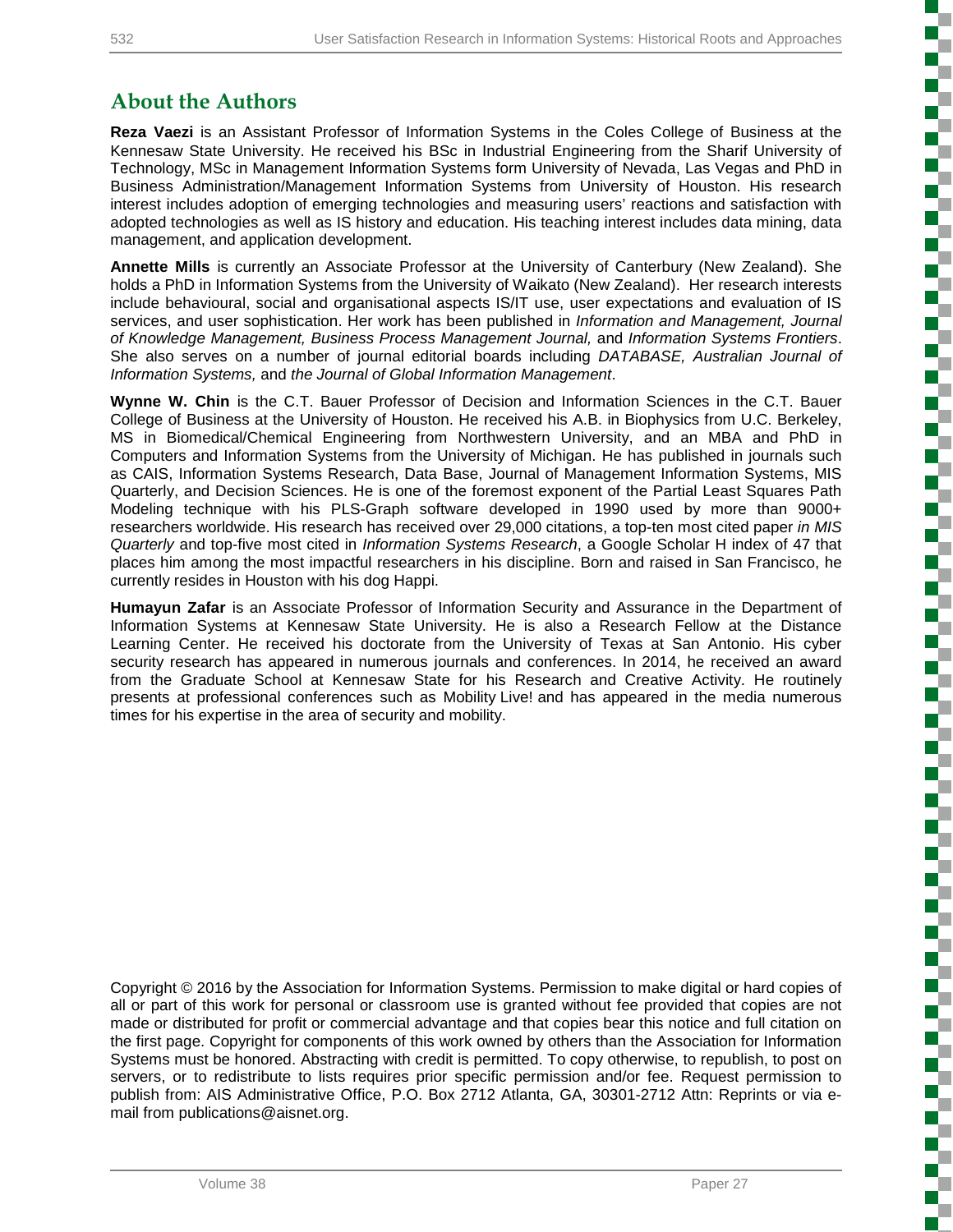## About the Authors

**Reza Vaezi** is an Assistant Professor of Information Systems in the Coles College of Business at the Kennesaw State University. He received his BSc in Industrial Engineering from the Sharif University of Technology, MSc in Management Information Systems form University of Nevada, Las Vegas and PhD in Business Administration/Management Information Systems from University of Houston. His research interest includes adoption of emerging technologies and measuring users' reactions and satisfaction with adopted technologies as well as IS history and education. His teaching interest includes data mining, data management, and application development.

**Annette Mills** is currently an Associate Professor at the University of Canterbury (New Zealand). She holds a PhD in Information Systems from the University of Waikato (New Zealand). Her research interests include behavioural, social and organisational aspects IS/IT use, user expectations and evaluation of IS services, and user sophistication. Her work has been published in *Information and Management, Journal of Knowledge Management, Business Process Management Journal,* and *Information Systems Frontiers*. She also serves on a number of journal editorial boards including *DATABASE, Australian Journal of Information Systems,* and *the Journal of Global Information Management*.

**Wynne W. Chin** is the C.T. Bauer Professor of Decision and Information Sciences in the C.T. Bauer College of Business at the University of Houston. He received his A.B. in Biophysics from U.C. Berkeley, MS in Biomedical/Chemical Engineering from Northwestern University, and an MBA and PhD in Computers and Information Systems from the University of Michigan. He has published in journals such as CAIS, Information Systems Research, Data Base, Journal of Management Information Systems, MIS Quarterly, and Decision Sciences. He is one of the foremost exponent of the Partial Least Squares Path Modeling technique with his PLS-Graph software developed in 1990 used by more than 9000+ researchers worldwide. His research has received over 29,000 citations, a top-ten most cited paper *in MIS Quarterly* and top-five most cited in *Information Systems Research*, a Google Scholar H index of 47 that places him among the most impactful researchers in his discipline. Born and raised in San Francisco, he currently resides in Houston with his dog Happi.

**Humayun Zafar** is an Associate Professor of Information Security and Assurance in the Department of Information Systems at Kennesaw State University. He is also a Research Fellow at the Distance Learning Center. He received his doctorate from the University of Texas at San Antonio. His cyber security research has appeared in numerous journals and conferences. In 2014, he received an award from the Graduate School at Kennesaw State for his Research and Creative Activity. He routinely presents at professional conferences such as Mobility Live! and has appeared in the media numerous times for his expertise in the area of security and mobility.

Copyright © 2016 by the Association for Information Systems. Permission to make digital or hard copies of all or part of this work for personal or classroom use is granted without fee provided that copies are not made or distributed for profit or commercial advantage and that copies bear this notice and full citation on the first page. Copyright for components of this work owned by others than the Association for Information Systems must be honored. Abstracting with credit is permitted. To copy otherwise, to republish, to post on servers, or to redistribute to lists requires prior specific permission and/or fee. Request permission to publish from: AIS Administrative Office, P.O. Box 2712 Atlanta, GA, 30301-2712 Attn: Reprints or via e-mail from publications@aisnet.org.